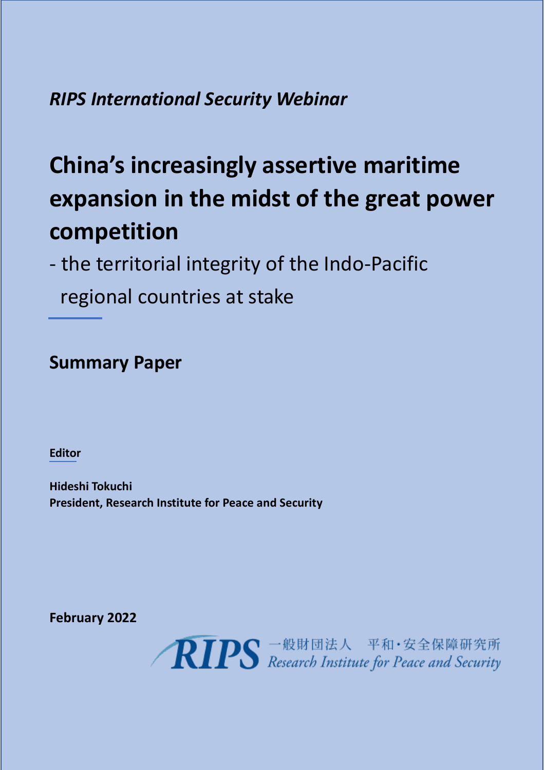*RIPS International Security Webinar*

# China's increasingly assertive maritime expansion in the midst of the great power competition

- the territorial integrity of the Indo-Pacific regional countries at stake

## Summary Paper

**Editor**

**Hideshi Tokuchi**
**President, Research Institute for Peace and Security**

**February 2022**

RIPS 一般財団法人　平和･安全保障研究所
Research Institute for Peace and Security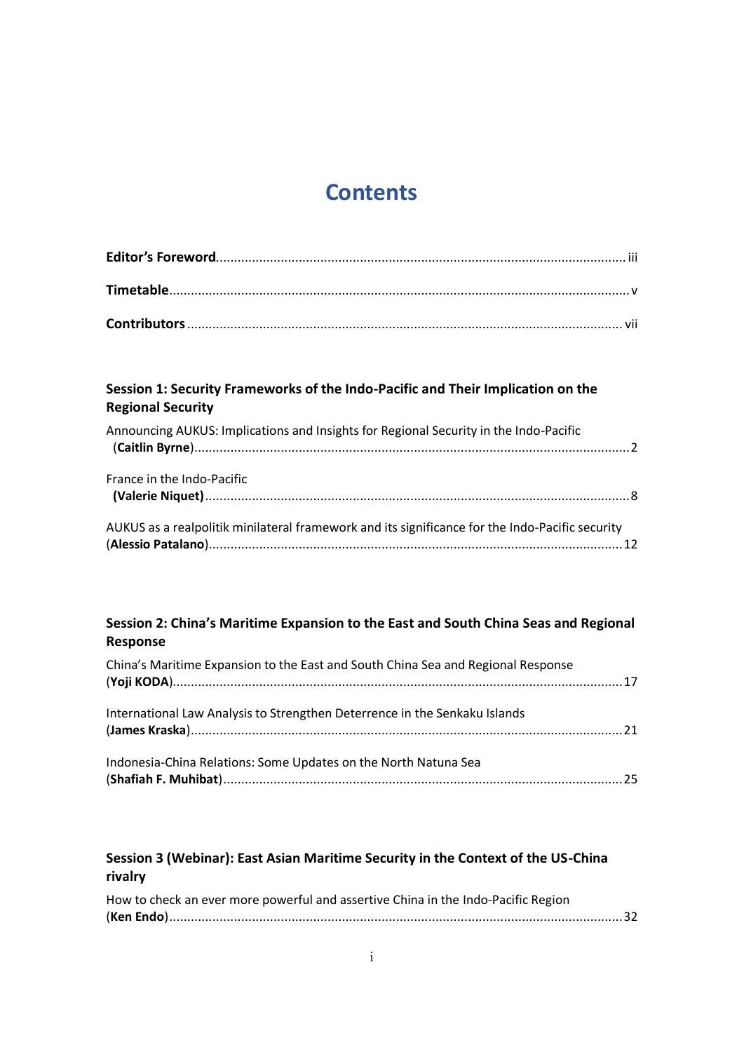# Contents

**Editor's Foreword** ........ iii

**Timetable** ........ v

**Contributors** ........ vii

## Session 1: Security Frameworks of the Indo-Pacific and Their Implication on the Regional Security

Announcing AUKUS: Implications and Insights for Regional Security in the Indo-Pacific
(**Caitlin Byrne**) ........ 2

France in the Indo-Pacific
**(Valerie Niquet)** ........ 8

AUKUS as a realpolitik minilateral framework and its significance for the Indo-Pacific security
(**Alessio Patalano**) ........ 12

## Session 2: China's Maritime Expansion to the East and South China Seas and Regional Response

China's Maritime Expansion to the East and South China Sea and Regional Response
(**Yoji KODA**) ........ 17

International Law Analysis to Strengthen Deterrence in the Senkaku Islands
(**James Kraska**) ........ 21

Indonesia-China Relations: Some Updates on the North Natuna Sea
(**Shafiah F. Muhibat**) ........ 25

## Session 3 (Webinar): East Asian Maritime Security in the Context of the US-China rivalry

How to check an ever more powerful and assertive China in the Indo-Pacific Region
(**Ken Endo**) ........ 32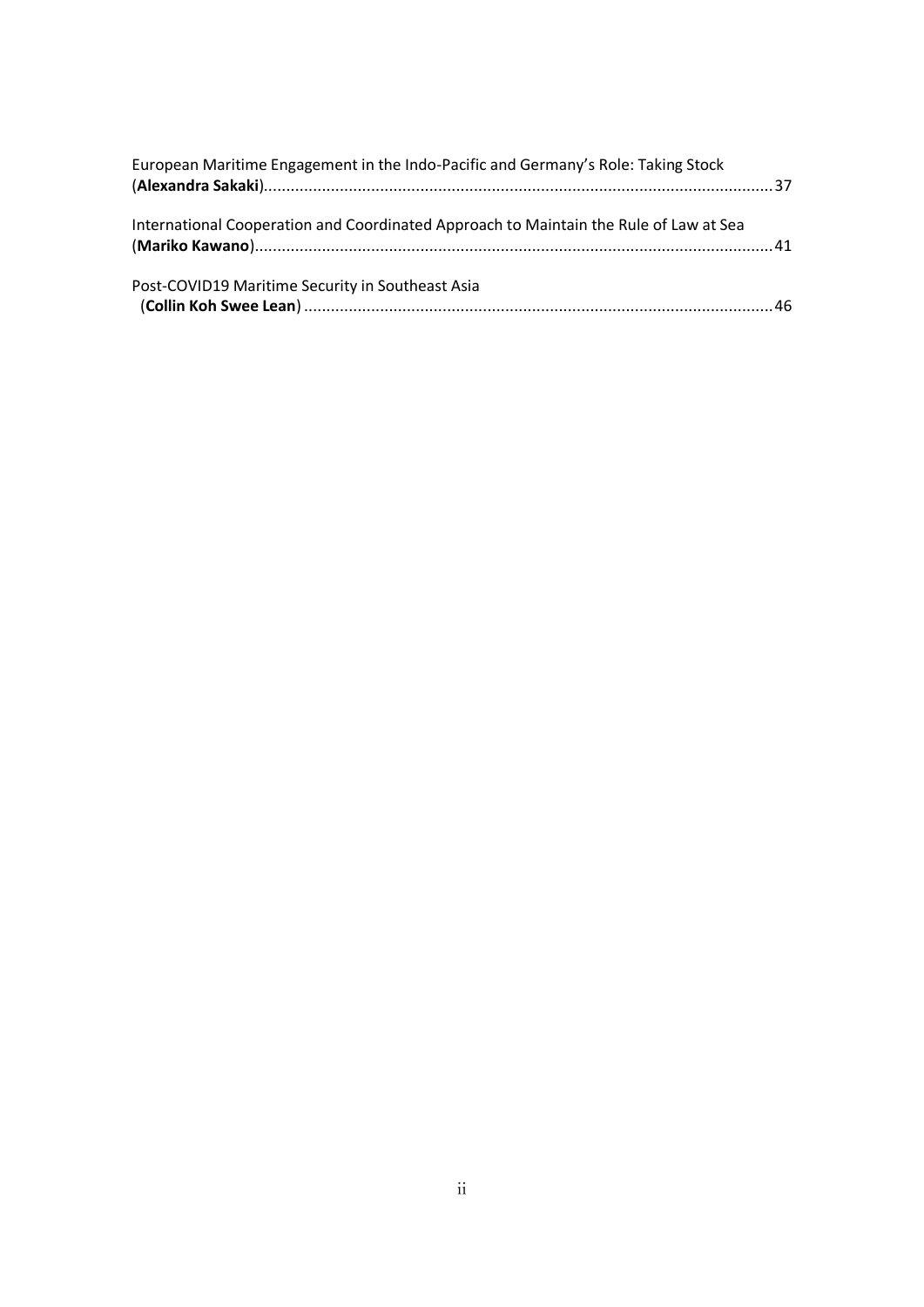European Maritime Engagement in the Indo-Pacific and Germany's Role: Taking Stock (**Alexandra Sakaki**)....................................................................................................................37

International Cooperation and Coordinated Approach to Maintain the Rule of Law at Sea (**Mariko Kawano**)....................................................................................................................41

Post-COVID19 Maritime Security in Southeast Asia (**Collin Koh Swee Lean**)........................................................................................................46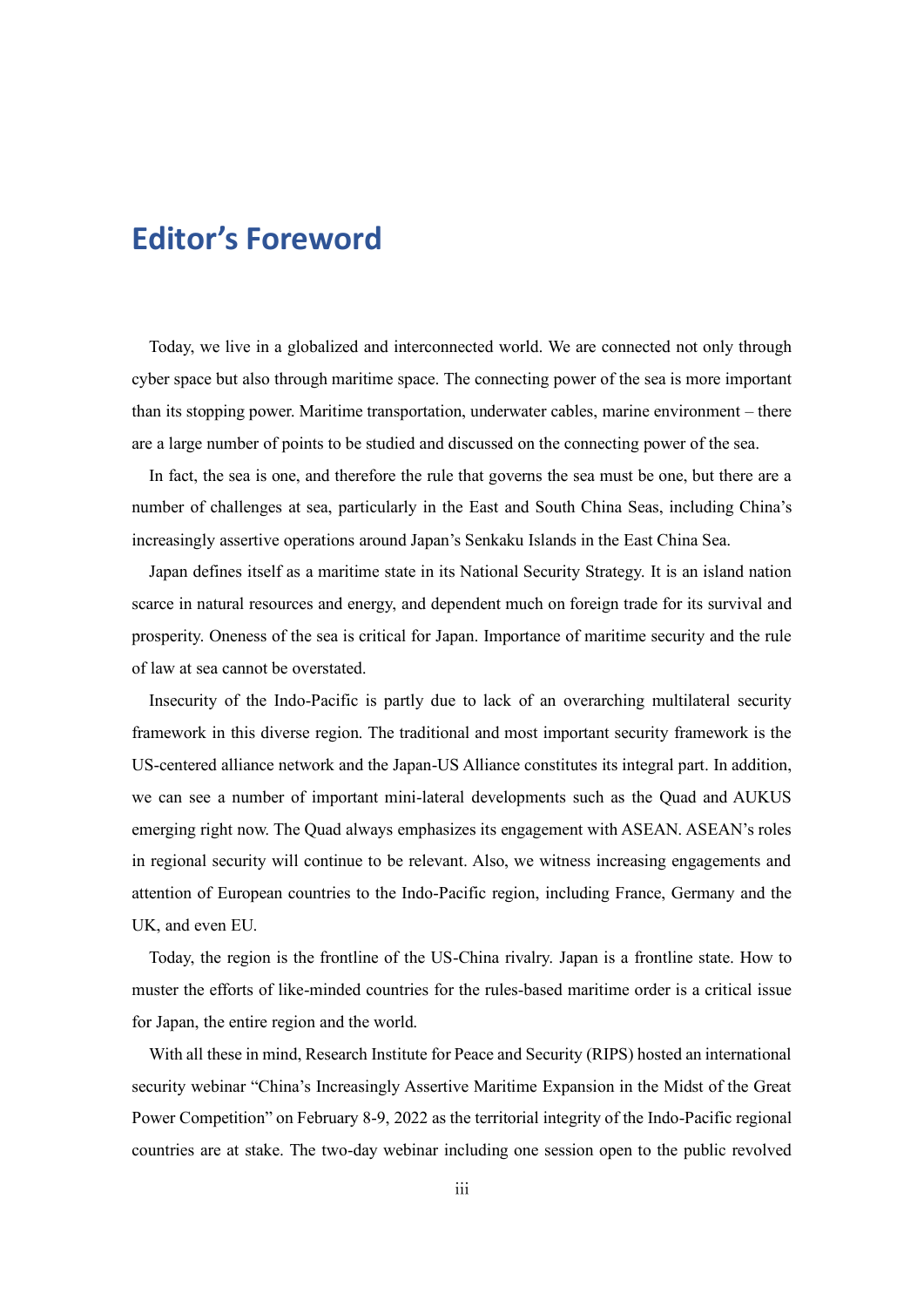# Editor's Foreword

Today, we live in a globalized and interconnected world. We are connected not only through cyber space but also through maritime space. The connecting power of the sea is more important than its stopping power. Maritime transportation, underwater cables, marine environment – there are a large number of points to be studied and discussed on the connecting power of the sea.

In fact, the sea is one, and therefore the rule that governs the sea must be one, but there are a number of challenges at sea, particularly in the East and South China Seas, including China's increasingly assertive operations around Japan's Senkaku Islands in the East China Sea.

Japan defines itself as a maritime state in its National Security Strategy. It is an island nation scarce in natural resources and energy, and dependent much on foreign trade for its survival and prosperity. Oneness of the sea is critical for Japan. Importance of maritime security and the rule of law at sea cannot be overstated.

Insecurity of the Indo-Pacific is partly due to lack of an overarching multilateral security framework in this diverse region. The traditional and most important security framework is the US-centered alliance network and the Japan-US Alliance constitutes its integral part. In addition, we can see a number of important mini-lateral developments such as the Quad and AUKUS emerging right now. The Quad always emphasizes its engagement with ASEAN. ASEAN's roles in regional security will continue to be relevant. Also, we witness increasing engagements and attention of European countries to the Indo-Pacific region, including France, Germany and the UK, and even EU.

Today, the region is the frontline of the US-China rivalry. Japan is a frontline state. How to muster the efforts of like-minded countries for the rules-based maritime order is a critical issue for Japan, the entire region and the world.

With all these in mind, Research Institute for Peace and Security (RIPS) hosted an international security webinar "China's Increasingly Assertive Maritime Expansion in the Midst of the Great Power Competition" on February 8-9, 2022 as the territorial integrity of the Indo-Pacific regional countries are at stake. The two-day webinar including one session open to the public revolved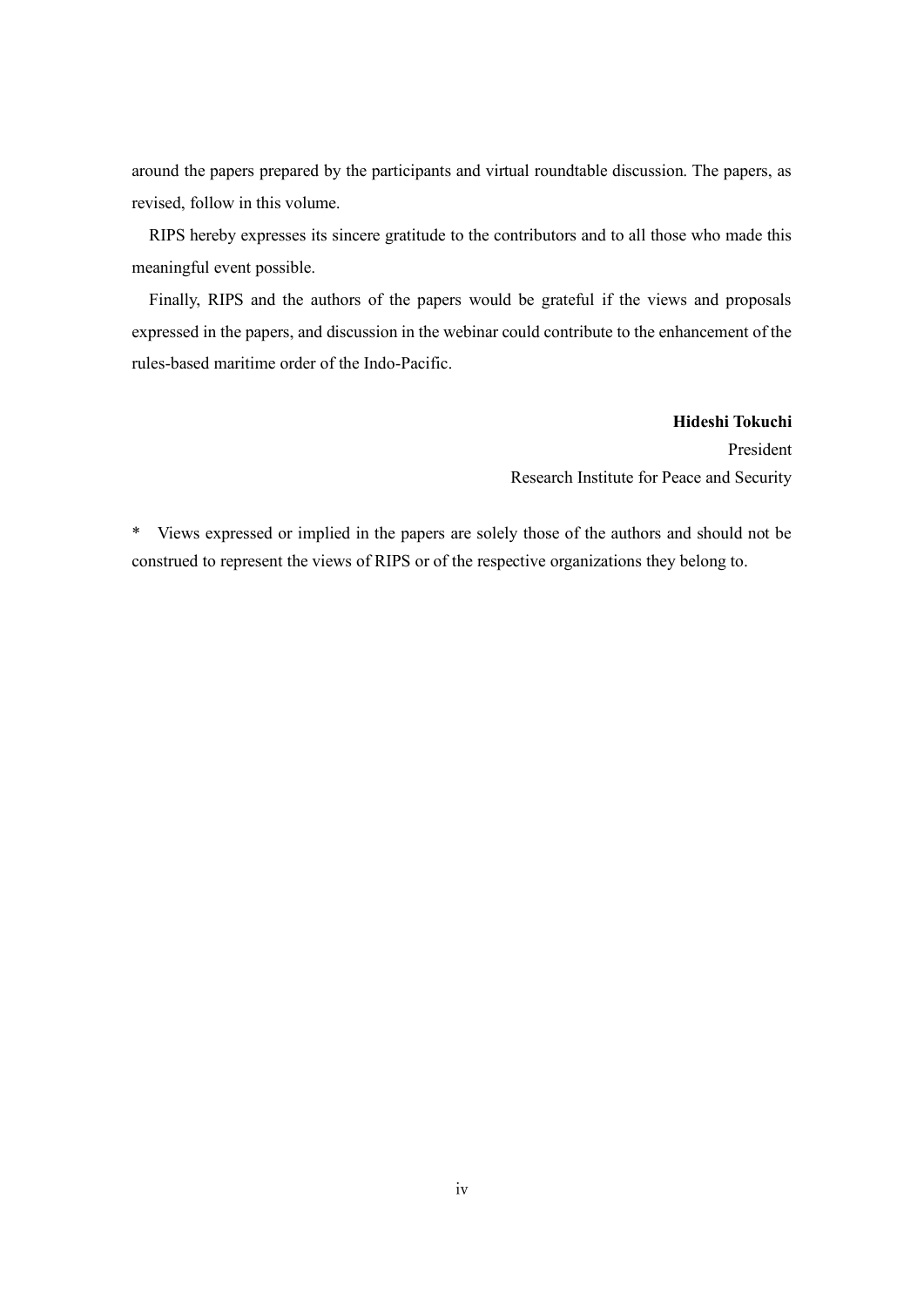around the papers prepared by the participants and virtual roundtable discussion. The papers, as revised, follow in this volume.

RIPS hereby expresses its sincere gratitude to the contributors and to all those who made this meaningful event possible.

Finally, RIPS and the authors of the papers would be grateful if the views and proposals expressed in the papers, and discussion in the webinar could contribute to the enhancement of the rules-based maritime order of the Indo-Pacific.

**Hideshi Tokuchi**
President
Research Institute for Peace and Security

\* Views expressed or implied in the papers are solely those of the authors and should not be construed to represent the views of RIPS or of the respective organizations they belong to.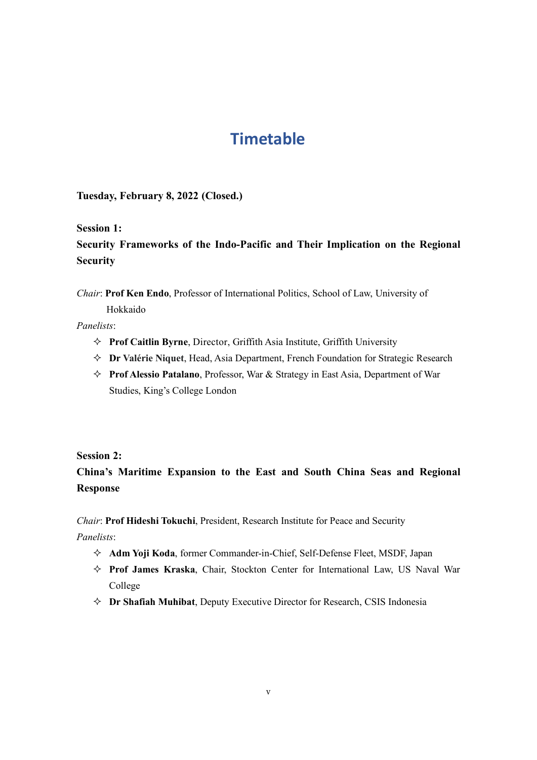# Timetable

**Tuesday, February 8, 2022 (Closed.)**

**Session 1:**
**Security Frameworks of the Indo-Pacific and Their Implication on the Regional Security**

*Chair*: **Prof Ken Endo**, Professor of International Politics, School of Law, University of Hokkaido

*Panelists*:

- ✧ **Prof Caitlin Byrne**, Director, Griffith Asia Institute, Griffith University
- ✧ **Dr Valérie Niquet**, Head, Asia Department, French Foundation for Strategic Research
- ✧ **Prof Alessio Patalano**, Professor, War & Strategy in East Asia, Department of War Studies, King's College London

**Session 2:**
**China's Maritime Expansion to the East and South China Seas and Regional Response**

*Chair*: **Prof Hideshi Tokuchi**, President, Research Institute for Peace and Security

*Panelists*:

- ✧ **Adm Yoji Koda**, former Commander-in-Chief, Self-Defense Fleet, MSDF, Japan
- ✧ **Prof James Kraska**, Chair, Stockton Center for International Law, US Naval War College
- ✧ **Dr Shafiah Muhibat**, Deputy Executive Director for Research, CSIS Indonesia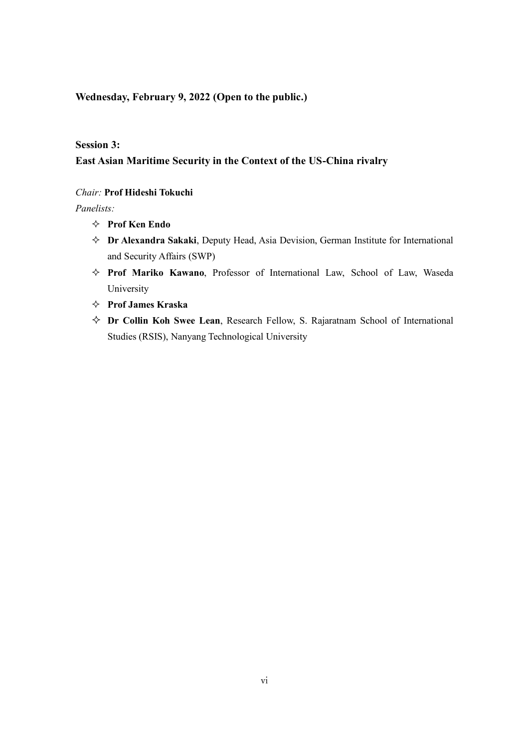**Wednesday, February 9, 2022 (Open to the public.)**

**Session 3:**

**East Asian Maritime Security in the Context of the US-China rivalry**

*Chair:* **Prof Hideshi Tokuchi**

*Panelists:*

- ✧ **Prof Ken Endo**
- ✧ **Dr Alexandra Sakaki**, Deputy Head, Asia Devision, German Institute for International and Security Affairs (SWP)
- ✧ **Prof Mariko Kawano**, Professor of International Law, School of Law, Waseda University
- ✧ **Prof James Kraska**
- ✧ **Dr Collin Koh Swee Lean**, Research Fellow, S. Rajaratnam School of International Studies (RSIS), Nanyang Technological University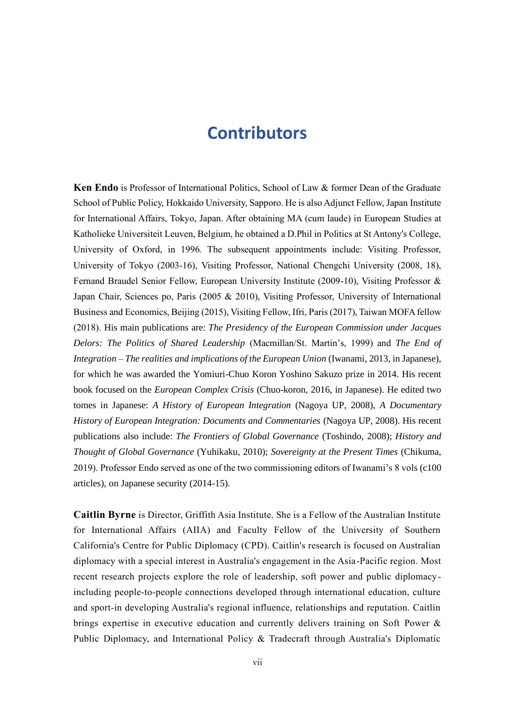# Contributors

**Ken Endo** is Professor of International Politics, School of Law & former Dean of the Graduate School of Public Policy, Hokkaido University, Sapporo. He is also Adjunct Fellow, Japan Institute for International Affairs, Tokyo, Japan. After obtaining MA (cum laude) in European Studies at Katholieke Universiteit Leuven, Belgium, he obtained a D.Phil in Politics at St Antony's College, University of Oxford, in 1996. The subsequent appointments include: Visiting Professor, University of Tokyo (2003-16), Visiting Professor, National Chengchi University (2008, 18), Fernand Braudel Senior Fellow, European University Institute (2009-10), Visiting Professor & Japan Chair, Sciences po, Paris (2005 & 2010), Visiting Professor, University of International Business and Economics, Beijing (2015), Visiting Fellow, Ifri, Paris (2017), Taiwan MOFA fellow (2018). His main publications are: *The Presidency of the European Commission under Jacques Delors: The Politics of Shared Leadership* (Macmillan/St. Martin's, 1999) and *The End of Integration – The realities and implications of the European Union* (Iwanami, 2013, in Japanese), for which he was awarded the Yomiuri-Chuo Koron Yoshino Sakuzo prize in 2014. His recent book focused on the *European Complex Crisis* (Chuo-koron, 2016, in Japanese). He edited two tomes in Japanese: *A History of European Integration* (Nagoya UP, 2008), *A Documentary History of European Integration: Documents and Commentaries* (Nagoya UP, 2008). His recent publications also include: *The Frontiers of Global Governance* (Toshindo, 2008); *History and Thought of Global Governance* (Yuhikaku, 2010); *Sovereignty at the Present Times* (Chikuma, 2019). Professor Endo served as one of the two commissioning editors of Iwanami's 8 vols (c100 articles), on Japanese security (2014-15).

**Caitlin Byrne** is Director, Griffith Asia Institute. She is a Fellow of the Australian Institute for International Affairs (AIIA) and Faculty Fellow of the University of Southern California's Centre for Public Diplomacy (CPD). Caitlin's research is focused on Australian diplomacy with a special interest in Australia's engagement in the Asia-Pacific region. Most recent research projects explore the role of leadership, soft power and public diplomacy-including people-to-people connections developed through international education, culture and sport-in developing Australia's regional influence, relationships and reputation. Caitlin brings expertise in executive education and currently delivers training on Soft Power & Public Diplomacy, and International Policy & Tradecraft through Australia's Diplomatic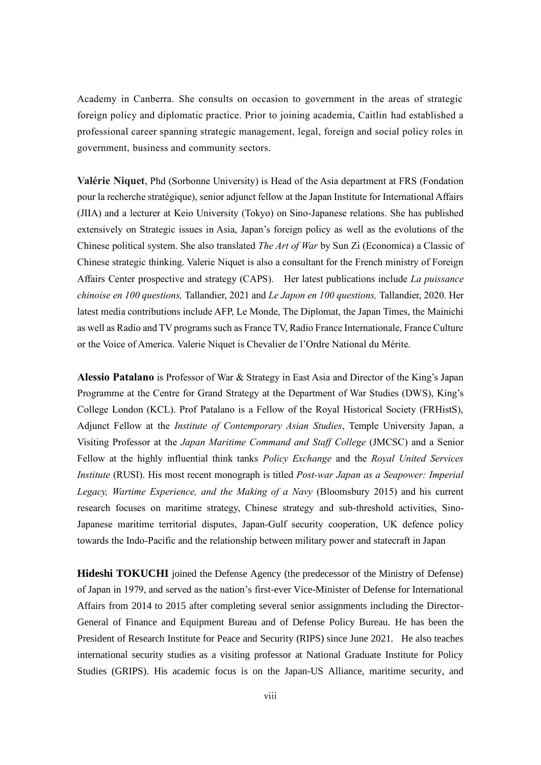Academy in Canberra. She consults on occasion to government in the areas of strategic foreign policy and diplomatic practice. Prior to joining academia, Caitlin had established a professional career spanning strategic management, legal, foreign and social policy roles in government, business and community sectors.

**Valérie Niquet**, Phd (Sorbonne University) is Head of the Asia department at FRS (Fondation pour la recherche stratégique), senior adjunct fellow at the Japan Institute for International Affairs (JIIA) and a lecturer at Keio University (Tokyo) on Sino-Japanese relations. She has published extensively on Strategic issues in Asia, Japan's foreign policy as well as the evolutions of the Chinese political system. She also translated *The Art of War* by Sun Zi (Economica) a Classic of Chinese strategic thinking. Valerie Niquet is also a consultant for the French ministry of Foreign Affairs Center prospective and strategy (CAPS). Her latest publications include *La puissance chinoise en 100 questions,* Tallandier, 2021 and *Le Japon en 100 questions,* Tallandier, 2020. Her latest media contributions include AFP, Le Monde, The Diplomat, the Japan Times, the Mainichi as well as Radio and TV programs such as France TV, Radio France Internationale, France Culture or the Voice of America. Valerie Niquet is Chevalier de l'Ordre National du Mérite.

**Alessio Patalano** is Professor of War & Strategy in East Asia and Director of the King's Japan Programme at the Centre for Grand Strategy at the Department of War Studies (DWS), King's College London (KCL). Prof Patalano is a Fellow of the Royal Historical Society (FRHistS), Adjunct Fellow at the *Institute of Contemporary Asian Studies*, Temple University Japan, a Visiting Professor at the *Japan Maritime Command and Staff College* (JMCSC) and a Senior Fellow at the highly influential think tanks *Policy Exchange* and the *Royal United Services Institute* (RUSI). His most recent monograph is titled *Post-war Japan as a Seapower: Imperial Legacy, Wartime Experience, and the Making of a Navy* (Bloomsbury 2015) and his current research focuses on maritime strategy, Chinese strategy and sub-threshold activities, Sino-Japanese maritime territorial disputes, Japan-Gulf security cooperation, UK defence policy towards the Indo-Pacific and the relationship between military power and statecraft in Japan

**Hideshi TOKUCHI** joined the Defense Agency (the predecessor of the Ministry of Defense) of Japan in 1979, and served as the nation's first-ever Vice-Minister of Defense for International Affairs from 2014 to 2015 after completing several senior assignments including the Director-General of Finance and Equipment Bureau and of Defense Policy Bureau. He has been the President of Research Institute for Peace and Security (RIPS) since June 2021. He also teaches international security studies as a visiting professor at National Graduate Institute for Policy Studies (GRIPS). His academic focus is on the Japan-US Alliance, maritime security, and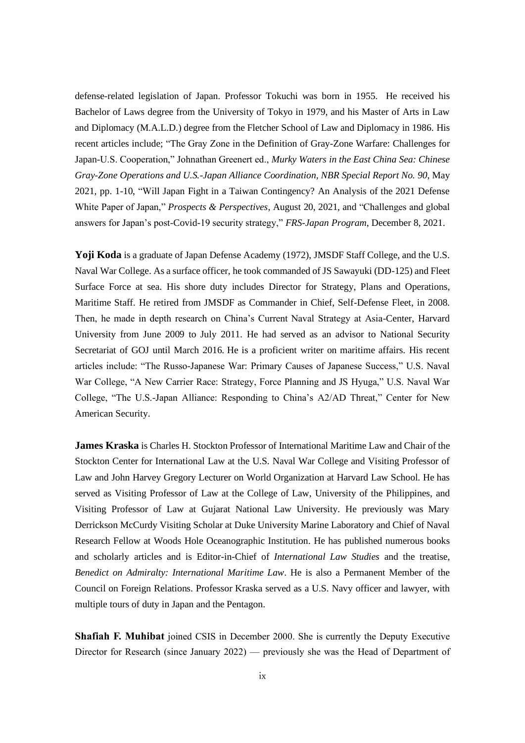defense-related legislation of Japan. Professor Tokuchi was born in 1955. He received his Bachelor of Laws degree from the University of Tokyo in 1979, and his Master of Arts in Law and Diplomacy (M.A.L.D.) degree from the Fletcher School of Law and Diplomacy in 1986. His recent articles include; "The Gray Zone in the Definition of Gray-Zone Warfare: Challenges for Japan-U.S. Cooperation," Johnathan Greenert ed., *Murky Waters in the East China Sea: Chinese Gray-Zone Operations and U.S.-Japan Alliance Coordination, NBR Special Report No. 90*, May 2021, pp. 1-10, "Will Japan Fight in a Taiwan Contingency? An Analysis of the 2021 Defense White Paper of Japan," *Prospects & Perspectives*, August 20, 2021, and "Challenges and global answers for Japan's post-Covid-19 security strategy," *FRS-Japan Program*, December 8, 2021.

**Yoji Koda** is a graduate of Japan Defense Academy (1972), JMSDF Staff College, and the U.S. Naval War College. As a surface officer, he took commanded of JS Sawayuki (DD-125) and Fleet Surface Force at sea. His shore duty includes Director for Strategy, Plans and Operations, Maritime Staff. He retired from JMSDF as Commander in Chief, Self-Defense Fleet, in 2008. Then, he made in depth research on China's Current Naval Strategy at Asia-Center, Harvard University from June 2009 to July 2011. He had served as an advisor to National Security Secretariat of GOJ until March 2016. He is a proficient writer on maritime affairs. His recent articles include: "The Russo-Japanese War: Primary Causes of Japanese Success," U.S. Naval War College, "A New Carrier Race: Strategy, Force Planning and JS Hyuga," U.S. Naval War College, "The U.S.-Japan Alliance: Responding to China's A2/AD Threat," Center for New American Security.

**James Kraska** is Charles H. Stockton Professor of International Maritime Law and Chair of the Stockton Center for International Law at the U.S. Naval War College and Visiting Professor of Law and John Harvey Gregory Lecturer on World Organization at Harvard Law School. He has served as Visiting Professor of Law at the College of Law, University of the Philippines, and Visiting Professor of Law at Gujarat National Law University. He previously was Mary Derrickson McCurdy Visiting Scholar at Duke University Marine Laboratory and Chief of Naval Research Fellow at Woods Hole Oceanographic Institution. He has published numerous books and scholarly articles and is Editor-in-Chief of *International Law Studies* and the treatise, *Benedict on Admiralty: International Maritime Law*. He is also a Permanent Member of the Council on Foreign Relations. Professor Kraska served as a U.S. Navy officer and lawyer, with multiple tours of duty in Japan and the Pentagon.

**Shafiah F. Muhibat** joined CSIS in December 2000. She is currently the Deputy Executive Director for Research (since January 2022) — previously she was the Head of Department of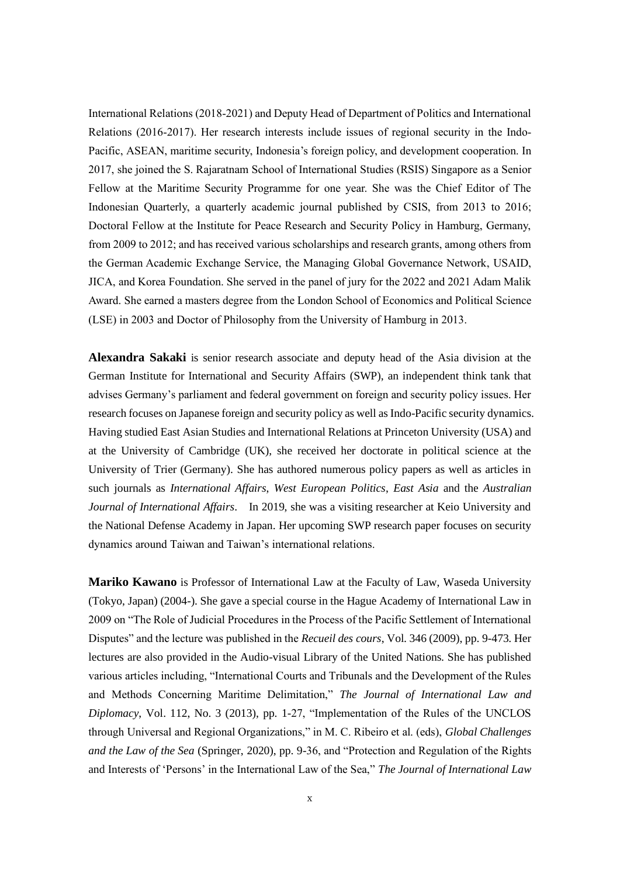International Relations (2018-2021) and Deputy Head of Department of Politics and International Relations (2016-2017). Her research interests include issues of regional security in the Indo-Pacific, ASEAN, maritime security, Indonesia's foreign policy, and development cooperation. In 2017, she joined the S. Rajaratnam School of International Studies (RSIS) Singapore as a Senior Fellow at the Maritime Security Programme for one year. She was the Chief Editor of The Indonesian Quarterly, a quarterly academic journal published by CSIS, from 2013 to 2016; Doctoral Fellow at the Institute for Peace Research and Security Policy in Hamburg, Germany, from 2009 to 2012; and has received various scholarships and research grants, among others from the German Academic Exchange Service, the Managing Global Governance Network, USAID, JICA, and Korea Foundation. She served in the panel of jury for the 2022 and 2021 Adam Malik Award. She earned a masters degree from the London School of Economics and Political Science (LSE) in 2003 and Doctor of Philosophy from the University of Hamburg in 2013.

**Alexandra Sakaki** is senior research associate and deputy head of the Asia division at the German Institute for International and Security Affairs (SWP), an independent think tank that advises Germany's parliament and federal government on foreign and security policy issues. Her research focuses on Japanese foreign and security policy as well as Indo-Pacific security dynamics. Having studied East Asian Studies and International Relations at Princeton University (USA) and at the University of Cambridge (UK), she received her doctorate in political science at the University of Trier (Germany). She has authored numerous policy papers as well as articles in such journals as *International Affairs*, *West European Politics*, *East Asia* and the *Australian Journal of International Affairs*. In 2019, she was a visiting researcher at Keio University and the National Defense Academy in Japan. Her upcoming SWP research paper focuses on security dynamics around Taiwan and Taiwan's international relations.

**Mariko Kawano** is Professor of International Law at the Faculty of Law, Waseda University (Tokyo, Japan) (2004-). She gave a special course in the Hague Academy of International Law in 2009 on "The Role of Judicial Procedures in the Process of the Pacific Settlement of International Disputes" and the lecture was published in the *Recueil des cours*, Vol. 346 (2009), pp. 9-473. Her lectures are also provided in the Audio-visual Library of the United Nations. She has published various articles including, "International Courts and Tribunals and the Development of the Rules and Methods Concerning Maritime Delimitation," *The Journal of International Law and Diplomacy*, Vol. 112, No. 3 (2013), pp. 1-27, "Implementation of the Rules of the UNCLOS through Universal and Regional Organizations," in M. C. Ribeiro et al. (eds), *Global Challenges and the Law of the Sea* (Springer, 2020), pp. 9-36, and "Protection and Regulation of the Rights and Interests of 'Persons' in the International Law of the Sea," *The Journal of International Law*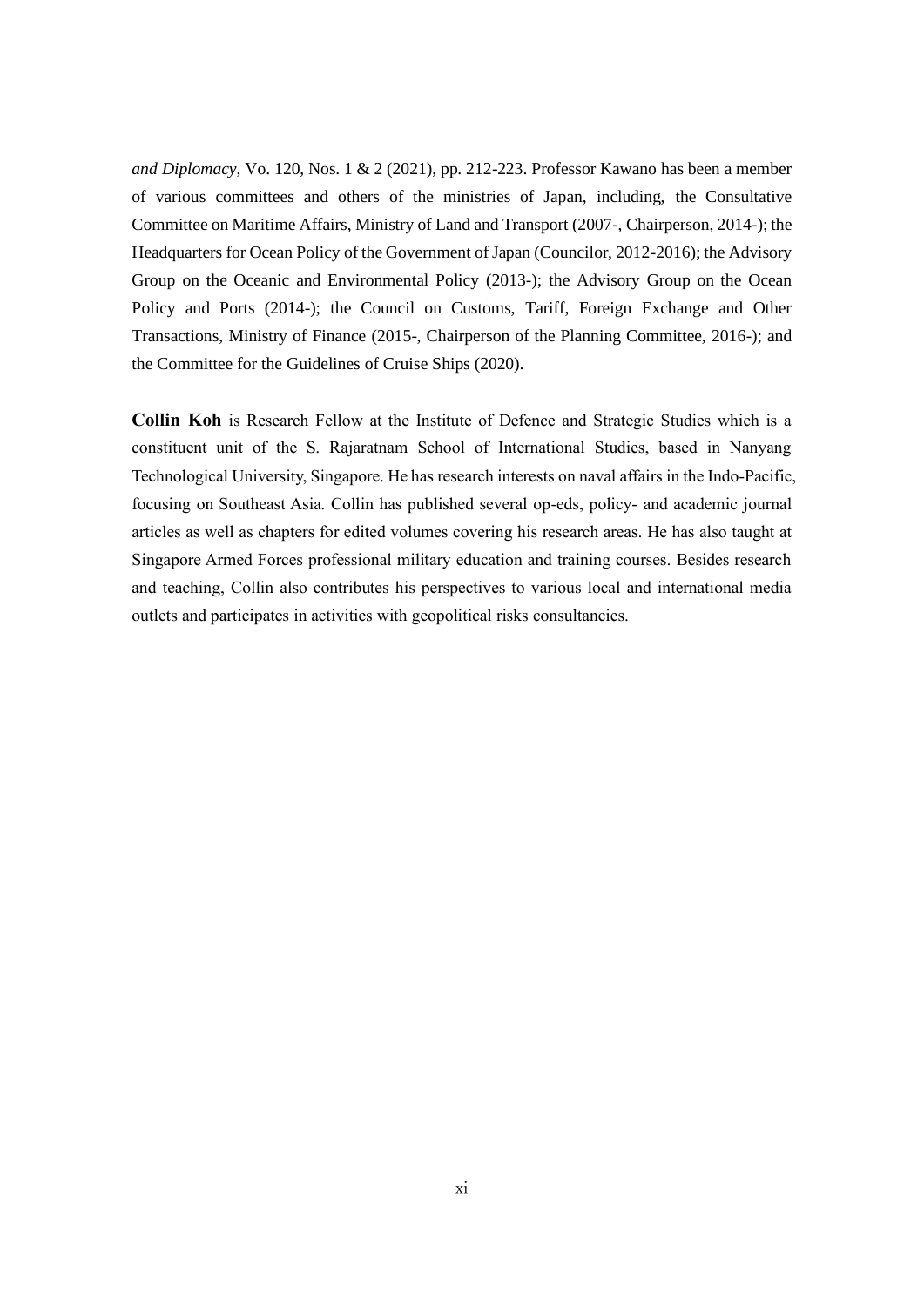*and Diplomacy*, Vo. 120, Nos. 1 & 2 (2021), pp. 212-223. Professor Kawano has been a member of various committees and others of the ministries of Japan, including, the Consultative Committee on Maritime Affairs, Ministry of Land and Transport (2007-, Chairperson, 2014-); the Headquarters for Ocean Policy of the Government of Japan (Councilor, 2012-2016); the Advisory Group on the Oceanic and Environmental Policy (2013-); the Advisory Group on the Ocean Policy and Ports (2014-); the Council on Customs, Tariff, Foreign Exchange and Other Transactions, Ministry of Finance (2015-, Chairperson of the Planning Committee, 2016-); and the Committee for the Guidelines of Cruise Ships (2020).

**Collin Koh** is Research Fellow at the Institute of Defence and Strategic Studies which is a constituent unit of the S. Rajaratnam School of International Studies, based in Nanyang Technological University, Singapore. He has research interests on naval affairs in the Indo-Pacific, focusing on Southeast Asia. Collin has published several op-eds, policy- and academic journal articles as well as chapters for edited volumes covering his research areas. He has also taught at Singapore Armed Forces professional military education and training courses. Besides research and teaching, Collin also contributes his perspectives to various local and international media outlets and participates in activities with geopolitical risks consultancies.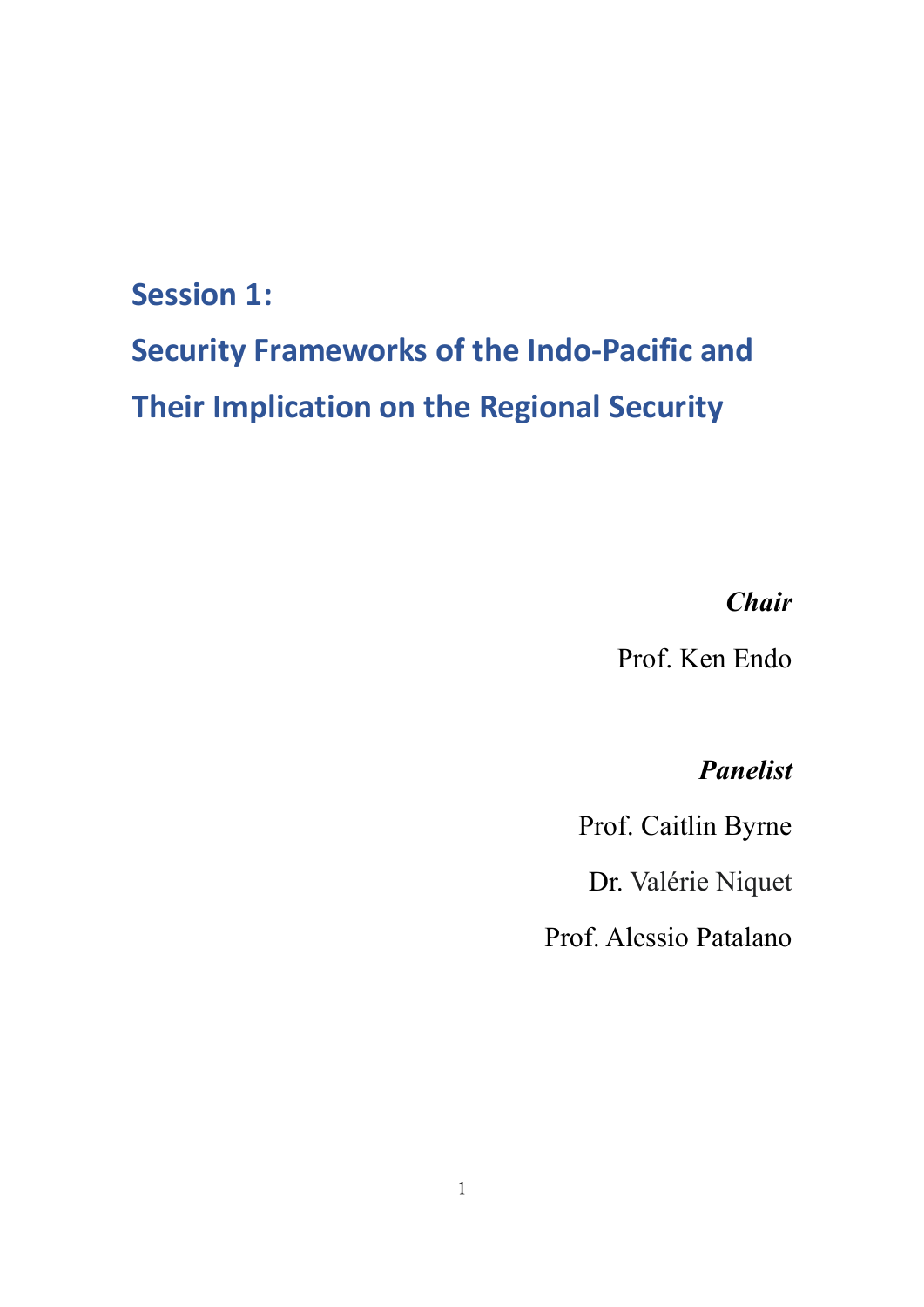# Session 1:

# Security Frameworks of the Indo-Pacific and Their Implication on the Regional Security

***Chair***

Prof. Ken Endo

***Panelist***

Prof. Caitlin Byrne

Dr. Valérie Niquet

Prof. Alessio Patalano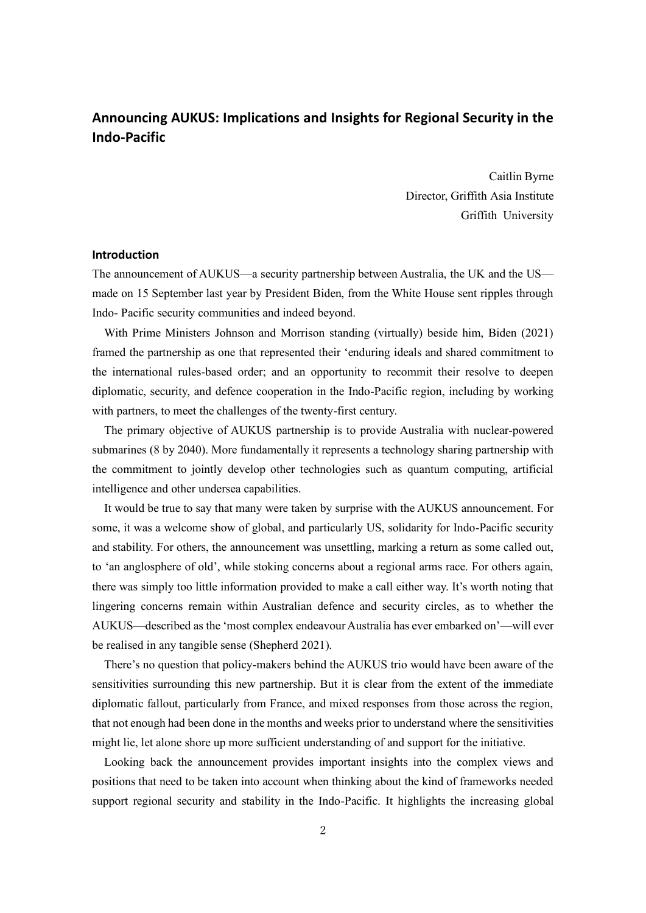## Announcing AUKUS: Implications and Insights for Regional Security in the Indo-Pacific

Caitlin Byrne
Director, Griffith Asia Institute
Griffith University

### Introduction

The announcement of AUKUS—a security partnership between Australia, the UK and the US—made on 15 September last year by President Biden, from the White House sent ripples through Indo- Pacific security communities and indeed beyond.

With Prime Ministers Johnson and Morrison standing (virtually) beside him, Biden (2021) framed the partnership as one that represented their 'enduring ideals and shared commitment to the international rules-based order; and an opportunity to recommit their resolve to deepen diplomatic, security, and defence cooperation in the Indo-Pacific region, including by working with partners, to meet the challenges of the twenty-first century.

The primary objective of AUKUS partnership is to provide Australia with nuclear-powered submarines (8 by 2040). More fundamentally it represents a technology sharing partnership with the commitment to jointly develop other technologies such as quantum computing, artificial intelligence and other undersea capabilities.

It would be true to say that many were taken by surprise with the AUKUS announcement. For some, it was a welcome show of global, and particularly US, solidarity for Indo-Pacific security and stability. For others, the announcement was unsettling, marking a return as some called out, to 'an anglosphere of old', while stoking concerns about a regional arms race. For others again, there was simply too little information provided to make a call either way. It's worth noting that lingering concerns remain within Australian defence and security circles, as to whether the AUKUS—described as the 'most complex endeavour Australia has ever embarked on'—will ever be realised in any tangible sense (Shepherd 2021).

There's no question that policy-makers behind the AUKUS trio would have been aware of the sensitivities surrounding this new partnership. But it is clear from the extent of the immediate diplomatic fallout, particularly from France, and mixed responses from those across the region, that not enough had been done in the months and weeks prior to understand where the sensitivities might lie, let alone shore up more sufficient understanding of and support for the initiative.

Looking back the announcement provides important insights into the complex views and positions that need to be taken into account when thinking about the kind of frameworks needed support regional security and stability in the Indo-Pacific. It highlights the increasing global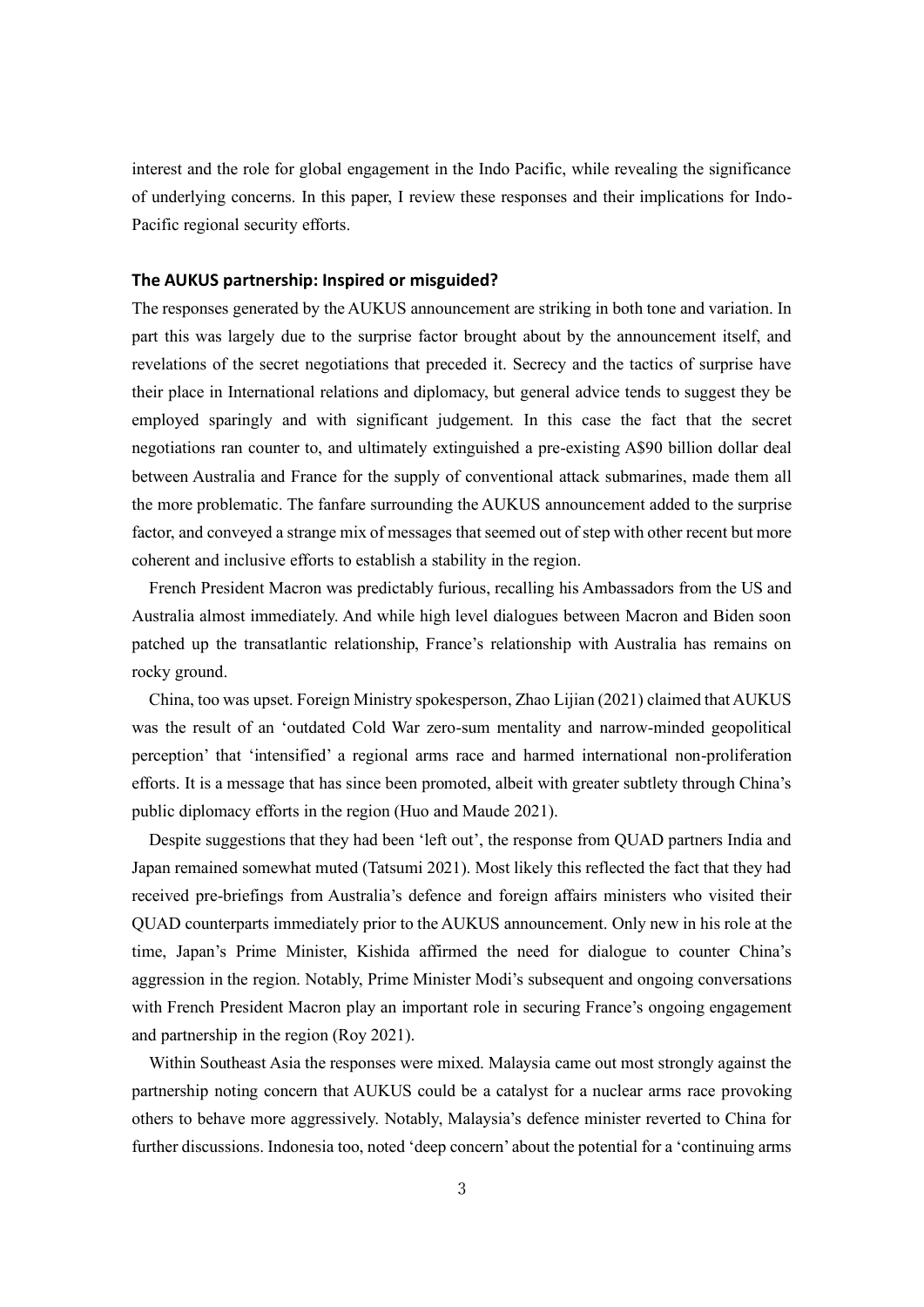interest and the role for global engagement in the Indo Pacific, while revealing the significance of underlying concerns. In this paper, I review these responses and their implications for Indo-Pacific regional security efforts.

## The AUKUS partnership: Inspired or misguided?

The responses generated by the AUKUS announcement are striking in both tone and variation. In part this was largely due to the surprise factor brought about by the announcement itself, and revelations of the secret negotiations that preceded it. Secrecy and the tactics of surprise have their place in International relations and diplomacy, but general advice tends to suggest they be employed sparingly and with significant judgement. In this case the fact that the secret negotiations ran counter to, and ultimately extinguished a pre-existing A$90 billion dollar deal between Australia and France for the supply of conventional attack submarines, made them all the more problematic. The fanfare surrounding the AUKUS announcement added to the surprise factor, and conveyed a strange mix of messages that seemed out of step with other recent but more coherent and inclusive efforts to establish a stability in the region.

French President Macron was predictably furious, recalling his Ambassadors from the US and Australia almost immediately. And while high level dialogues between Macron and Biden soon patched up the transatlantic relationship, France's relationship with Australia has remains on rocky ground.

China, too was upset. Foreign Ministry spokesperson, Zhao Lijian (2021) claimed that AUKUS was the result of an 'outdated Cold War zero-sum mentality and narrow-minded geopolitical perception' that 'intensified' a regional arms race and harmed international non-proliferation efforts. It is a message that has since been promoted, albeit with greater subtlety through China's public diplomacy efforts in the region (Huo and Maude 2021).

Despite suggestions that they had been 'left out', the response from QUAD partners India and Japan remained somewhat muted (Tatsumi 2021). Most likely this reflected the fact that they had received pre-briefings from Australia's defence and foreign affairs ministers who visited their QUAD counterparts immediately prior to the AUKUS announcement. Only new in his role at the time, Japan's Prime Minister, Kishida affirmed the need for dialogue to counter China's aggression in the region. Notably, Prime Minister Modi's subsequent and ongoing conversations with French President Macron play an important role in securing France's ongoing engagement and partnership in the region (Roy 2021).

Within Southeast Asia the responses were mixed. Malaysia came out most strongly against the partnership noting concern that AUKUS could be a catalyst for a nuclear arms race provoking others to behave more aggressively. Notably, Malaysia's defence minister reverted to China for further discussions. Indonesia too, noted 'deep concern' about the potential for a 'continuing arms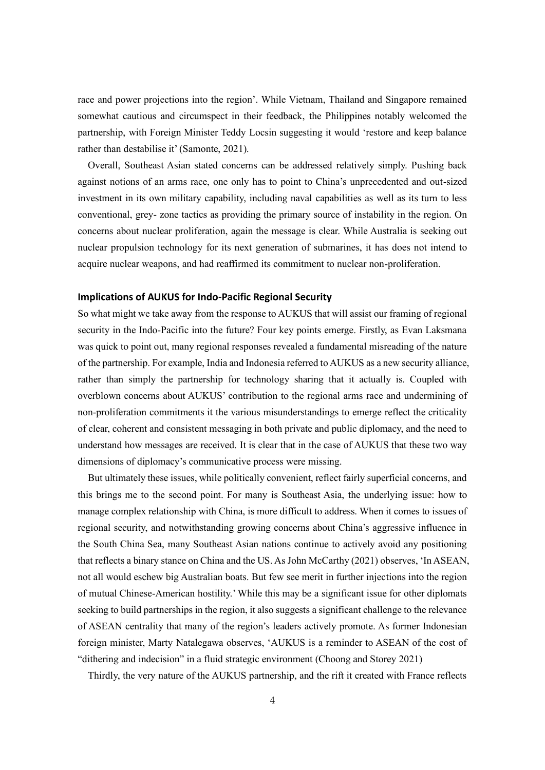race and power projections into the region'. While Vietnam, Thailand and Singapore remained somewhat cautious and circumspect in their feedback, the Philippines notably welcomed the partnership, with Foreign Minister Teddy Locsin suggesting it would 'restore and keep balance rather than destabilise it' (Samonte, 2021).

Overall, Southeast Asian stated concerns can be addressed relatively simply. Pushing back against notions of an arms race, one only has to point to China's unprecedented and out-sized investment in its own military capability, including naval capabilities as well as its turn to less conventional, grey- zone tactics as providing the primary source of instability in the region. On concerns about nuclear proliferation, again the message is clear. While Australia is seeking out nuclear propulsion technology for its next generation of submarines, it has does not intend to acquire nuclear weapons, and had reaffirmed its commitment to nuclear non-proliferation.

## Implications of AUKUS for Indo-Pacific Regional Security

So what might we take away from the response to AUKUS that will assist our framing of regional security in the Indo-Pacific into the future? Four key points emerge. Firstly, as Evan Laksmana was quick to point out, many regional responses revealed a fundamental misreading of the nature of the partnership. For example, India and Indonesia referred to AUKUS as a new security alliance, rather than simply the partnership for technology sharing that it actually is. Coupled with overblown concerns about AUKUS' contribution to the regional arms race and undermining of non-proliferation commitments it the various misunderstandings to emerge reflect the criticality of clear, coherent and consistent messaging in both private and public diplomacy, and the need to understand how messages are received. It is clear that in the case of AUKUS that these two way dimensions of diplomacy's communicative process were missing.

But ultimately these issues, while politically convenient, reflect fairly superficial concerns, and this brings me to the second point. For many is Southeast Asia, the underlying issue: how to manage complex relationship with China, is more difficult to address. When it comes to issues of regional security, and notwithstanding growing concerns about China's aggressive influence in the South China Sea, many Southeast Asian nations continue to actively avoid any positioning that reflects a binary stance on China and the US. As John McCarthy (2021) observes, 'In ASEAN, not all would eschew big Australian boats. But few see merit in further injections into the region of mutual Chinese-American hostility.' While this may be a significant issue for other diplomats seeking to build partnerships in the region, it also suggests a significant challenge to the relevance of ASEAN centrality that many of the region's leaders actively promote. As former Indonesian foreign minister, Marty Natalegawa observes, 'AUKUS is a reminder to ASEAN of the cost of "dithering and indecision" in a fluid strategic environment (Choong and Storey 2021)

Thirdly, the very nature of the AUKUS partnership, and the rift it created with France reflects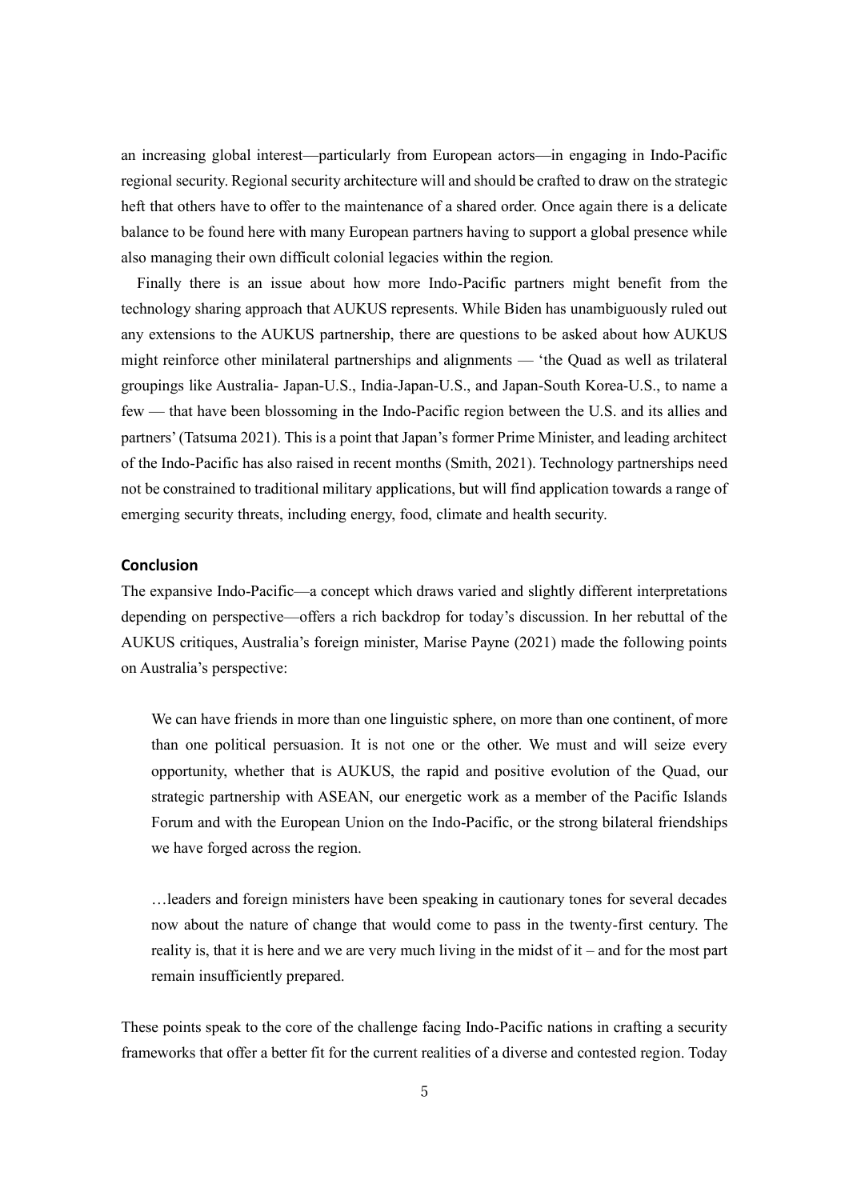an increasing global interest—particularly from European actors—in engaging in Indo-Pacific regional security. Regional security architecture will and should be crafted to draw on the strategic heft that others have to offer to the maintenance of a shared order. Once again there is a delicate balance to be found here with many European partners having to support a global presence while also managing their own difficult colonial legacies within the region.

Finally there is an issue about how more Indo-Pacific partners might benefit from the technology sharing approach that AUKUS represents. While Biden has unambiguously ruled out any extensions to the AUKUS partnership, there are questions to be asked about how AUKUS might reinforce other minilateral partnerships and alignments — 'the Quad as well as trilateral groupings like Australia- Japan-U.S., India-Japan-U.S., and Japan-South Korea-U.S., to name a few — that have been blossoming in the Indo-Pacific region between the U.S. and its allies and partners' (Tatsuma 2021). This is a point that Japan's former Prime Minister, and leading architect of the Indo-Pacific has also raised in recent months (Smith, 2021). Technology partnerships need not be constrained to traditional military applications, but will find application towards a range of emerging security threats, including energy, food, climate and health security.

## Conclusion

The expansive Indo-Pacific—a concept which draws varied and slightly different interpretations depending on perspective—offers a rich backdrop for today's discussion. In her rebuttal of the AUKUS critiques, Australia's foreign minister, Marise Payne (2021) made the following points on Australia's perspective:

> We can have friends in more than one linguistic sphere, on more than one continent, of more than one political persuasion. It is not one or the other. We must and will seize every opportunity, whether that is AUKUS, the rapid and positive evolution of the Quad, our strategic partnership with ASEAN, our energetic work as a member of the Pacific Islands Forum and with the European Union on the Indo-Pacific, or the strong bilateral friendships we have forged across the region.
>
> …leaders and foreign ministers have been speaking in cautionary tones for several decades now about the nature of change that would come to pass in the twenty-first century. The reality is, that it is here and we are very much living in the midst of it – and for the most part remain insufficiently prepared.

These points speak to the core of the challenge facing Indo-Pacific nations in crafting a security frameworks that offer a better fit for the current realities of a diverse and contested region. Today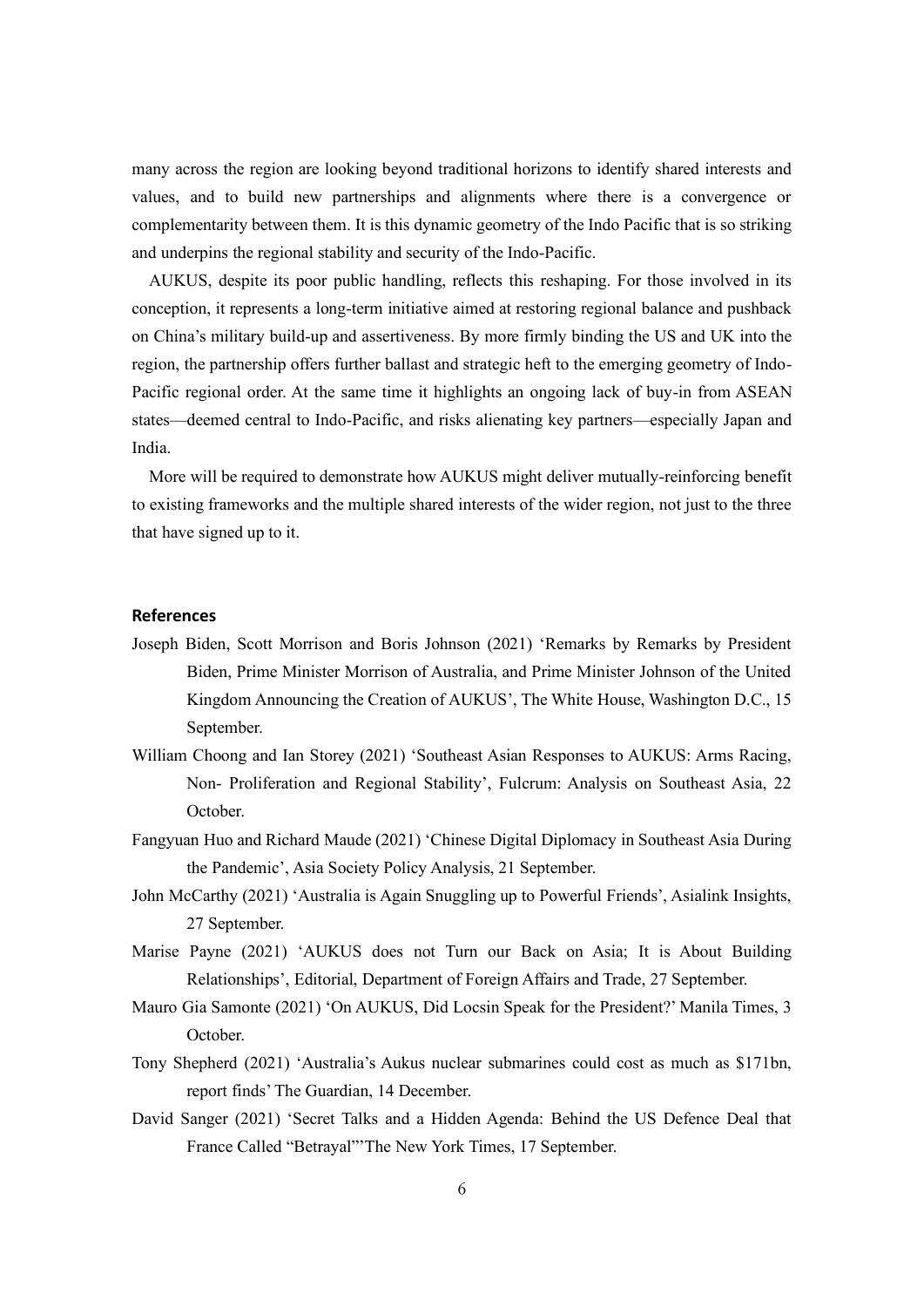many across the region are looking beyond traditional horizons to identify shared interests and values, and to build new partnerships and alignments where there is a convergence or complementarity between them. It is this dynamic geometry of the Indo Pacific that is so striking and underpins the regional stability and security of the Indo-Pacific.

AUKUS, despite its poor public handling, reflects this reshaping. For those involved in its conception, it represents a long-term initiative aimed at restoring regional balance and pushback on China's military build-up and assertiveness. By more firmly binding the US and UK into the region, the partnership offers further ballast and strategic heft to the emerging geometry of Indo-Pacific regional order. At the same time it highlights an ongoing lack of buy-in from ASEAN states—deemed central to Indo-Pacific, and risks alienating key partners—especially Japan and India.

More will be required to demonstrate how AUKUS might deliver mutually-reinforcing benefit to existing frameworks and the multiple shared interests of the wider region, not just to the three that have signed up to it.

### References

Joseph Biden, Scott Morrison and Boris Johnson (2021) 'Remarks by Remarks by President Biden, Prime Minister Morrison of Australia, and Prime Minister Johnson of the United Kingdom Announcing the Creation of AUKUS', The White House, Washington D.C., 15 September.

William Choong and Ian Storey (2021) 'Southeast Asian Responses to AUKUS: Arms Racing, Non- Proliferation and Regional Stability', Fulcrum: Analysis on Southeast Asia, 22 October.

Fangyuan Huo and Richard Maude (2021) 'Chinese Digital Diplomacy in Southeast Asia During the Pandemic', Asia Society Policy Analysis, 21 September.

John McCarthy (2021) 'Australia is Again Snuggling up to Powerful Friends', Asialink Insights, 27 September.

Marise Payne (2021) 'AUKUS does not Turn our Back on Asia; It is About Building Relationships', Editorial, Department of Foreign Affairs and Trade, 27 September.

Mauro Gia Samonte (2021) 'On AUKUS, Did Locsin Speak for the President?' Manila Times, 3 October.

Tony Shepherd (2021) 'Australia's Aukus nuclear submarines could cost as much as $171bn, report finds' The Guardian, 14 December.

David Sanger (2021) 'Secret Talks and a Hidden Agenda: Behind the US Defence Deal that France Called "Betrayal"'The New York Times, 17 September.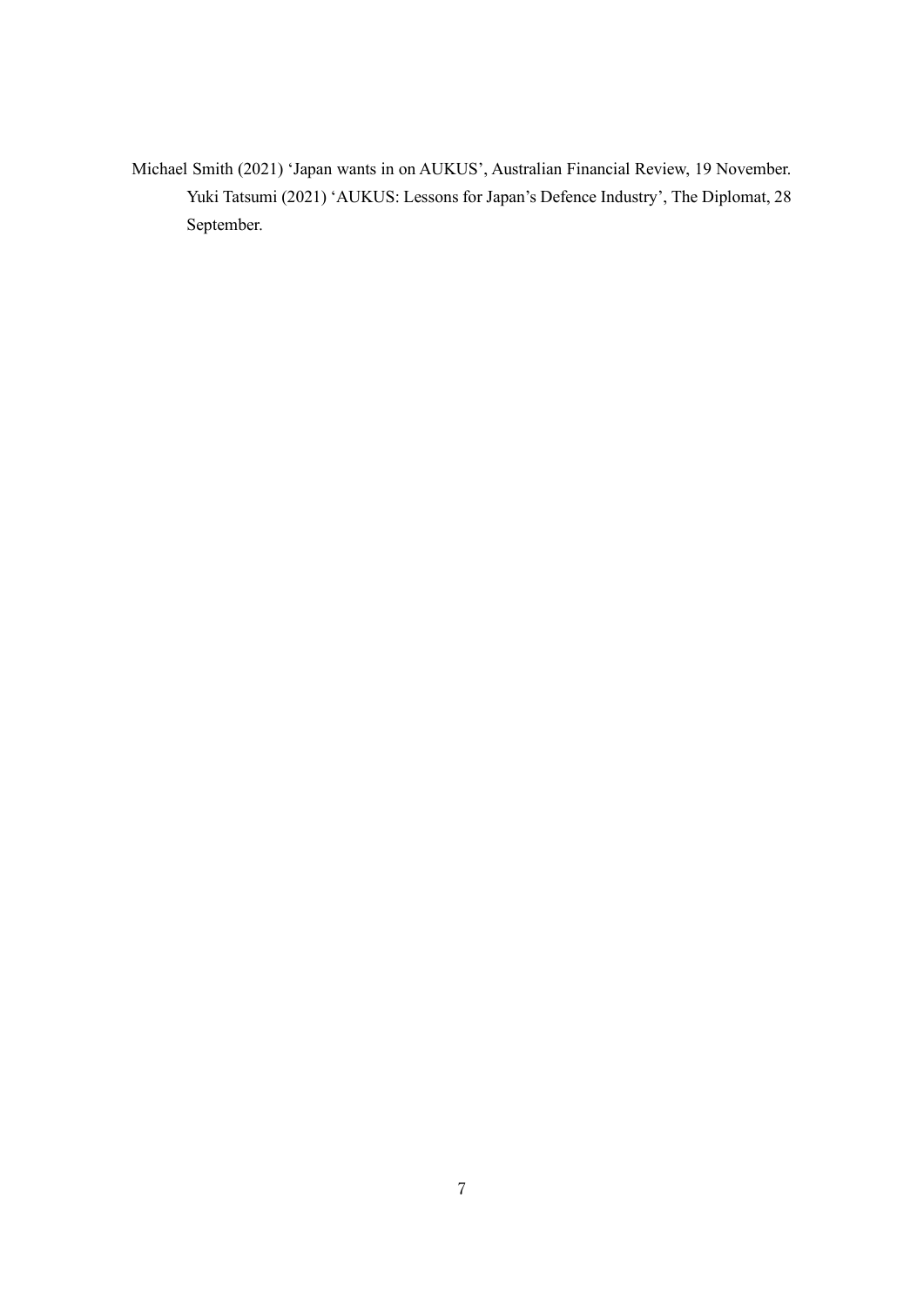Michael Smith (2021) 'Japan wants in on AUKUS', Australian Financial Review, 19 November.

Yuki Tatsumi (2021) 'AUKUS: Lessons for Japan's Defence Industry', The Diplomat, 28 September.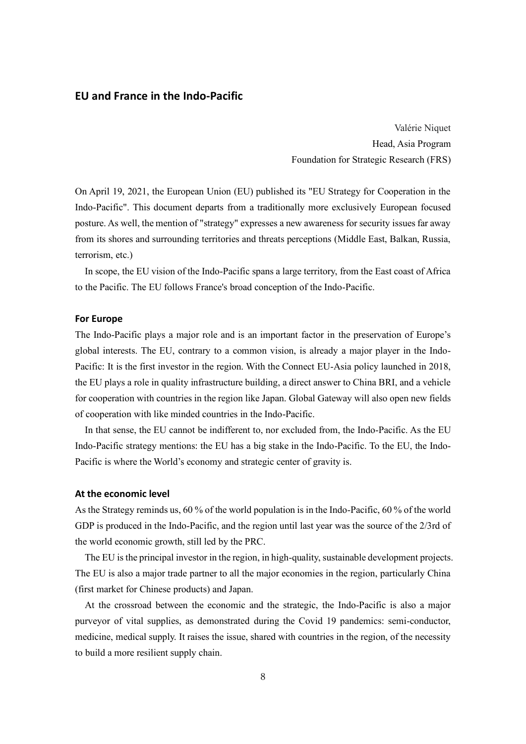## EU and France in the Indo-Pacific

Valérie Niquet
Head, Asia Program
Foundation for Strategic Research (FRS)

On April 19, 2021, the European Union (EU) published its "EU Strategy for Cooperation in the Indo-Pacific". This document departs from a traditionally more exclusively European focused posture. As well, the mention of "strategy" expresses a new awareness for security issues far away from its shores and surrounding territories and threats perceptions (Middle East, Balkan, Russia, terrorism, etc.)

In scope, the EU vision of the Indo-Pacific spans a large territory, from the East coast of Africa to the Pacific. The EU follows France's broad conception of the Indo-Pacific.

### For Europe

The Indo-Pacific plays a major role and is an important factor in the preservation of Europe's global interests. The EU, contrary to a common vision, is already a major player in the Indo-Pacific: It is the first investor in the region. With the Connect EU-Asia policy launched in 2018, the EU plays a role in quality infrastructure building, a direct answer to China BRI, and a vehicle for cooperation with countries in the region like Japan. Global Gateway will also open new fields of cooperation with like minded countries in the Indo-Pacific.

In that sense, the EU cannot be indifferent to, nor excluded from, the Indo-Pacific. As the EU Indo-Pacific strategy mentions: the EU has a big stake in the Indo-Pacific. To the EU, the Indo-Pacific is where the World's economy and strategic center of gravity is.

### At the economic level

As the Strategy reminds us, 60 % of the world population is in the Indo-Pacific, 60 % of the world GDP is produced in the Indo-Pacific, and the region until last year was the source of the 2/3rd of the world economic growth, still led by the PRC.

The EU is the principal investor in the region, in high-quality, sustainable development projects. The EU is also a major trade partner to all the major economies in the region, particularly China (first market for Chinese products) and Japan.

At the crossroad between the economic and the strategic, the Indo-Pacific is also a major purveyor of vital supplies, as demonstrated during the Covid 19 pandemics: semi-conductor, medicine, medical supply. It raises the issue, shared with countries in the region, of the necessity to build a more resilient supply chain.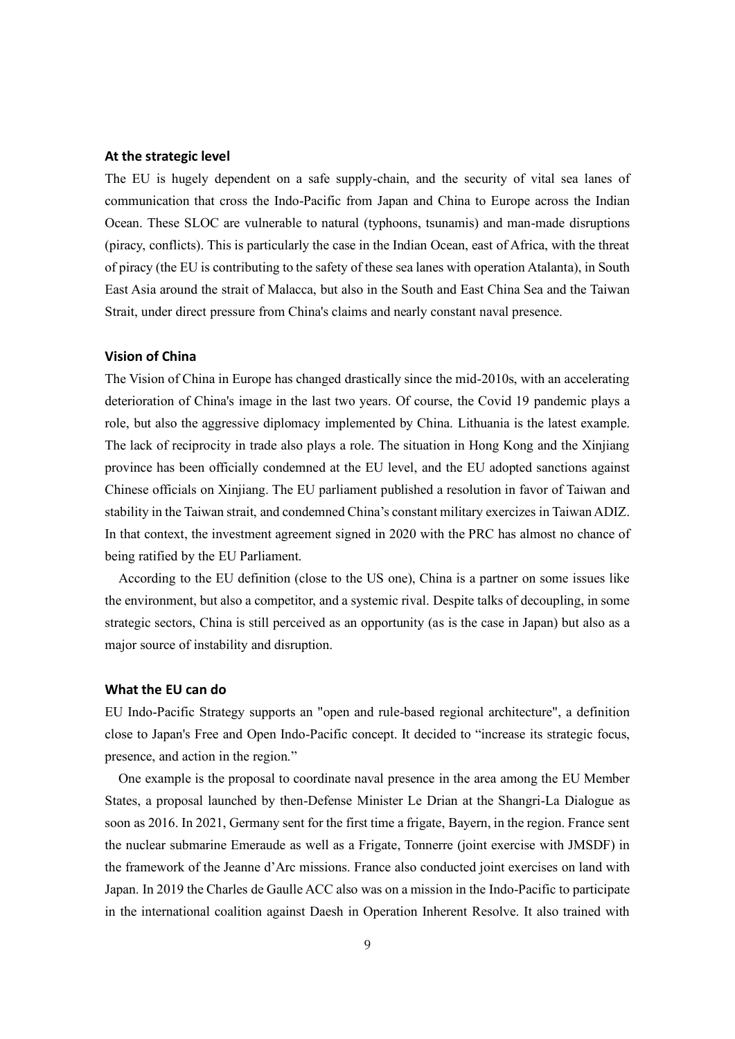### At the strategic level

The EU is hugely dependent on a safe supply-chain, and the security of vital sea lanes of communication that cross the Indo-Pacific from Japan and China to Europe across the Indian Ocean. These SLOC are vulnerable to natural (typhoons, tsunamis) and man-made disruptions (piracy, conflicts). This is particularly the case in the Indian Ocean, east of Africa, with the threat of piracy (the EU is contributing to the safety of these sea lanes with operation Atalanta), in South East Asia around the strait of Malacca, but also in the South and East China Sea and the Taiwan Strait, under direct pressure from China's claims and nearly constant naval presence.

### Vision of China

The Vision of China in Europe has changed drastically since the mid-2010s, with an accelerating deterioration of China's image in the last two years. Of course, the Covid 19 pandemic plays a role, but also the aggressive diplomacy implemented by China. Lithuania is the latest example. The lack of reciprocity in trade also plays a role. The situation in Hong Kong and the Xinjiang province has been officially condemned at the EU level, and the EU adopted sanctions against Chinese officials on Xinjiang. The EU parliament published a resolution in favor of Taiwan and stability in the Taiwan strait, and condemned China's constant military exercizes in Taiwan ADIZ. In that context, the investment agreement signed in 2020 with the PRC has almost no chance of being ratified by the EU Parliament.

According to the EU definition (close to the US one), China is a partner on some issues like the environment, but also a competitor, and a systemic rival. Despite talks of decoupling, in some strategic sectors, China is still perceived as an opportunity (as is the case in Japan) but also as a major source of instability and disruption.

### What the EU can do

EU Indo-Pacific Strategy supports an "open and rule-based regional architecture", a definition close to Japan's Free and Open Indo-Pacific concept. It decided to "increase its strategic focus, presence, and action in the region."

One example is the proposal to coordinate naval presence in the area among the EU Member States, a proposal launched by then-Defense Minister Le Drian at the Shangri-La Dialogue as soon as 2016. In 2021, Germany sent for the first time a frigate, Bayern, in the region. France sent the nuclear submarine Emeraude as well as a Frigate, Tonnerre (joint exercise with JMSDF) in the framework of the Jeanne d'Arc missions. France also conducted joint exercises on land with Japan. In 2019 the Charles de Gaulle ACC also was on a mission in the Indo-Pacific to participate in the international coalition against Daesh in Operation Inherent Resolve. It also trained with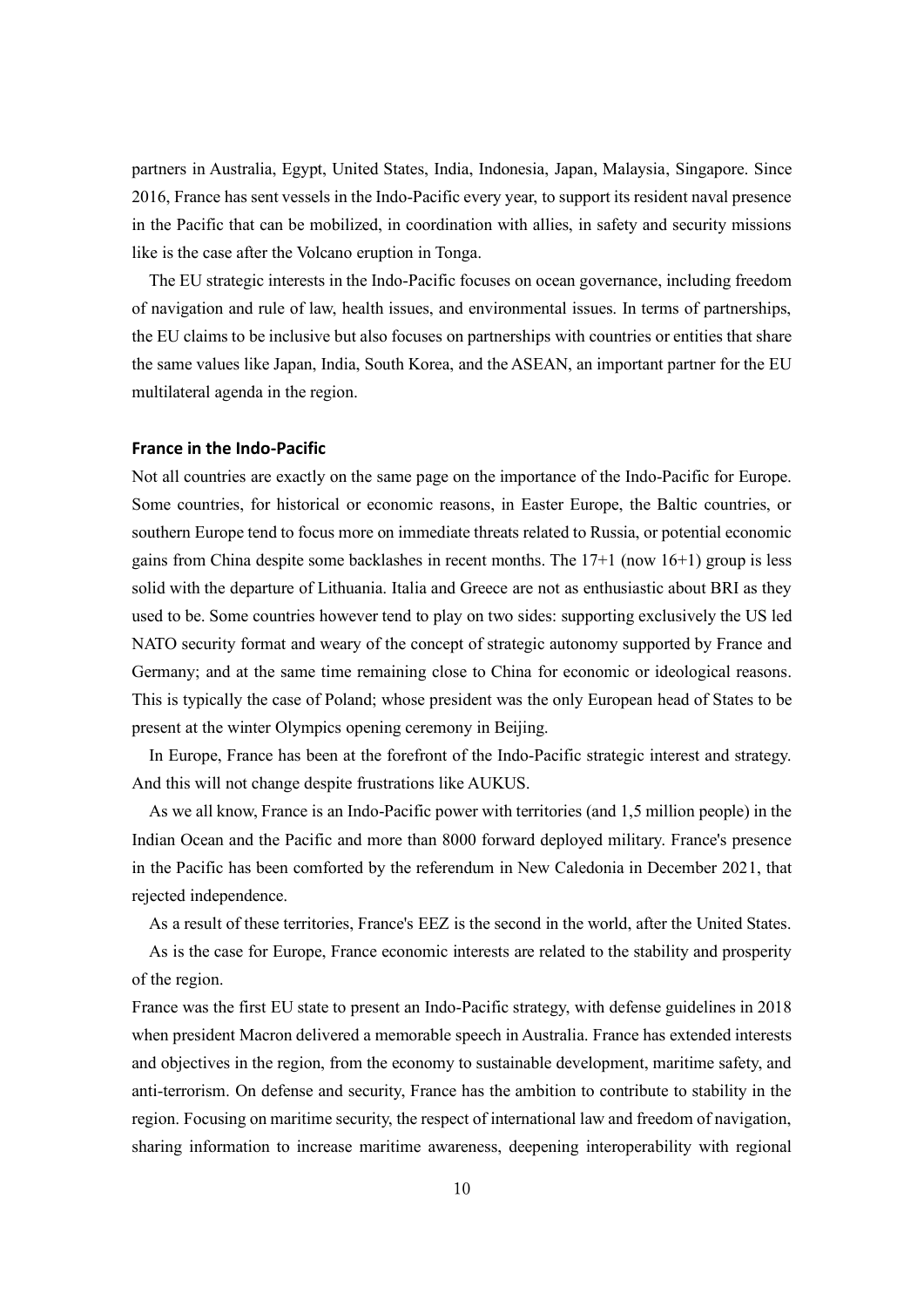partners in Australia, Egypt, United States, India, Indonesia, Japan, Malaysia, Singapore. Since 2016, France has sent vessels in the Indo-Pacific every year, to support its resident naval presence in the Pacific that can be mobilized, in coordination with allies, in safety and security missions like is the case after the Volcano eruption in Tonga.

The EU strategic interests in the Indo-Pacific focuses on ocean governance, including freedom of navigation and rule of law, health issues, and environmental issues. In terms of partnerships, the EU claims to be inclusive but also focuses on partnerships with countries or entities that share the same values like Japan, India, South Korea, and the ASEAN, an important partner for the EU multilateral agenda in the region.

### France in the Indo-Pacific

Not all countries are exactly on the same page on the importance of the Indo-Pacific for Europe. Some countries, for historical or economic reasons, in Easter Europe, the Baltic countries, or southern Europe tend to focus more on immediate threats related to Russia, or potential economic gains from China despite some backlashes in recent months. The 17+1 (now 16+1) group is less solid with the departure of Lithuania. Italia and Greece are not as enthusiastic about BRI as they used to be. Some countries however tend to play on two sides: supporting exclusively the US led NATO security format and weary of the concept of strategic autonomy supported by France and Germany; and at the same time remaining close to China for economic or ideological reasons. This is typically the case of Poland; whose president was the only European head of States to be present at the winter Olympics opening ceremony in Beijing.

In Europe, France has been at the forefront of the Indo-Pacific strategic interest and strategy. And this will not change despite frustrations like AUKUS.

As we all know, France is an Indo-Pacific power with territories (and 1,5 million people) in the Indian Ocean and the Pacific and more than 8000 forward deployed military. France's presence in the Pacific has been comforted by the referendum in New Caledonia in December 2021, that rejected independence.

As a result of these territories, France's EEZ is the second in the world, after the United States.

As is the case for Europe, France economic interests are related to the stability and prosperity of the region.

France was the first EU state to present an Indo-Pacific strategy, with defense guidelines in 2018 when president Macron delivered a memorable speech in Australia. France has extended interests and objectives in the region, from the economy to sustainable development, maritime safety, and anti-terrorism. On defense and security, France has the ambition to contribute to stability in the region. Focusing on maritime security, the respect of international law and freedom of navigation, sharing information to increase maritime awareness, deepening interoperability with regional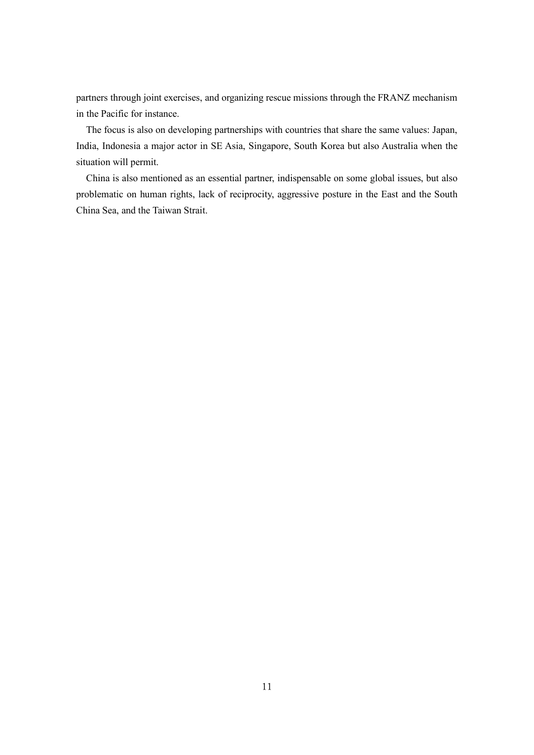partners through joint exercises, and organizing rescue missions through the FRANZ mechanism in the Pacific for instance.

The focus is also on developing partnerships with countries that share the same values: Japan, India, Indonesia a major actor in SE Asia, Singapore, South Korea but also Australia when the situation will permit.

China is also mentioned as an essential partner, indispensable on some global issues, but also problematic on human rights, lack of reciprocity, aggressive posture in the East and the South China Sea, and the Taiwan Strait.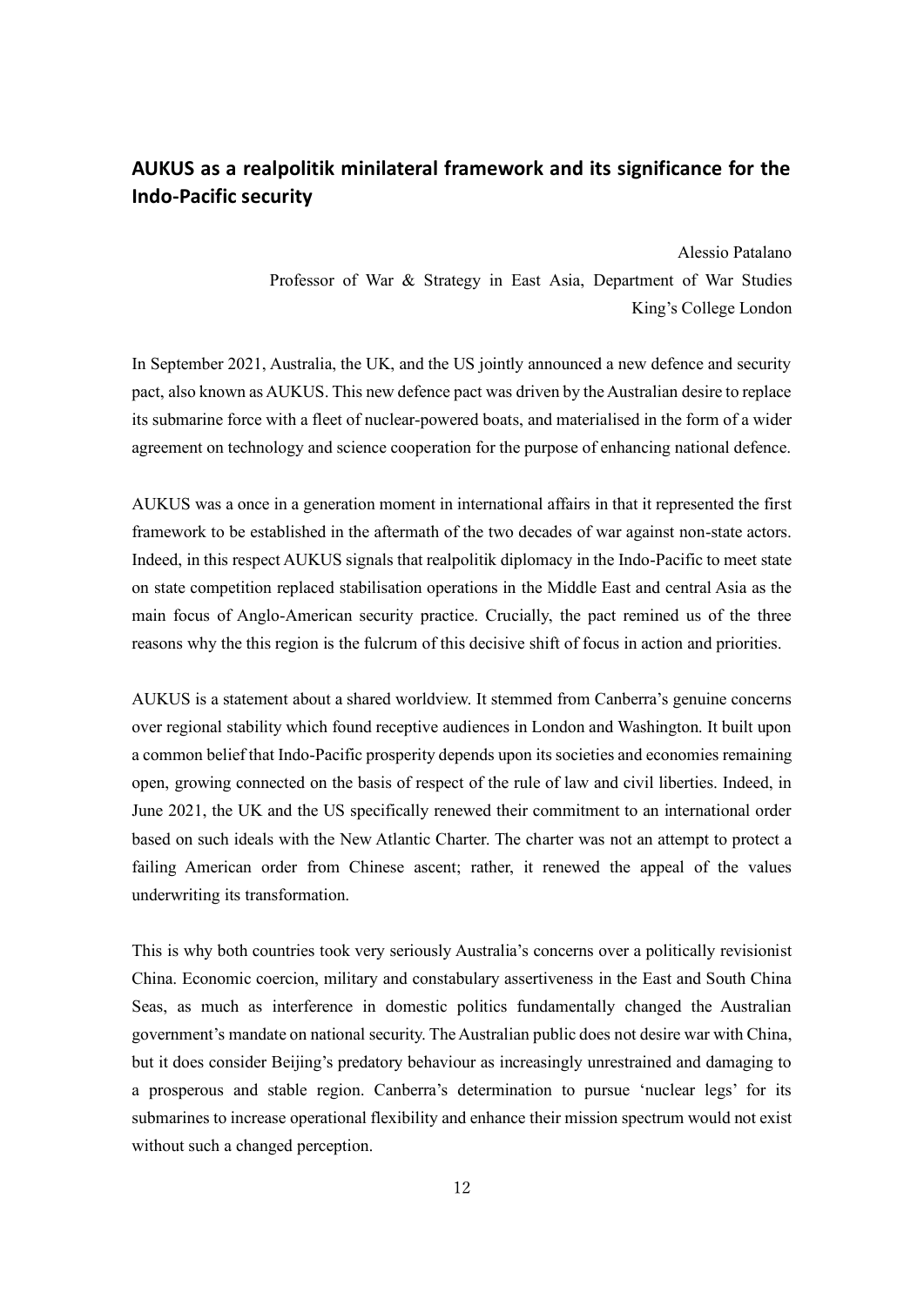## AUKUS as a realpolitik minilateral framework and its significance for the Indo-Pacific security

Alessio Patalano
Professor of War & Strategy in East Asia, Department of War Studies
King's College London

In September 2021, Australia, the UK, and the US jointly announced a new defence and security pact, also known as AUKUS. This new defence pact was driven by the Australian desire to replace its submarine force with a fleet of nuclear-powered boats, and materialised in the form of a wider agreement on technology and science cooperation for the purpose of enhancing national defence.

AUKUS was a once in a generation moment in international affairs in that it represented the first framework to be established in the aftermath of the two decades of war against non-state actors. Indeed, in this respect AUKUS signals that realpolitik diplomacy in the Indo-Pacific to meet state on state competition replaced stabilisation operations in the Middle East and central Asia as the main focus of Anglo-American security practice. Crucially, the pact remined us of the three reasons why the this region is the fulcrum of this decisive shift of focus in action and priorities.

AUKUS is a statement about a shared worldview. It stemmed from Canberra's genuine concerns over regional stability which found receptive audiences in London and Washington. It built upon a common belief that Indo-Pacific prosperity depends upon its societies and economies remaining open, growing connected on the basis of respect of the rule of law and civil liberties. Indeed, in June 2021, the UK and the US specifically renewed their commitment to an international order based on such ideals with the New Atlantic Charter. The charter was not an attempt to protect a failing American order from Chinese ascent; rather, it renewed the appeal of the values underwriting its transformation.

This is why both countries took very seriously Australia's concerns over a politically revisionist China. Economic coercion, military and constabulary assertiveness in the East and South China Seas, as much as interference in domestic politics fundamentally changed the Australian government's mandate on national security. The Australian public does not desire war with China, but it does consider Beijing's predatory behaviour as increasingly unrestrained and damaging to a prosperous and stable region. Canberra's determination to pursue 'nuclear legs' for its submarines to increase operational flexibility and enhance their mission spectrum would not exist without such a changed perception.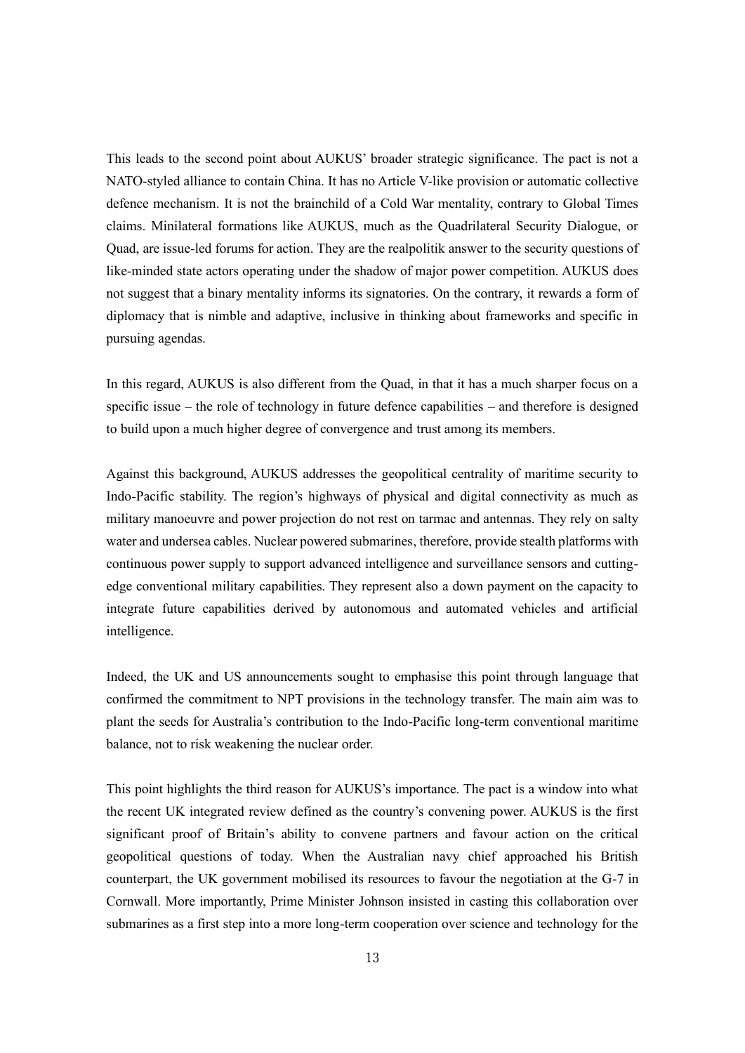This leads to the second point about AUKUS' broader strategic significance. The pact is not a NATO-styled alliance to contain China. It has no Article V-like provision or automatic collective defence mechanism. It is not the brainchild of a Cold War mentality, contrary to Global Times claims. Minilateral formations like AUKUS, much as the Quadrilateral Security Dialogue, or Quad, are issue-led forums for action. They are the realpolitik answer to the security questions of like-minded state actors operating under the shadow of major power competition. AUKUS does not suggest that a binary mentality informs its signatories. On the contrary, it rewards a form of diplomacy that is nimble and adaptive, inclusive in thinking about frameworks and specific in pursuing agendas.

In this regard, AUKUS is also different from the Quad, in that it has a much sharper focus on a specific issue – the role of technology in future defence capabilities – and therefore is designed to build upon a much higher degree of convergence and trust among its members.

Against this background, AUKUS addresses the geopolitical centrality of maritime security to Indo-Pacific stability. The region's highways of physical and digital connectivity as much as military manoeuvre and power projection do not rest on tarmac and antennas. They rely on salty water and undersea cables. Nuclear powered submarines, therefore, provide stealth platforms with continuous power supply to support advanced intelligence and surveillance sensors and cutting-edge conventional military capabilities. They represent also a down payment on the capacity to integrate future capabilities derived by autonomous and automated vehicles and artificial intelligence.

Indeed, the UK and US announcements sought to emphasise this point through language that confirmed the commitment to NPT provisions in the technology transfer. The main aim was to plant the seeds for Australia's contribution to the Indo-Pacific long-term conventional maritime balance, not to risk weakening the nuclear order.

This point highlights the third reason for AUKUS's importance. The pact is a window into what the recent UK integrated review defined as the country's convening power. AUKUS is the first significant proof of Britain's ability to convene partners and favour action on the critical geopolitical questions of today. When the Australian navy chief approached his British counterpart, the UK government mobilised its resources to favour the negotiation at the G-7 in Cornwall. More importantly, Prime Minister Johnson insisted in casting this collaboration over submarines as a first step into a more long-term cooperation over science and technology for the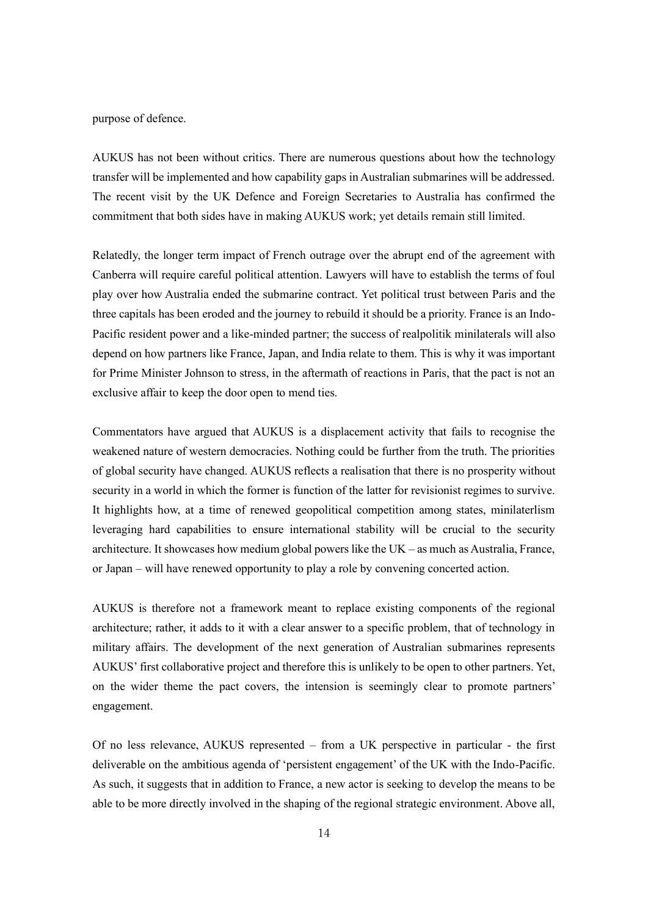purpose of defence.

AUKUS has not been without critics. There are numerous questions about how the technology transfer will be implemented and how capability gaps in Australian submarines will be addressed. The recent visit by the UK Defence and Foreign Secretaries to Australia has confirmed the commitment that both sides have in making AUKUS work; yet details remain still limited.

Relatedly, the longer term impact of French outrage over the abrupt end of the agreement with Canberra will require careful political attention. Lawyers will have to establish the terms of foul play over how Australia ended the submarine contract. Yet political trust between Paris and the three capitals has been eroded and the journey to rebuild it should be a priority. France is an Indo-Pacific resident power and a like-minded partner; the success of realpolitik minilaterals will also depend on how partners like France, Japan, and India relate to them. This is why it was important for Prime Minister Johnson to stress, in the aftermath of reactions in Paris, that the pact is not an exclusive affair to keep the door open to mend ties.

Commentators have argued that AUKUS is a displacement activity that fails to recognise the weakened nature of western democracies. Nothing could be further from the truth. The priorities of global security have changed. AUKUS reflects a realisation that there is no prosperity without security in a world in which the former is function of the latter for revisionist regimes to survive. It highlights how, at a time of renewed geopolitical competition among states, minilaterlism leveraging hard capabilities to ensure international stability will be crucial to the security architecture. It showcases how medium global powers like the UK – as much as Australia, France, or Japan – will have renewed opportunity to play a role by convening concerted action.

AUKUS is therefore not a framework meant to replace existing components of the regional architecture; rather, it adds to it with a clear answer to a specific problem, that of technology in military affairs. The development of the next generation of Australian submarines represents AUKUS' first collaborative project and therefore this is unlikely to be open to other partners. Yet, on the wider theme the pact covers, the intension is seemingly clear to promote partners' engagement.

Of no less relevance, AUKUS represented – from a UK perspective in particular - the first deliverable on the ambitious agenda of 'persistent engagement' of the UK with the Indo-Pacific. As such, it suggests that in addition to France, a new actor is seeking to develop the means to be able to be more directly involved in the shaping of the regional strategic environment. Above all,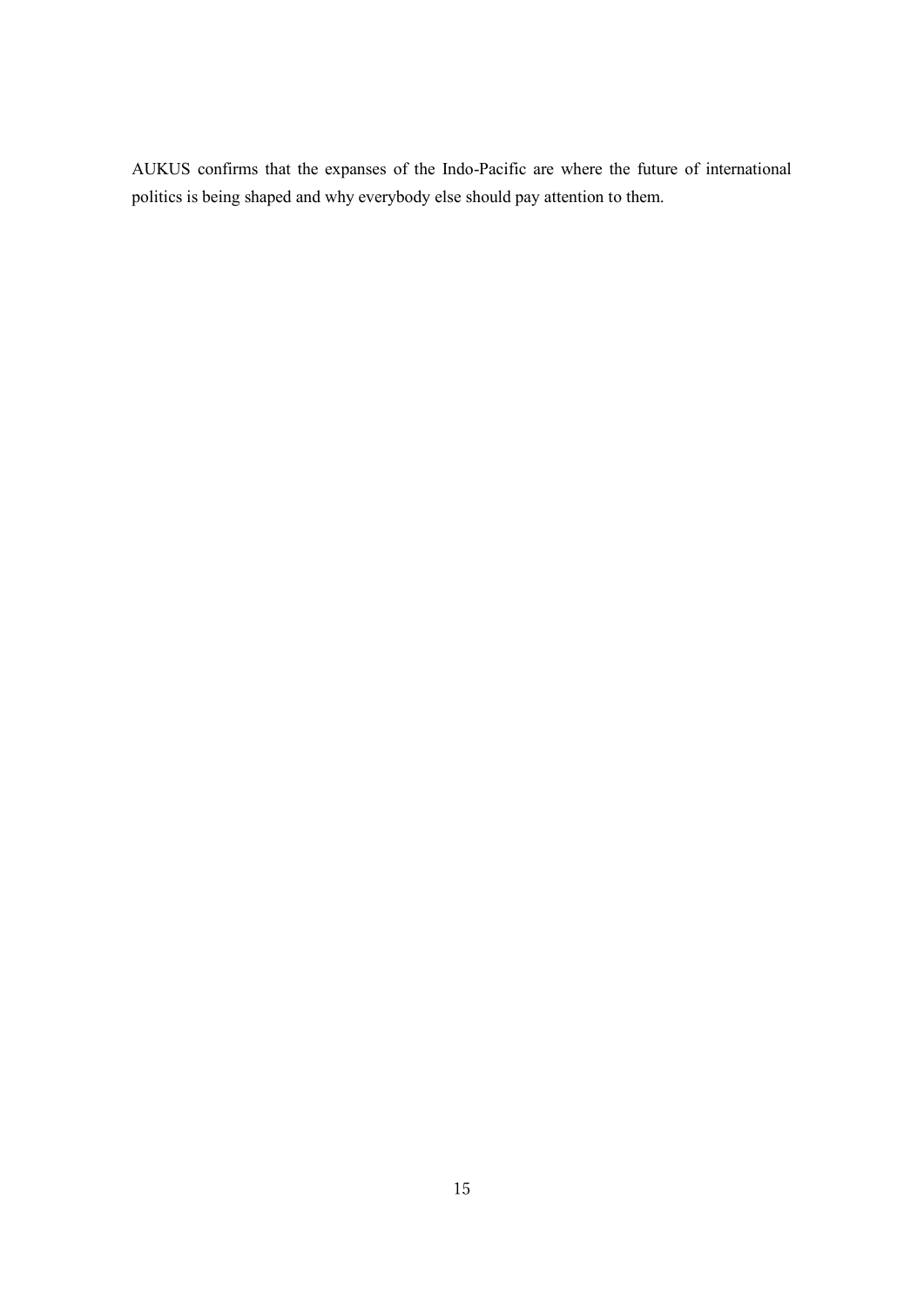AUKUS confirms that the expanses of the Indo-Pacific are where the future of international politics is being shaped and why everybody else should pay attention to them.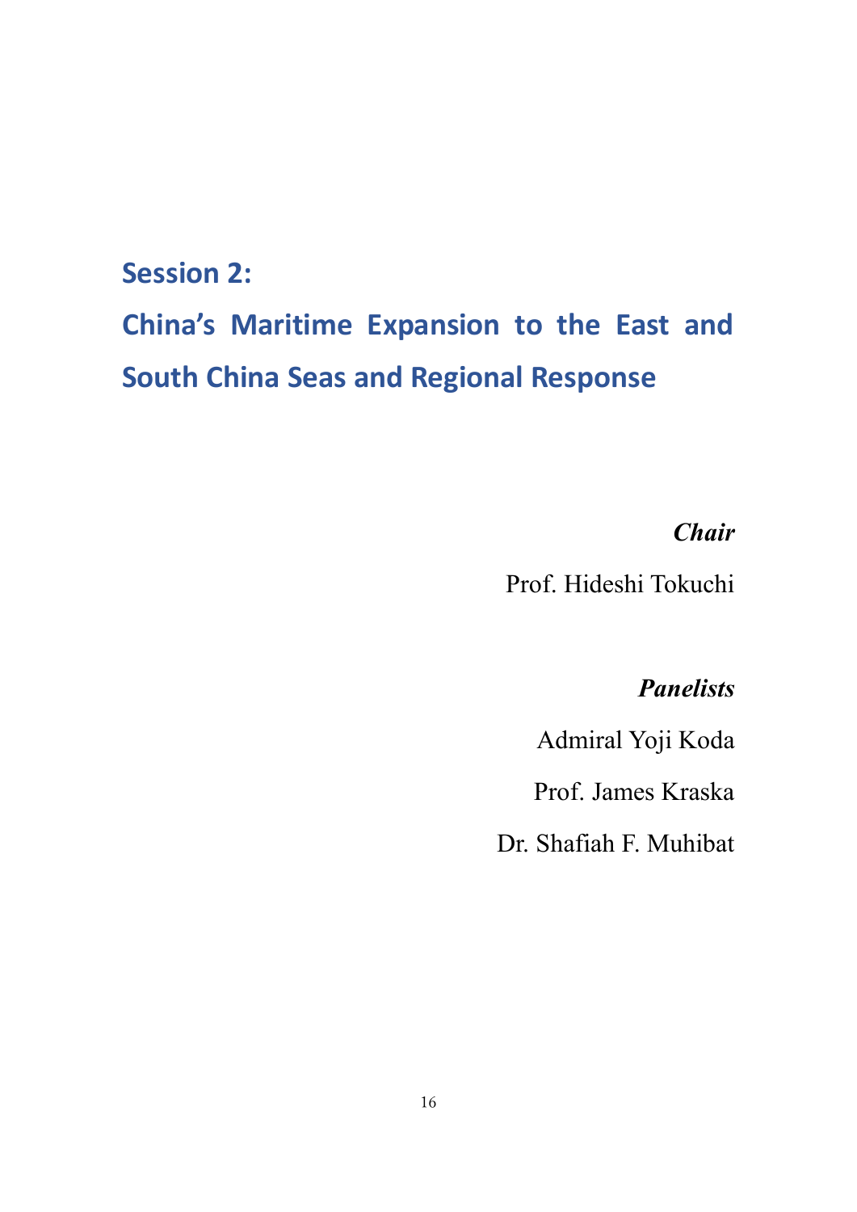# Session 2:

# China's Maritime Expansion to the East and South China Seas and Regional Response

***Chair***

Prof. Hideshi Tokuchi

***Panelists***

Admiral Yoji Koda

Prof. James Kraska

Dr. Shafiah F. Muhibat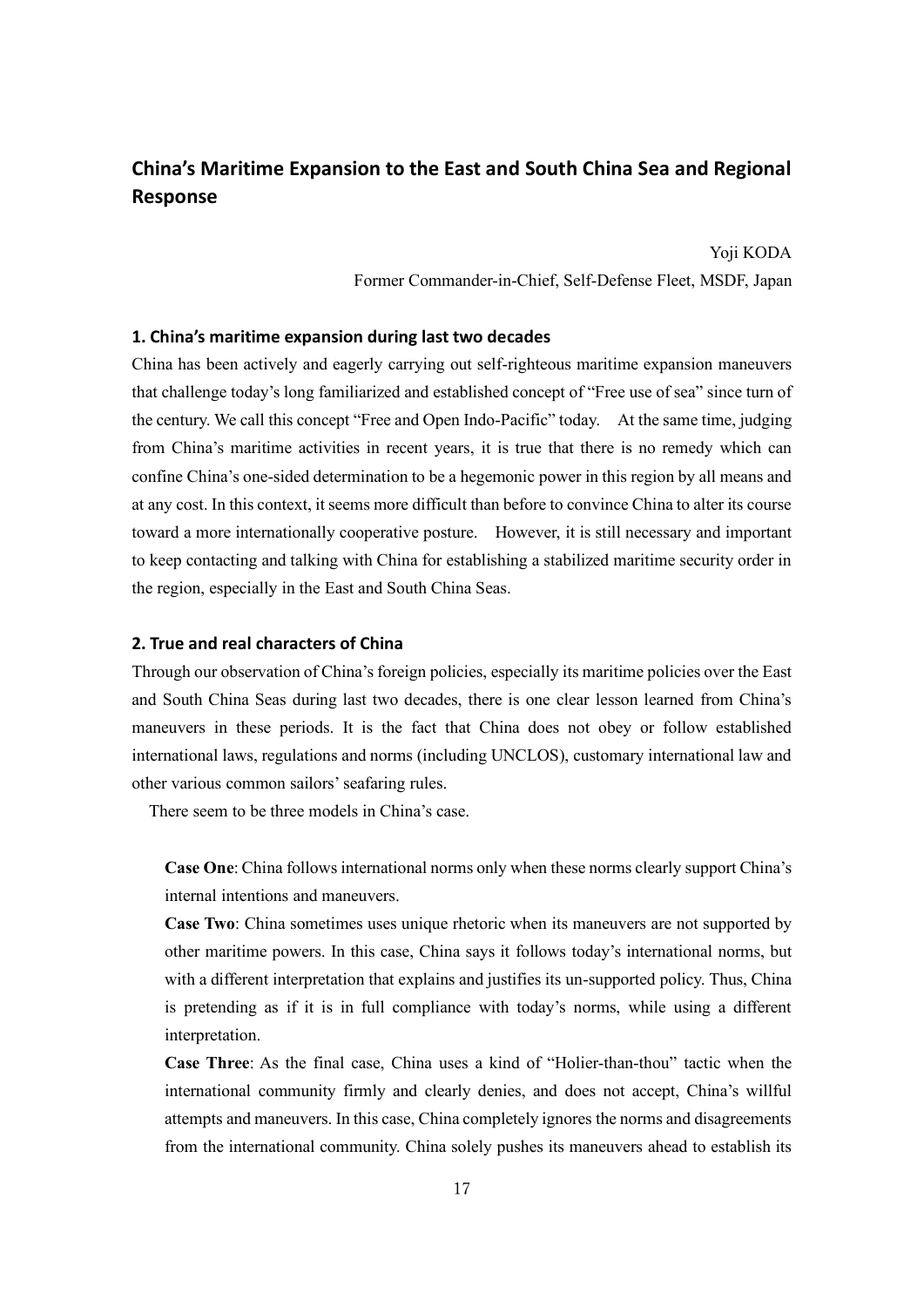## China's Maritime Expansion to the East and South China Sea and Regional Response

Yoji KODA

Former Commander-in-Chief, Self-Defense Fleet, MSDF, Japan

### 1. China's maritime expansion during last two decades

China has been actively and eagerly carrying out self-righteous maritime expansion maneuvers that challenge today's long familiarized and established concept of "Free use of sea" since turn of the century. We call this concept "Free and Open Indo-Pacific" today. At the same time, judging from China's maritime activities in recent years, it is true that there is no remedy which can confine China's one-sided determination to be a hegemonic power in this region by all means and at any cost. In this context, it seems more difficult than before to convince China to alter its course toward a more internationally cooperative posture. However, it is still necessary and important to keep contacting and talking with China for establishing a stabilized maritime security order in the region, especially in the East and South China Seas.

### 2. True and real characters of China

Through our observation of China's foreign policies, especially its maritime policies over the East and South China Seas during last two decades, there is one clear lesson learned from China's maneuvers in these periods. It is the fact that China does not obey or follow established international laws, regulations and norms (including UNCLOS), customary international law and other various common sailors' seafaring rules.

There seem to be three models in China's case.

**Case One**: China follows international norms only when these norms clearly support China's internal intentions and maneuvers.

**Case Two**: China sometimes uses unique rhetoric when its maneuvers are not supported by other maritime powers. In this case, China says it follows today's international norms, but with a different interpretation that explains and justifies its un-supported policy. Thus, China is pretending as if it is in full compliance with today's norms, while using a different interpretation.

**Case Three**: As the final case, China uses a kind of "Holier-than-thou" tactic when the international community firmly and clearly denies, and does not accept, China's willful attempts and maneuvers. In this case, China completely ignores the norms and disagreements from the international community. China solely pushes its maneuvers ahead to establish its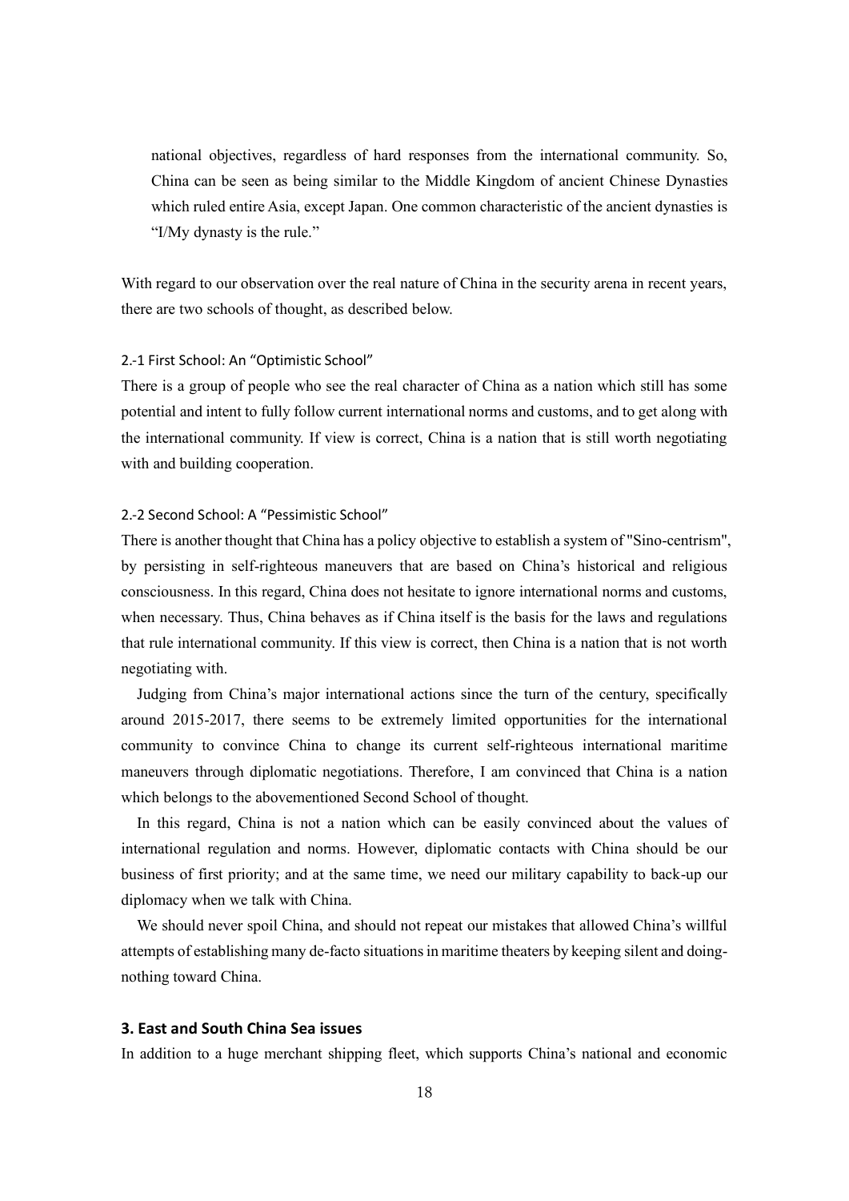national objectives, regardless of hard responses from the international community. So, China can be seen as being similar to the Middle Kingdom of ancient Chinese Dynasties which ruled entire Asia, except Japan. One common characteristic of the ancient dynasties is "I/My dynasty is the rule."

With regard to our observation over the real nature of China in the security arena in recent years, there are two schools of thought, as described below.

### 2.-1 First School: An "Optimistic School"

There is a group of people who see the real character of China as a nation which still has some potential and intent to fully follow current international norms and customs, and to get along with the international community. If view is correct, China is a nation that is still worth negotiating with and building cooperation.

### 2.-2 Second School: A "Pessimistic School"

There is another thought that China has a policy objective to establish a system of "Sino-centrism", by persisting in self-righteous maneuvers that are based on China's historical and religious consciousness. In this regard, China does not hesitate to ignore international norms and customs, when necessary. Thus, China behaves as if China itself is the basis for the laws and regulations that rule international community. If this view is correct, then China is a nation that is not worth negotiating with.

Judging from China's major international actions since the turn of the century, specifically around 2015-2017, there seems to be extremely limited opportunities for the international community to convince China to change its current self-righteous international maritime maneuvers through diplomatic negotiations. Therefore, I am convinced that China is a nation which belongs to the abovementioned Second School of thought.

In this regard, China is not a nation which can be easily convinced about the values of international regulation and norms. However, diplomatic contacts with China should be our business of first priority; and at the same time, we need our military capability to back-up our diplomacy when we talk with China.

We should never spoil China, and should not repeat our mistakes that allowed China's willful attempts of establishing many de-facto situations in maritime theaters by keeping silent and doing-nothing toward China.

## 3. East and South China Sea issues

In addition to a huge merchant shipping fleet, which supports China's national and economic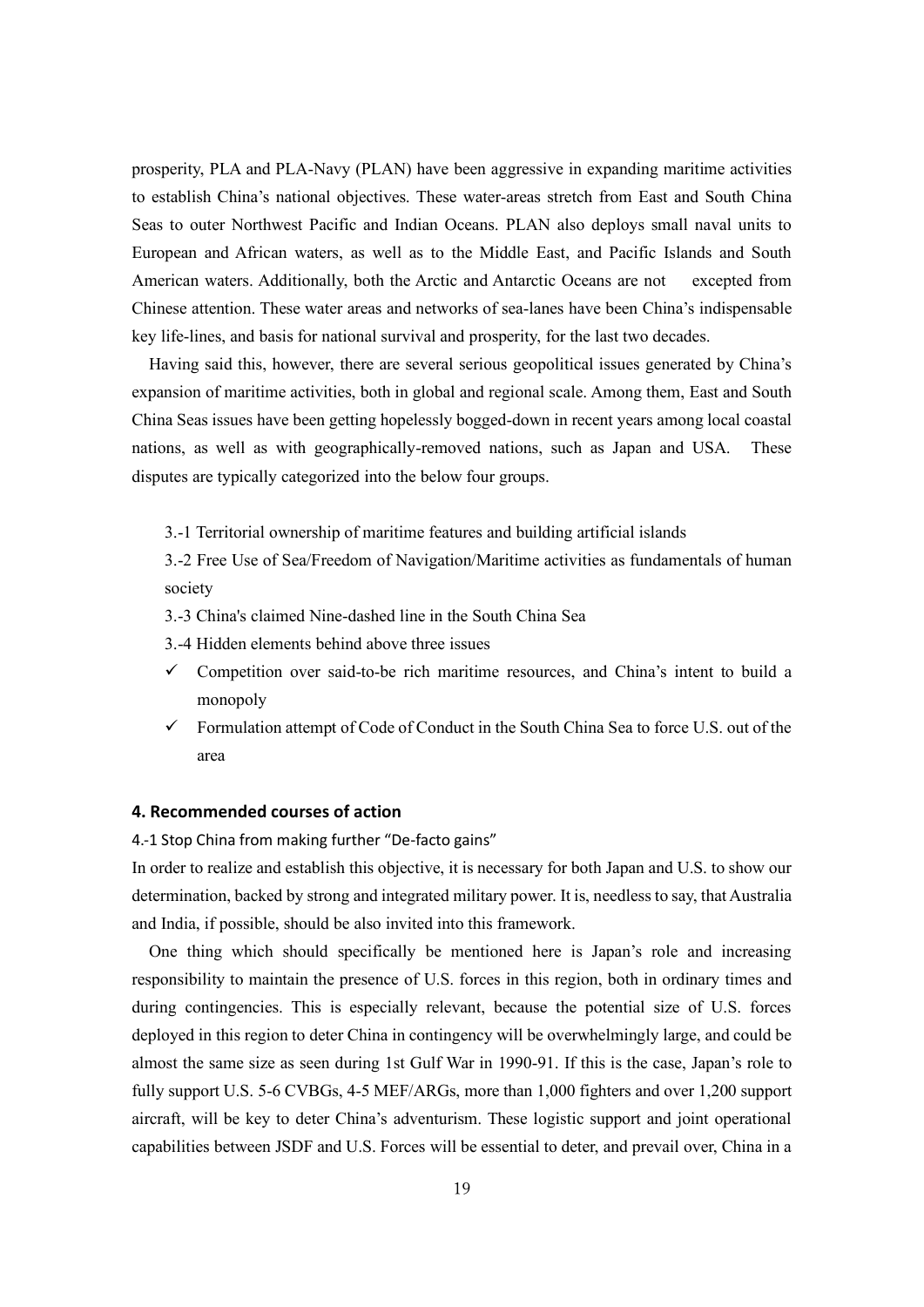prosperity, PLA and PLA-Navy (PLAN) have been aggressive in expanding maritime activities to establish China's national objectives. These water-areas stretch from East and South China Seas to outer Northwest Pacific and Indian Oceans. PLAN also deploys small naval units to European and African waters, as well as to the Middle East, and Pacific Islands and South American waters. Additionally, both the Arctic and Antarctic Oceans are not excepted from Chinese attention. These water areas and networks of sea-lanes have been China's indispensable key life-lines, and basis for national survival and prosperity, for the last two decades.

Having said this, however, there are several serious geopolitical issues generated by China's expansion of maritime activities, both in global and regional scale. Among them, East and South China Seas issues have been getting hopelessly bogged-down in recent years among local coastal nations, as well as with geographically-removed nations, such as Japan and USA. These disputes are typically categorized into the below four groups.

3.-1 Territorial ownership of maritime features and building artificial islands

3.-2 Free Use of Sea/Freedom of Navigation/Maritime activities as fundamentals of human society

3.-3 China's claimed Nine-dashed line in the South China Sea

3.-4 Hidden elements behind above three issues

- ✓ Competition over said-to-be rich maritime resources, and China's intent to build a monopoly
- ✓ Formulation attempt of Code of Conduct in the South China Sea to force U.S. out of the area

## 4. Recommended courses of action

### 4.-1 Stop China from making further "De-facto gains"

In order to realize and establish this objective, it is necessary for both Japan and U.S. to show our determination, backed by strong and integrated military power. It is, needless to say, that Australia and India, if possible, should be also invited into this framework.

One thing which should specifically be mentioned here is Japan's role and increasing responsibility to maintain the presence of U.S. forces in this region, both in ordinary times and during contingencies. This is especially relevant, because the potential size of U.S. forces deployed in this region to deter China in contingency will be overwhelmingly large, and could be almost the same size as seen during 1st Gulf War in 1990-91. If this is the case, Japan's role to fully support U.S. 5-6 CVBGs, 4-5 MEF/ARGs, more than 1,000 fighters and over 1,200 support aircraft, will be key to deter China's adventurism. These logistic support and joint operational capabilities between JSDF and U.S. Forces will be essential to deter, and prevail over, China in a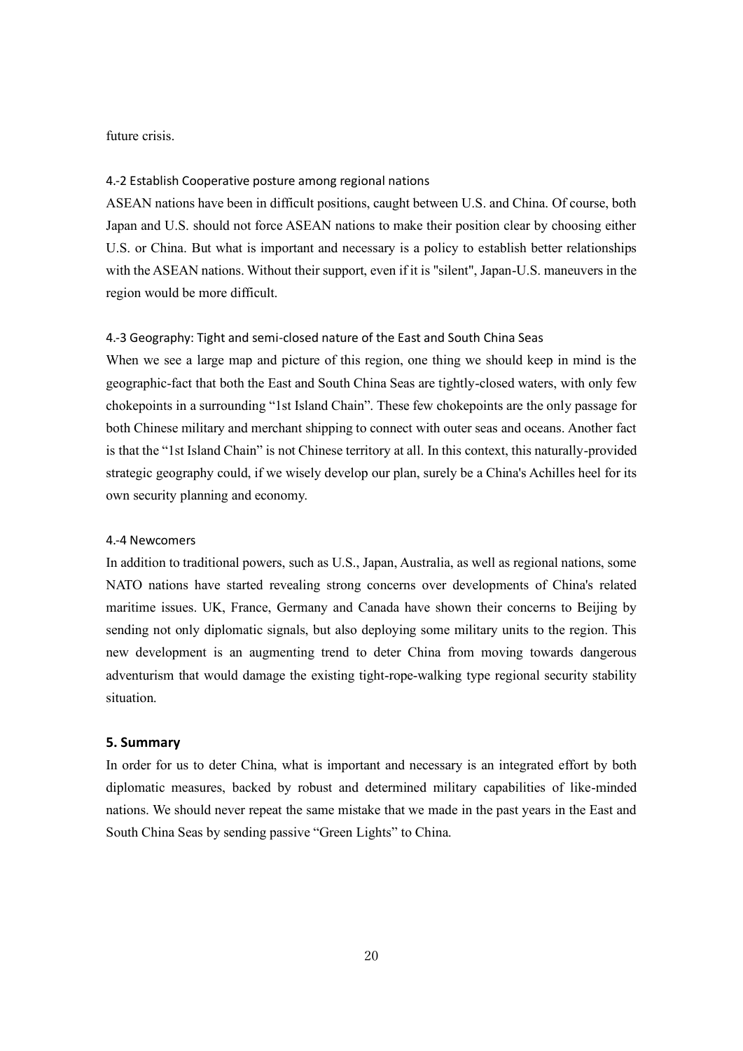future crisis.

### 4.-2 Establish Cooperative posture among regional nations

ASEAN nations have been in difficult positions, caught between U.S. and China. Of course, both Japan and U.S. should not force ASEAN nations to make their position clear by choosing either U.S. or China. But what is important and necessary is a policy to establish better relationships with the ASEAN nations. Without their support, even if it is "silent", Japan-U.S. maneuvers in the region would be more difficult.

### 4.-3 Geography: Tight and semi-closed nature of the East and South China Seas

When we see a large map and picture of this region, one thing we should keep in mind is the geographic-fact that both the East and South China Seas are tightly-closed waters, with only few chokepoints in a surrounding "1st Island Chain". These few chokepoints are the only passage for both Chinese military and merchant shipping to connect with outer seas and oceans. Another fact is that the "1st Island Chain" is not Chinese territory at all. In this context, this naturally-provided strategic geography could, if we wisely develop our plan, surely be a China's Achilles heel for its own security planning and economy.

### 4.-4 Newcomers

In addition to traditional powers, such as U.S., Japan, Australia, as well as regional nations, some NATO nations have started revealing strong concerns over developments of China's related maritime issues. UK, France, Germany and Canada have shown their concerns to Beijing by sending not only diplomatic signals, but also deploying some military units to the region. This new development is an augmenting trend to deter China from moving towards dangerous adventurism that would damage the existing tight-rope-walking type regional security stability situation.

## 5. Summary

In order for us to deter China, what is important and necessary is an integrated effort by both diplomatic measures, backed by robust and determined military capabilities of like-minded nations. We should never repeat the same mistake that we made in the past years in the East and South China Seas by sending passive "Green Lights" to China.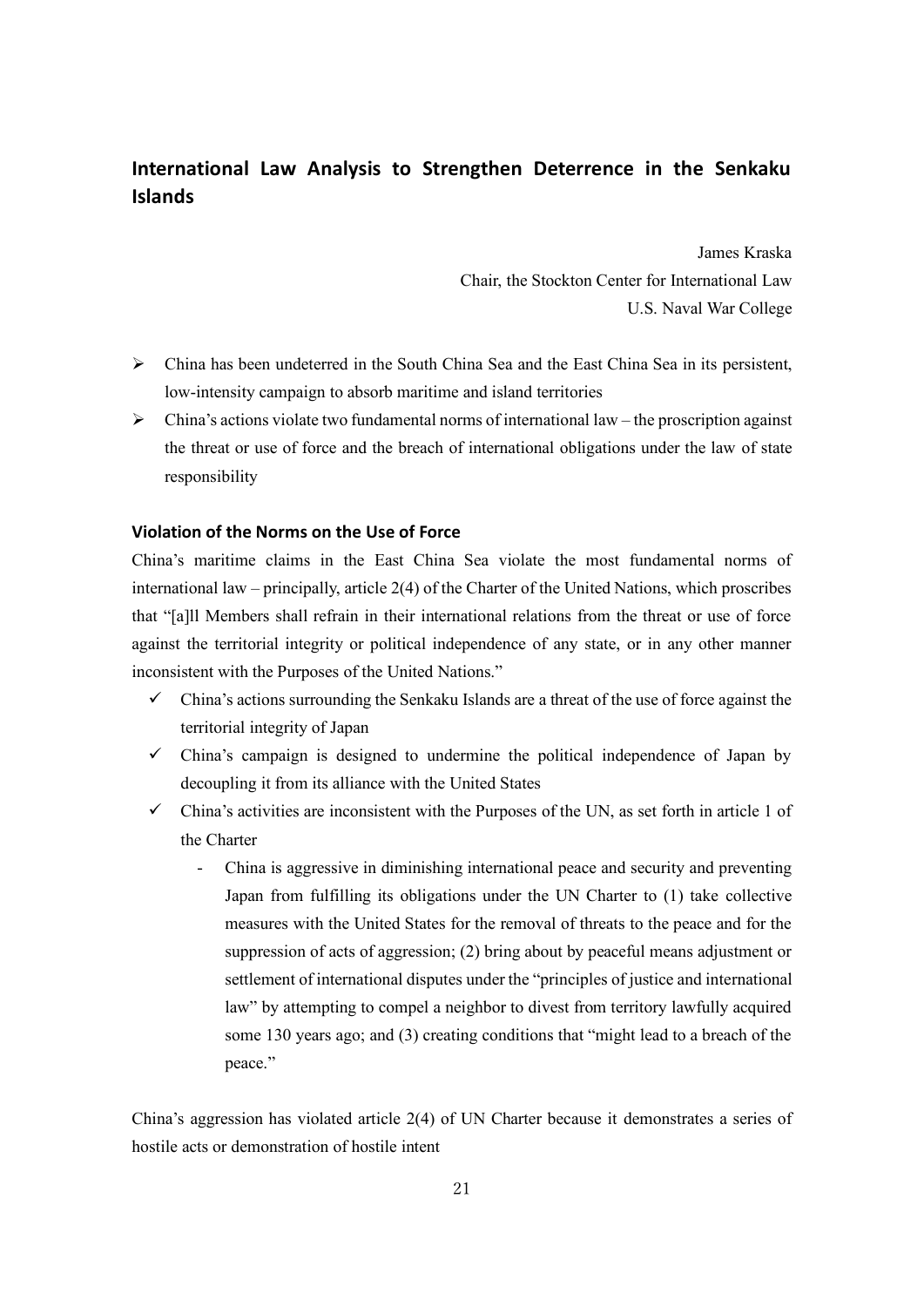## International Law Analysis to Strengthen Deterrence in the Senkaku Islands

James Kraska
Chair, the Stockton Center for International Law
U.S. Naval War College

- China has been undeterred in the South China Sea and the East China Sea in its persistent, low-intensity campaign to absorb maritime and island territories
- China's actions violate two fundamental norms of international law – the proscription against the threat or use of force and the breach of international obligations under the law of state responsibility

### Violation of the Norms on the Use of Force

China's maritime claims in the East China Sea violate the most fundamental norms of international law – principally, article 2(4) of the Charter of the United Nations, which proscribes that "[a]ll Members shall refrain in their international relations from the threat or use of force against the territorial integrity or political independence of any state, or in any other manner inconsistent with the Purposes of the United Nations."

- ✓ China's actions surrounding the Senkaku Islands are a threat of the use of force against the territorial integrity of Japan
- ✓ China's campaign is designed to undermine the political independence of Japan by decoupling it from its alliance with the United States
- ✓ China's activities are inconsistent with the Purposes of the UN, as set forth in article 1 of the Charter
  - China is aggressive in diminishing international peace and security and preventing Japan from fulfilling its obligations under the UN Charter to (1) take collective measures with the United States for the removal of threats to the peace and for the suppression of acts of aggression; (2) bring about by peaceful means adjustment or settlement of international disputes under the "principles of justice and international law" by attempting to compel a neighbor to divest from territory lawfully acquired some 130 years ago; and (3) creating conditions that "might lead to a breach of the peace."

China's aggression has violated article 2(4) of UN Charter because it demonstrates a series of hostile acts or demonstration of hostile intent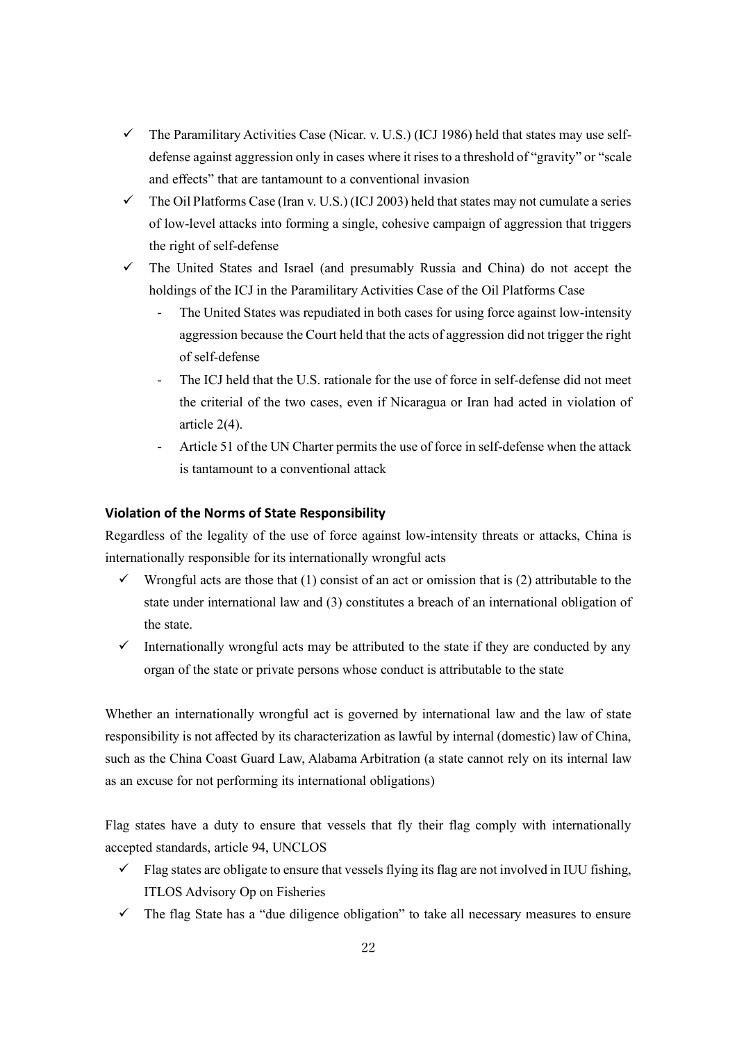- ✓ The Paramilitary Activities Case (Nicar. v. U.S.) (ICJ 1986) held that states may use self-defense against aggression only in cases where it rises to a threshold of "gravity" or "scale and effects" that are tantamount to a conventional invasion
- ✓ The Oil Platforms Case (Iran v. U.S.) (ICJ 2003) held that states may not cumulate a series of low-level attacks into forming a single, cohesive campaign of aggression that triggers the right of self-defense
- ✓ The United States and Israel (and presumably Russia and China) do not accept the holdings of the ICJ in the Paramilitary Activities Case of the Oil Platforms Case
  - The United States was repudiated in both cases for using force against low-intensity aggression because the Court held that the acts of aggression did not trigger the right of self-defense
  - The ICJ held that the U.S. rationale for the use of force in self-defense did not meet the criterial of the two cases, even if Nicaragua or Iran had acted in violation of article 2(4).
  - Article 51 of the UN Charter permits the use of force in self-defense when the attack is tantamount to a conventional attack

**Violation of the Norms of State Responsibility**

Regardless of the legality of the use of force against low-intensity threats or attacks, China is internationally responsible for its internationally wrongful acts

- ✓ Wrongful acts are those that (1) consist of an act or omission that is (2) attributable to the state under international law and (3) constitutes a breach of an international obligation of the state.
- ✓ Internationally wrongful acts may be attributed to the state if they are conducted by any organ of the state or private persons whose conduct is attributable to the state

Whether an internationally wrongful act is governed by international law and the law of state responsibility is not affected by its characterization as lawful by internal (domestic) law of China, such as the China Coast Guard Law, Alabama Arbitration (a state cannot rely on its internal law as an excuse for not performing its international obligations)

Flag states have a duty to ensure that vessels that fly their flag comply with internationally accepted standards, article 94, UNCLOS

- ✓ Flag states are obligate to ensure that vessels flying its flag are not involved in IUU fishing, ITLOS Advisory Op on Fisheries
- ✓ The flag State has a "due diligence obligation" to take all necessary measures to ensure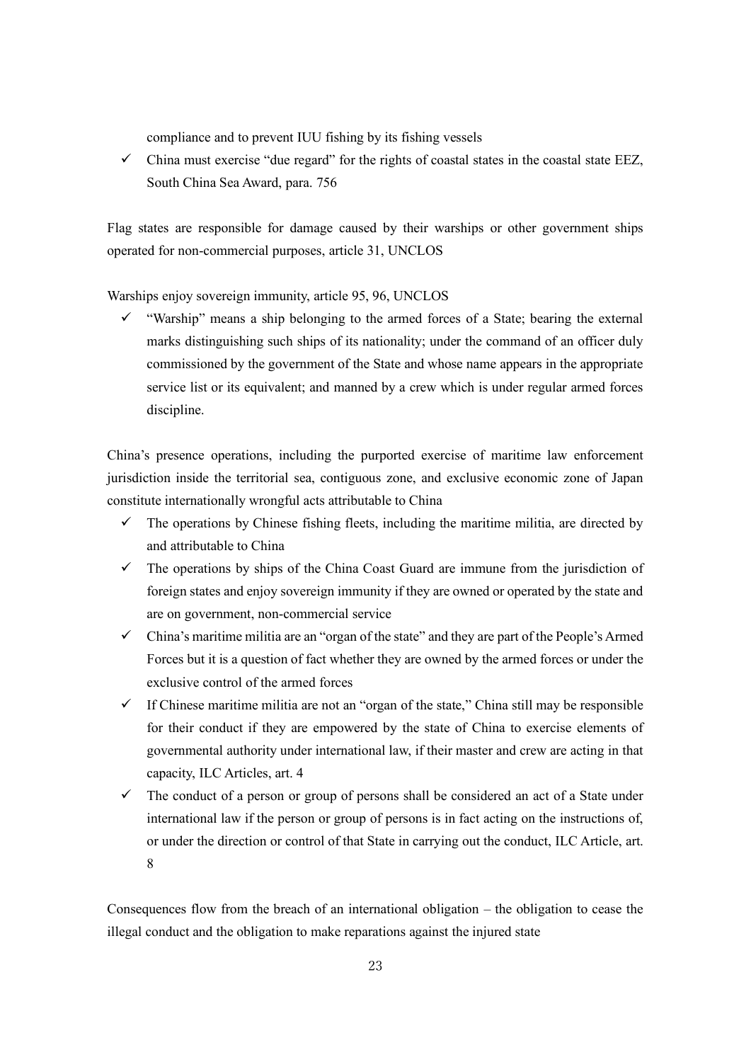compliance and to prevent IUU fishing by its fishing vessels

- ✓ China must exercise "due regard" for the rights of coastal states in the coastal state EEZ, South China Sea Award, para. 756

Flag states are responsible for damage caused by their warships or other government ships operated for non-commercial purposes, article 31, UNCLOS

Warships enjoy sovereign immunity, article 95, 96, UNCLOS

- ✓ "Warship" means a ship belonging to the armed forces of a State; bearing the external marks distinguishing such ships of its nationality; under the command of an officer duly commissioned by the government of the State and whose name appears in the appropriate service list or its equivalent; and manned by a crew which is under regular armed forces discipline.

China's presence operations, including the purported exercise of maritime law enforcement jurisdiction inside the territorial sea, contiguous zone, and exclusive economic zone of Japan constitute internationally wrongful acts attributable to China

- ✓ The operations by Chinese fishing fleets, including the maritime militia, are directed by and attributable to China
- ✓ The operations by ships of the China Coast Guard are immune from the jurisdiction of foreign states and enjoy sovereign immunity if they are owned or operated by the state and are on government, non-commercial service
- ✓ China's maritime militia are an "organ of the state" and they are part of the People's Armed Forces but it is a question of fact whether they are owned by the armed forces or under the exclusive control of the armed forces
- ✓ If Chinese maritime militia are not an "organ of the state," China still may be responsible for their conduct if they are empowered by the state of China to exercise elements of governmental authority under international law, if their master and crew are acting in that capacity, ILC Articles, art. 4
- ✓ The conduct of a person or group of persons shall be considered an act of a State under international law if the person or group of persons is in fact acting on the instructions of, or under the direction or control of that State in carrying out the conduct, ILC Article, art. 8

Consequences flow from the breach of an international obligation – the obligation to cease the illegal conduct and the obligation to make reparations against the injured state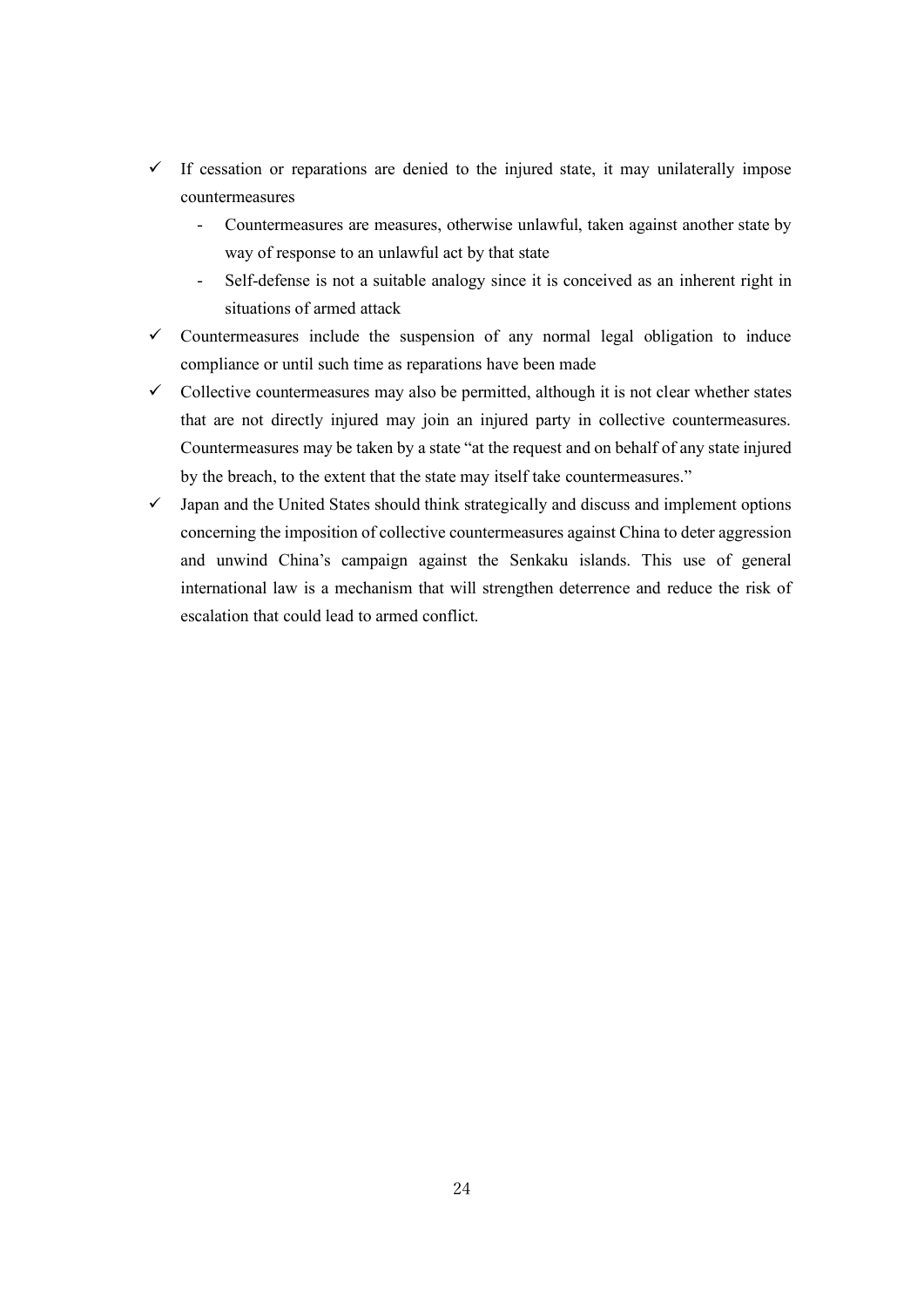- ✓ If cessation or reparations are denied to the injured state, it may unilaterally impose countermeasures
  - Countermeasures are measures, otherwise unlawful, taken against another state by way of response to an unlawful act by that state
  - Self-defense is not a suitable analogy since it is conceived as an inherent right in situations of armed attack
- ✓ Countermeasures include the suspension of any normal legal obligation to induce compliance or until such time as reparations have been made
- ✓ Collective countermeasures may also be permitted, although it is not clear whether states that are not directly injured may join an injured party in collective countermeasures. Countermeasures may be taken by a state "at the request and on behalf of any state injured by the breach, to the extent that the state may itself take countermeasures."
- ✓ Japan and the United States should think strategically and discuss and implement options concerning the imposition of collective countermeasures against China to deter aggression and unwind China's campaign against the Senkaku islands. This use of general international law is a mechanism that will strengthen deterrence and reduce the risk of escalation that could lead to armed conflict.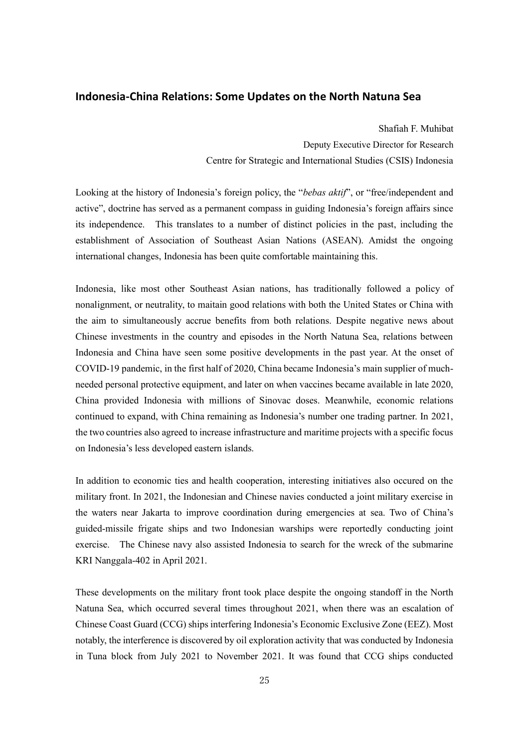## Indonesia-China Relations: Some Updates on the North Natuna Sea

Shafiah F. Muhibat
Deputy Executive Director for Research
Centre for Strategic and International Studies (CSIS) Indonesia

Looking at the history of Indonesia's foreign policy, the "*bebas aktif*", or "free/independent and active", doctrine has served as a permanent compass in guiding Indonesia's foreign affairs since its independence. This translates to a number of distinct policies in the past, including the establishment of Association of Southeast Asian Nations (ASEAN). Amidst the ongoing international changes, Indonesia has been quite comfortable maintaining this.

Indonesia, like most other Southeast Asian nations, has traditionally followed a policy of nonalignment, or neutrality, to maitain good relations with both the United States or China with the aim to simultaneously accrue benefits from both relations. Despite negative news about Chinese investments in the country and episodes in the North Natuna Sea, relations between Indonesia and China have seen some positive developments in the past year. At the onset of COVID-19 pandemic, in the first half of 2020, China became Indonesia's main supplier of much-needed personal protective equipment, and later on when vaccines became available in late 2020, China provided Indonesia with millions of Sinovac doses. Meanwhile, economic relations continued to expand, with China remaining as Indonesia's number one trading partner. In 2021, the two countries also agreed to increase infrastructure and maritime projects with a specific focus on Indonesia's less developed eastern islands.

In addition to economic ties and health cooperation, interesting initiatives also occured on the military front. In 2021, the Indonesian and Chinese navies conducted a joint military exercise in the waters near Jakarta to improve coordination during emergencies at sea. Two of China's guided-missile frigate ships and two Indonesian warships were reportedly conducting joint exercise. The Chinese navy also assisted Indonesia to search for the wreck of the submarine KRI Nanggala-402 in April 2021.

These developments on the military front took place despite the ongoing standoff in the North Natuna Sea, which occurred several times throughout 2021, when there was an escalation of Chinese Coast Guard (CCG) ships interfering Indonesia's Economic Exclusive Zone (EEZ). Most notably, the interference is discovered by oil exploration activity that was conducted by Indonesia in Tuna block from July 2021 to November 2021. It was found that CCG ships conducted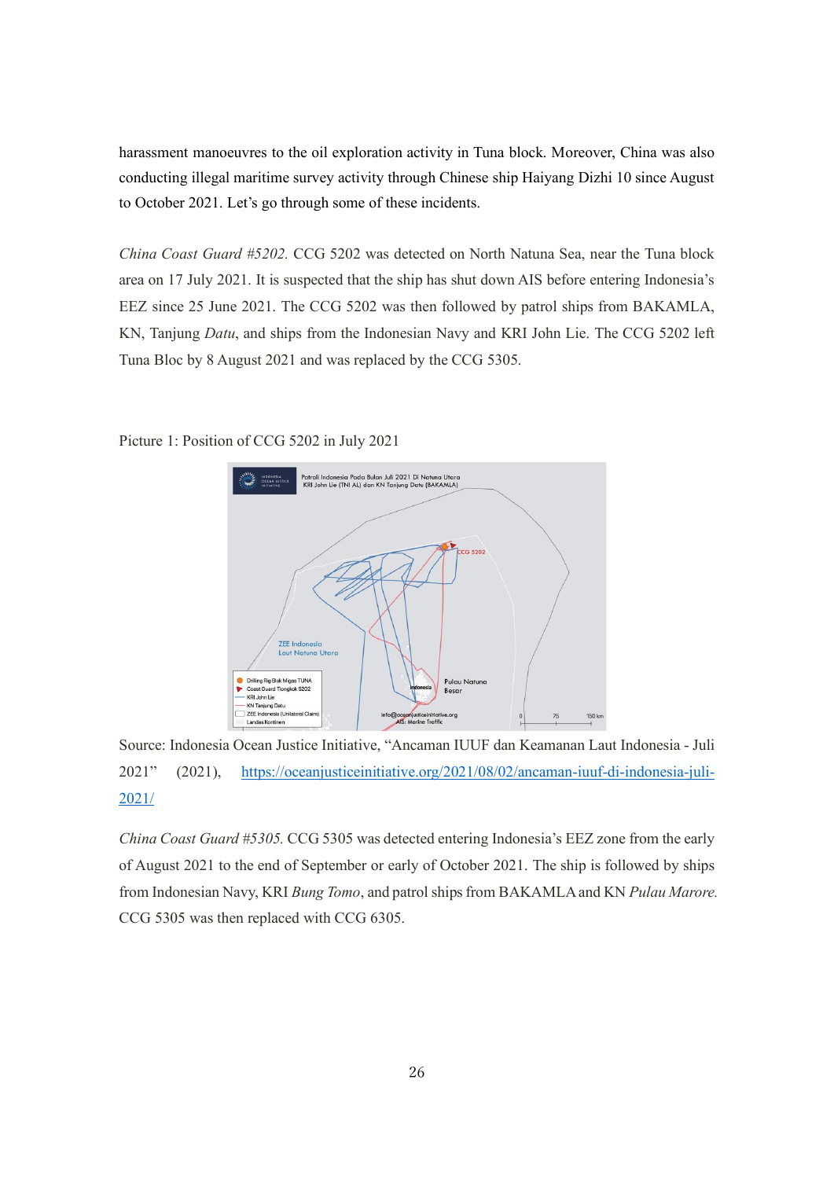harassment manoeuvres to the oil exploration activity in Tuna block. Moreover, China was also conducting illegal maritime survey activity through Chinese ship Haiyang Dizhi 10 since August to October 2021. Let's go through some of these incidents.

*China Coast Guard #5202.* CCG 5202 was detected on North Natuna Sea, near the Tuna block area on 17 July 2021. It is suspected that the ship has shut down AIS before entering Indonesia's EEZ since 25 June 2021. The CCG 5202 was then followed by patrol ships from BAKAMLA, KN, Tanjung *Datu*, and ships from the Indonesian Navy and KRI John Lie. The CCG 5202 left Tuna Bloc by 8 August 2021 and was replaced by the CCG 5305.

Picture 1: Position of CCG 5202 in July 2021

Source: Indonesia Ocean Justice Initiative, "Ancaman IUUF dan Keamanan Laut Indonesia - Juli 2021" (2021), https://oceanjusticeinitiative.org/2021/08/02/ancaman-iuuf-di-indonesia-juli-2021/

*China Coast Guard #5305.* CCG 5305 was detected entering Indonesia's EEZ zone from the early of August 2021 to the end of September or early of October 2021. The ship is followed by ships from Indonesian Navy, KRI *Bung Tomo*, and patrol ships from BAKAMLA and KN *Pulau Marore.* CCG 5305 was then replaced with CCG 6305.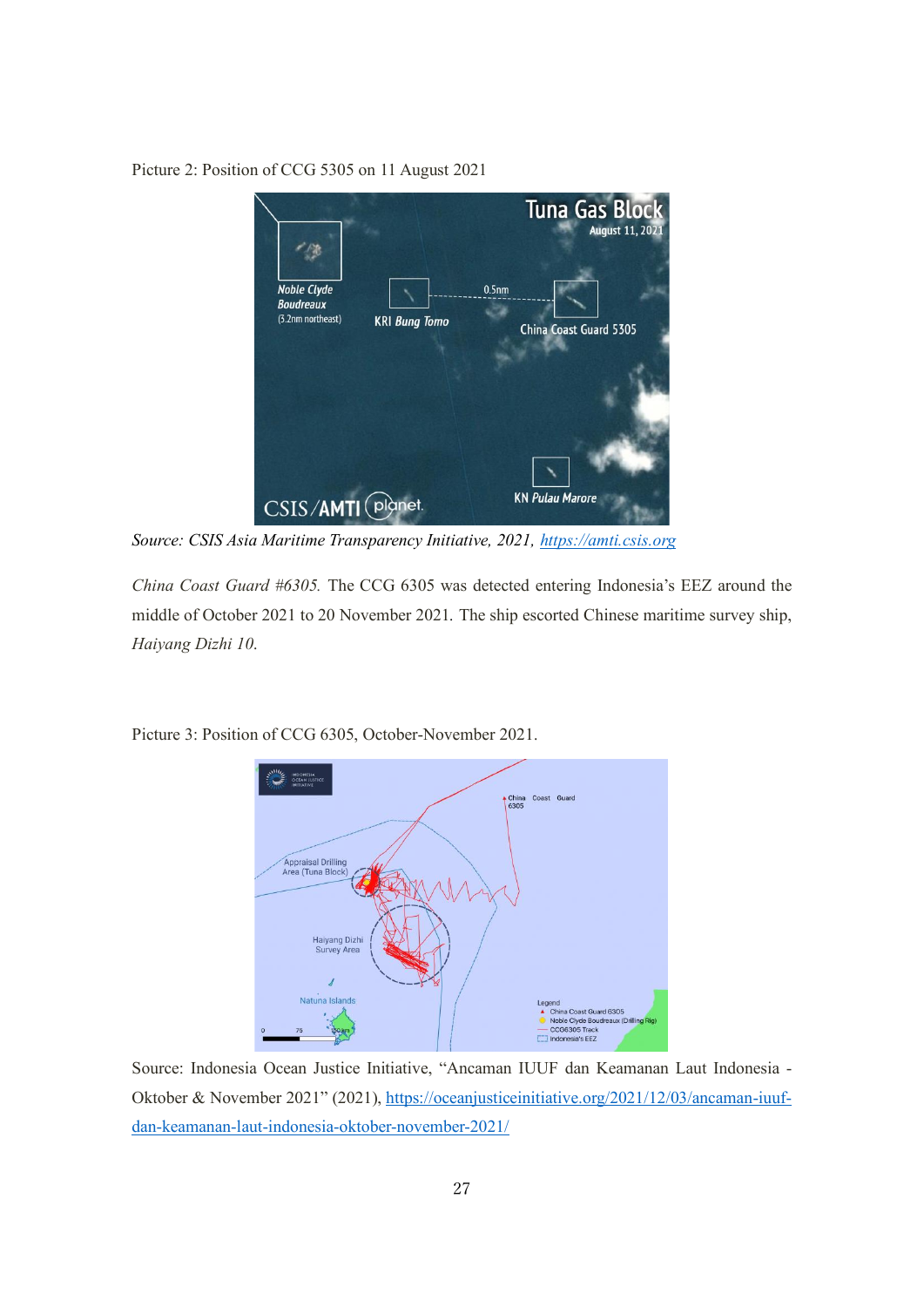Picture 2: Position of CCG 5305 on 11 August 2021

*Source: CSIS Asia Maritime Transparency Initiative, 2021, [https://amti.csis.org](https://amti.csis.org)*

*China Coast Guard #6305.* The CCG 6305 was detected entering Indonesia's EEZ around the middle of October 2021 to 20 November 2021. The ship escorted Chinese maritime survey ship, *Haiyang Dizhi 10.*

Picture 3: Position of CCG 6305, October-November 2021.

Source: Indonesia Ocean Justice Initiative, "Ancaman IUUF dan Keamanan Laut Indonesia - Oktober & November 2021" (2021), [https://oceanjusticeinitiative.org/2021/12/03/ancaman-iuuf-dan-keamanan-laut-indonesia-oktober-november-2021/](https://oceanjusticeinitiative.org/2021/12/03/ancaman-iuuf-dan-keamanan-laut-indonesia-oktober-november-2021/)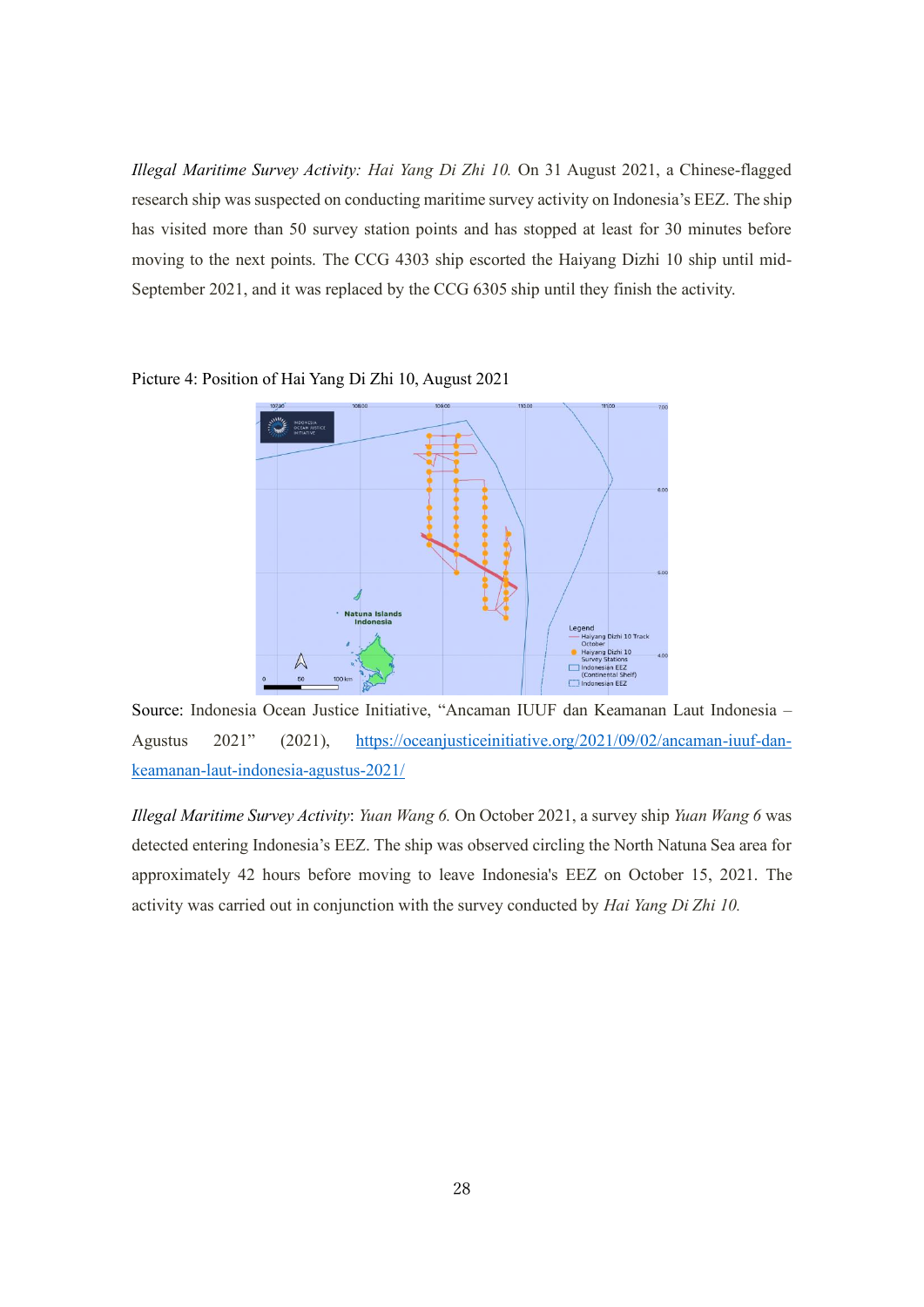*Illegal Maritime Survey Activity: Hai Yang Di Zhi 10.* On 31 August 2021, a Chinese-flagged research ship was suspected on conducting maritime survey activity on Indonesia's EEZ. The ship has visited more than 50 survey station points and has stopped at least for 30 minutes before moving to the next points. The CCG 4303 ship escorted the Haiyang Dizhi 10 ship until mid-September 2021, and it was replaced by the CCG 6305 ship until they finish the activity.

Picture 4: Position of Hai Yang Di Zhi 10, August 2021

Source: Indonesia Ocean Justice Initiative, "Ancaman IUUF dan Keamanan Laut Indonesia – Agustus 2021" (2021), https://oceanjusticeinitiative.org/2021/09/02/ancaman-iuuf-dan-keamanan-laut-indonesia-agustus-2021/

*Illegal Maritime Survey Activity*: *Yuan Wang 6.* On October 2021, a survey ship *Yuan Wang 6* was detected entering Indonesia's EEZ. The ship was observed circling the North Natuna Sea area for approximately 42 hours before moving to leave Indonesia's EEZ on October 15, 2021. The activity was carried out in conjunction with the survey conducted by *Hai Yang Di Zhi 10.*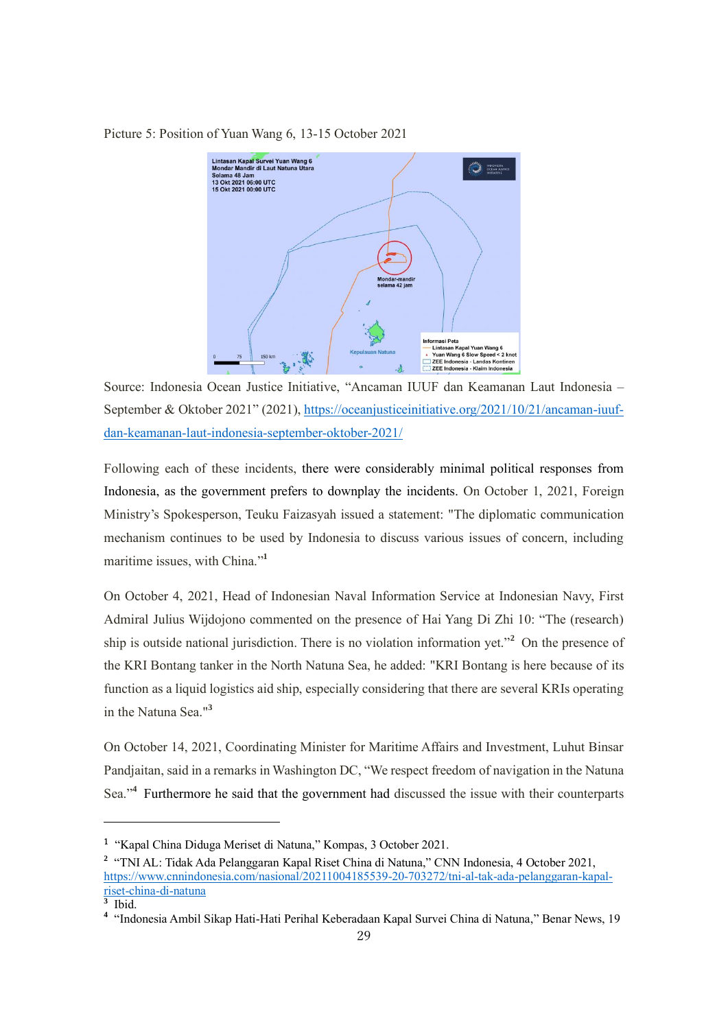Picture 5: Position of Yuan Wang 6, 13-15 October 2021

Source: Indonesia Ocean Justice Initiative, "Ancaman IUUF dan Keamanan Laut Indonesia – September & Oktober 2021" (2021), https://oceanjusticeinitiative.org/2021/10/21/ancaman-iuuf-dan-keamanan-laut-indonesia-september-oktober-2021/

Following each of these incidents, there were considerably minimal political responses from Indonesia, as the government prefers to downplay the incidents. On October 1, 2021, Foreign Ministry's Spokesperson, Teuku Faizasyah issued a statement: "The diplomatic communication mechanism continues to be used by Indonesia to discuss various issues of concern, including maritime issues, with China."[1]

On October 4, 2021, Head of Indonesian Naval Information Service at Indonesian Navy, First Admiral Julius Wijdojono commented on the presence of Hai Yang Di Zhi 10: "The (research) ship is outside national jurisdiction. There is no violation information yet."[2] On the presence of the KRI Bontang tanker in the North Natuna Sea, he added: "KRI Bontang is here because of its function as a liquid logistics aid ship, especially considering that there are several KRIs operating in the Natuna Sea."[3]

On October 14, 2021, Coordinating Minister for Maritime Affairs and Investment, Luhut Binsar Pandjaitan, said in a remarks in Washington DC, "We respect freedom of navigation in the Natuna Sea."[4] Furthermore he said that the government had discussed the issue with their counterparts

---

[1] "Kapal China Diduga Meriset di Natuna," Kompas, 3 October 2021.

[2] "TNI AL: Tidak Ada Pelanggaran Kapal Riset China di Natuna," CNN Indonesia, 4 October 2021, https://www.cnnindonesia.com/nasional/20211004185539-20-703272/tni-al-tak-ada-pelanggaran-kapal-riset-china-di-natuna

[3] Ibid.

[4] "Indonesia Ambil Sikap Hati-Hati Perihal Keberadaan Kapal Survei China di Natuna," Benar News, 19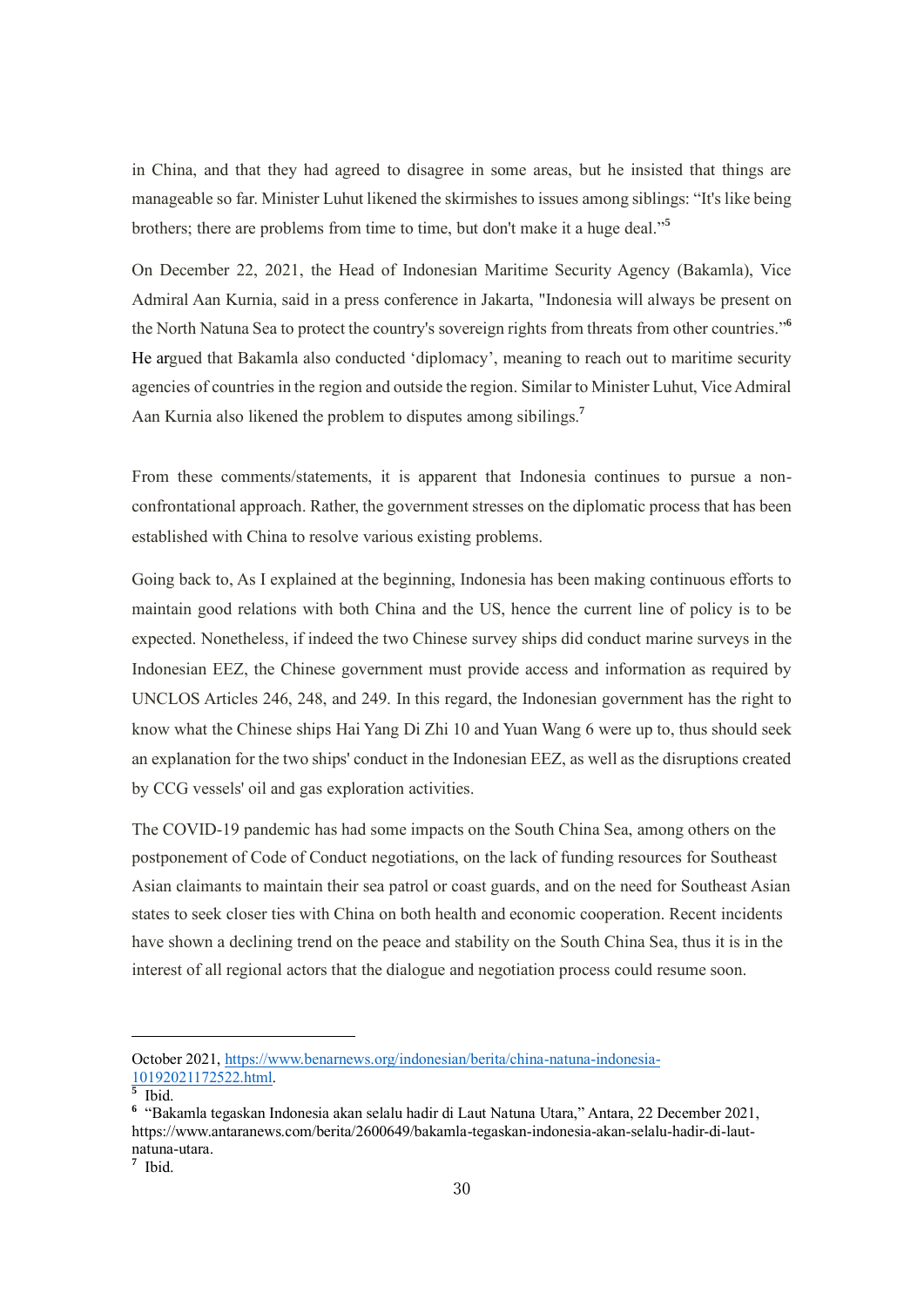in China, and that they had agreed to disagree in some areas, but he insisted that things are manageable so far. Minister Luhut likened the skirmishes to issues among siblings: "It's like being brothers; there are problems from time to time, but don't make it a huge deal."[5]

On December 22, 2021, the Head of Indonesian Maritime Security Agency (Bakamla), Vice Admiral Aan Kurnia, said in a press conference in Jakarta, "Indonesia will always be present on the North Natuna Sea to protect the country's sovereign rights from threats from other countries."[6] He argued that Bakamla also conducted 'diplomacy', meaning to reach out to maritime security agencies of countries in the region and outside the region. Similar to Minister Luhut, Vice Admiral Aan Kurnia also likened the problem to disputes among sibilings.[7]

From these comments/statements, it is apparent that Indonesia continues to pursue a non-confrontational approach. Rather, the government stresses on the diplomatic process that has been established with China to resolve various existing problems.

Going back to, As I explained at the beginning, Indonesia has been making continuous efforts to maintain good relations with both China and the US, hence the current line of policy is to be expected. Nonetheless, if indeed the two Chinese survey ships did conduct marine surveys in the Indonesian EEZ, the Chinese government must provide access and information as required by UNCLOS Articles 246, 248, and 249. In this regard, the Indonesian government has the right to know what the Chinese ships Hai Yang Di Zhi 10 and Yuan Wang 6 were up to, thus should seek an explanation for the two ships' conduct in the Indonesian EEZ, as well as the disruptions created by CCG vessels' oil and gas exploration activities.

The COVID-19 pandemic has had some impacts on the South China Sea, among others on the postponement of Code of Conduct negotiations, on the lack of funding resources for Southeast Asian claimants to maintain their sea patrol or coast guards, and on the need for Southeast Asian states to seek closer ties with China on both health and economic cooperation. Recent incidents have shown a declining trend on the peace and stability on the South China Sea, thus it is in the interest of all regional actors that the dialogue and negotiation process could resume soon.

---

October 2021, https://www.benarnews.org/indonesian/berita/china-natuna-indonesia-10192021172522.html.

[5] Ibid.

[6] "Bakamla tegaskan Indonesia akan selalu hadir di Laut Natuna Utara," Antara, 22 December 2021, https://www.antaranews.com/berita/2600649/bakamla-tegaskan-indonesia-akan-selalu-hadir-di-laut-natuna-utara.

[7] Ibid.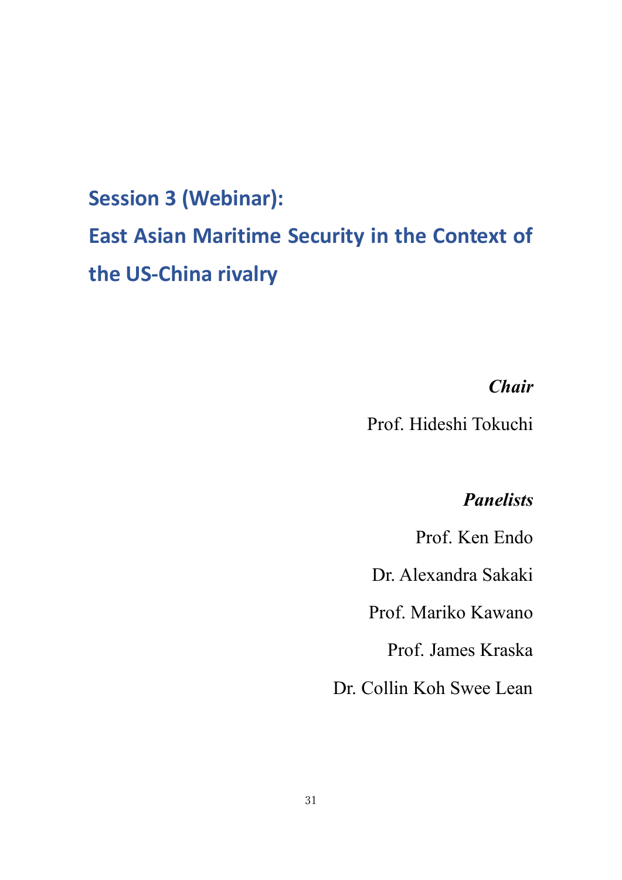# Session 3 (Webinar): East Asian Maritime Security in the Context of the US-China rivalry

***Chair***

Prof. Hideshi Tokuchi

***Panelists***

Prof. Ken Endo

Dr. Alexandra Sakaki

Prof. Mariko Kawano

Prof. James Kraska

Dr. Collin Koh Swee Lean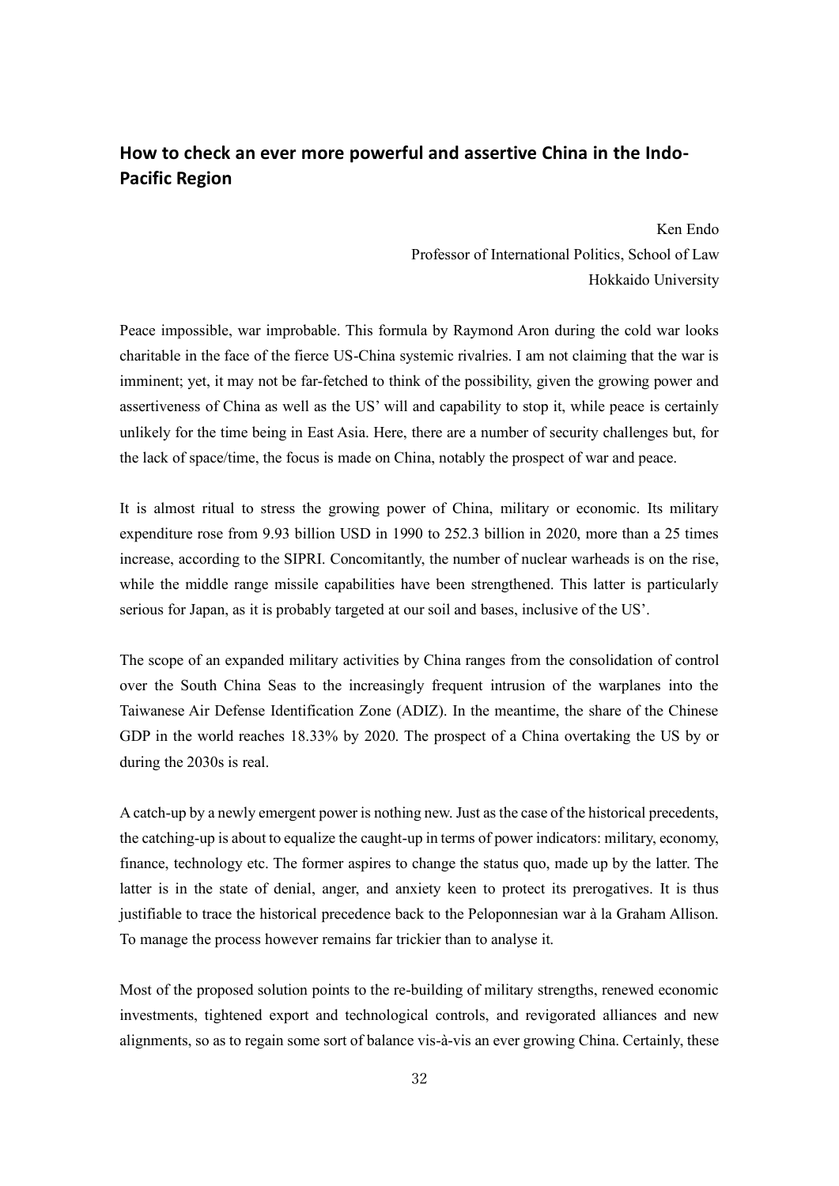## How to check an ever more powerful and assertive China in the Indo-Pacific Region

Ken Endo
Professor of International Politics, School of Law
Hokkaido University

Peace impossible, war improbable. This formula by Raymond Aron during the cold war looks charitable in the face of the fierce US-China systemic rivalries. I am not claiming that the war is imminent; yet, it may not be far-fetched to think of the possibility, given the growing power and assertiveness of China as well as the US' will and capability to stop it, while peace is certainly unlikely for the time being in East Asia. Here, there are a number of security challenges but, for the lack of space/time, the focus is made on China, notably the prospect of war and peace.

It is almost ritual to stress the growing power of China, military or economic. Its military expenditure rose from 9.93 billion USD in 1990 to 252.3 billion in 2020, more than a 25 times increase, according to the SIPRI. Concomitantly, the number of nuclear warheads is on the rise, while the middle range missile capabilities have been strengthened. This latter is particularly serious for Japan, as it is probably targeted at our soil and bases, inclusive of the US'.

The scope of an expanded military activities by China ranges from the consolidation of control over the South China Seas to the increasingly frequent intrusion of the warplanes into the Taiwanese Air Defense Identification Zone (ADIZ). In the meantime, the share of the Chinese GDP in the world reaches 18.33% by 2020. The prospect of a China overtaking the US by or during the 2030s is real.

A catch-up by a newly emergent power is nothing new. Just as the case of the historical precedents, the catching-up is about to equalize the caught-up in terms of power indicators: military, economy, finance, technology etc. The former aspires to change the status quo, made up by the latter. The latter is in the state of denial, anger, and anxiety keen to protect its prerogatives. It is thus justifiable to trace the historical precedence back to the Peloponnesian war à la Graham Allison. To manage the process however remains far trickier than to analyse it.

Most of the proposed solution points to the re-building of military strengths, renewed economic investments, tightened export and technological controls, and revigorated alliances and new alignments, so as to regain some sort of balance vis-à-vis an ever growing China. Certainly, these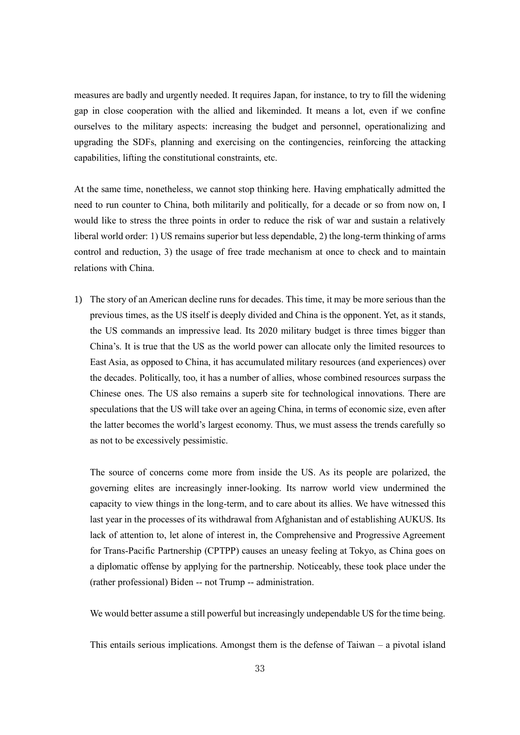measures are badly and urgently needed. It requires Japan, for instance, to try to fill the widening gap in close cooperation with the allied and likeminded. It means a lot, even if we confine ourselves to the military aspects: increasing the budget and personnel, operationalizing and upgrading the SDFs, planning and exercising on the contingencies, reinforcing the attacking capabilities, lifting the constitutional constraints, etc.

At the same time, nonetheless, we cannot stop thinking here. Having emphatically admitted the need to run counter to China, both militarily and politically, for a decade or so from now on, I would like to stress the three points in order to reduce the risk of war and sustain a relatively liberal world order: 1) US remains superior but less dependable, 2) the long-term thinking of arms control and reduction, 3) the usage of free trade mechanism at once to check and to maintain relations with China.

1) The story of an American decline runs for decades. This time, it may be more serious than the previous times, as the US itself is deeply divided and China is the opponent. Yet, as it stands, the US commands an impressive lead. Its 2020 military budget is three times bigger than China's. It is true that the US as the world power can allocate only the limited resources to East Asia, as opposed to China, it has accumulated military resources (and experiences) over the decades. Politically, too, it has a number of allies, whose combined resources surpass the Chinese ones. The US also remains a superb site for technological innovations. There are speculations that the US will take over an ageing China, in terms of economic size, even after the latter becomes the world's largest economy. Thus, we must assess the trends carefully so as not to be excessively pessimistic.

   The source of concerns come more from inside the US. As its people are polarized, the governing elites are increasingly inner-looking. Its narrow world view undermined the capacity to view things in the long-term, and to care about its allies. We have witnessed this last year in the processes of its withdrawal from Afghanistan and of establishing AUKUS. Its lack of attention to, let alone of interest in, the Comprehensive and Progressive Agreement for Trans-Pacific Partnership (CPTPP) causes an uneasy feeling at Tokyo, as China goes on a diplomatic offense by applying for the partnership. Noticeably, these took place under the (rather professional) Biden -- not Trump -- administration.

   We would better assume a still powerful but increasingly undependable US for the time being.

   This entails serious implications. Amongst them is the defense of Taiwan – a pivotal island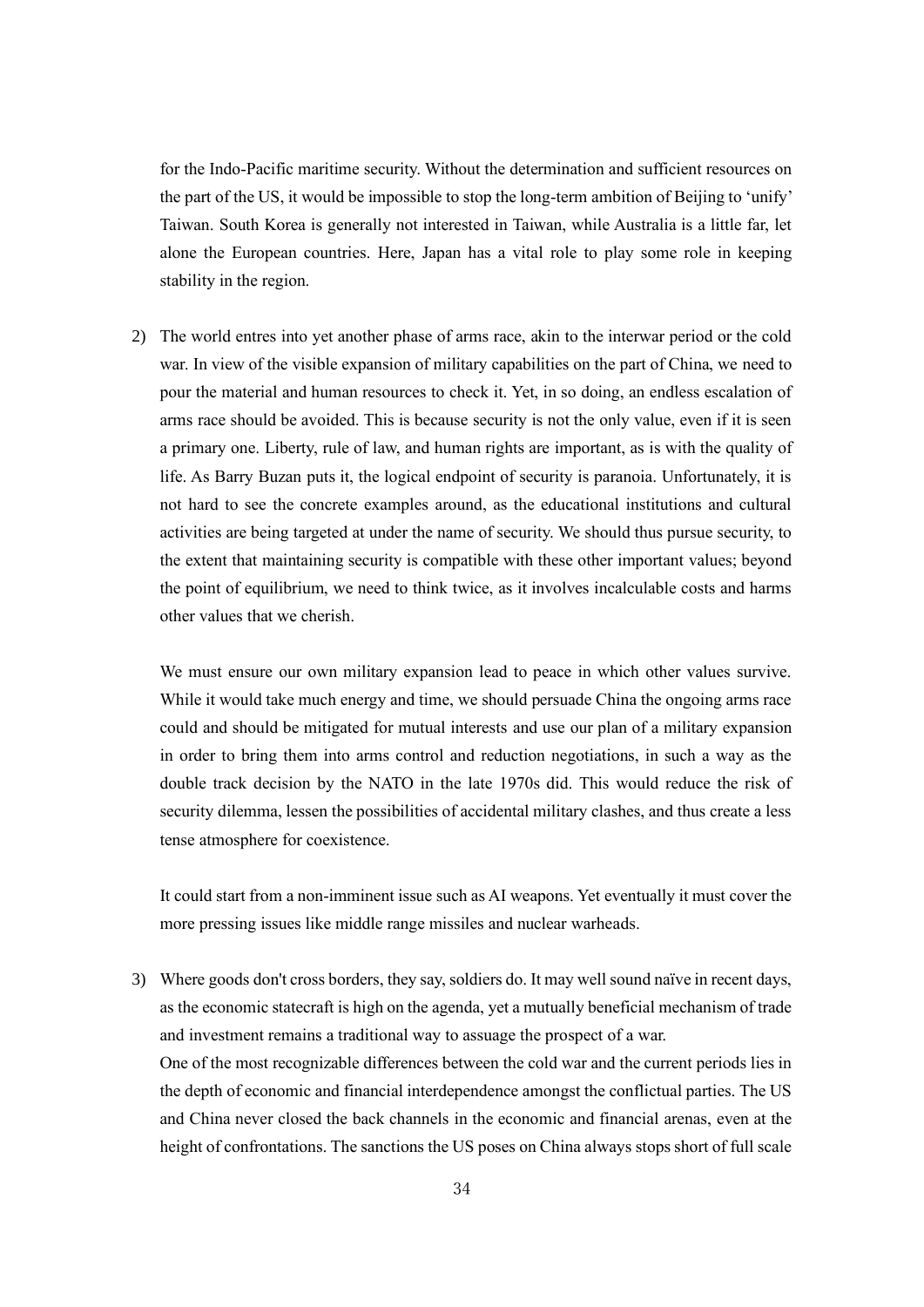for the Indo-Pacific maritime security. Without the determination and sufficient resources on the part of the US, it would be impossible to stop the long-term ambition of Beijing to 'unify' Taiwan. South Korea is generally not interested in Taiwan, while Australia is a little far, let alone the European countries. Here, Japan has a vital role to play some role in keeping stability in the region.

2) The world entres into yet another phase of arms race, akin to the interwar period or the cold war. In view of the visible expansion of military capabilities on the part of China, we need to pour the material and human resources to check it. Yet, in so doing, an endless escalation of arms race should be avoided. This is because security is not the only value, even if it is seen a primary one. Liberty, rule of law, and human rights are important, as is with the quality of life. As Barry Buzan puts it, the logical endpoint of security is paranoia. Unfortunately, it is not hard to see the concrete examples around, as the educational institutions and cultural activities are being targeted at under the name of security. We should thus pursue security, to the extent that maintaining security is compatible with these other important values; beyond the point of equilibrium, we need to think twice, as it involves incalculable costs and harms other values that we cherish.

   We must ensure our own military expansion lead to peace in which other values survive. While it would take much energy and time, we should persuade China the ongoing arms race could and should be mitigated for mutual interests and use our plan of a military expansion in order to bring them into arms control and reduction negotiations, in such a way as the double track decision by the NATO in the late 1970s did. This would reduce the risk of security dilemma, lessen the possibilities of accidental military clashes, and thus create a less tense atmosphere for coexistence.

   It could start from a non-imminent issue such as AI weapons. Yet eventually it must cover the more pressing issues like middle range missiles and nuclear warheads.

3) Where goods don't cross borders, they say, soldiers do. It may well sound naïve in recent days, as the economic statecraft is high on the agenda, yet a mutually beneficial mechanism of trade and investment remains a traditional way to assuage the prospect of a war.
   One of the most recognizable differences between the cold war and the current periods lies in the depth of economic and financial interdependence amongst the conflictual parties. The US and China never closed the back channels in the economic and financial arenas, even at the height of confrontations. The sanctions the US poses on China always stops short of full scale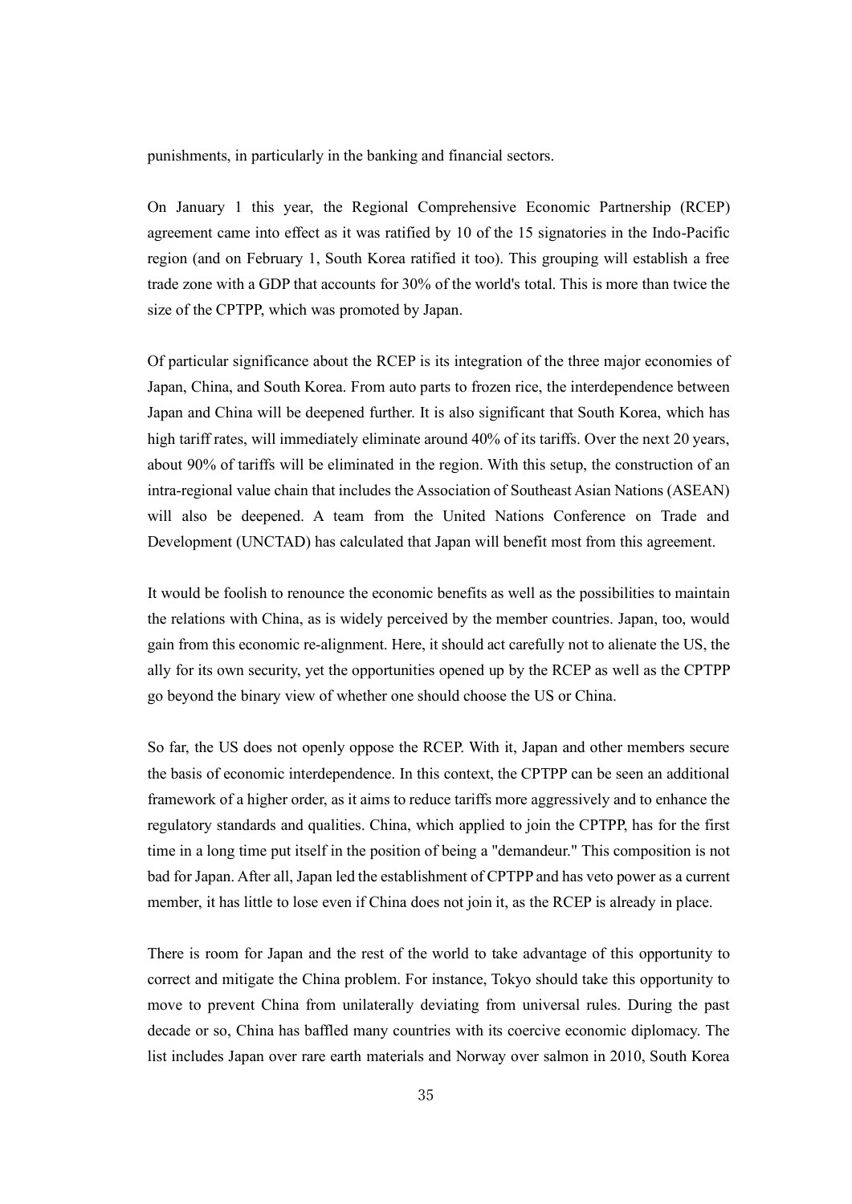punishments, in particularly in the banking and financial sectors.

On January 1 this year, the Regional Comprehensive Economic Partnership (RCEP) agreement came into effect as it was ratified by 10 of the 15 signatories in the Indo-Pacific region (and on February 1, South Korea ratified it too). This grouping will establish a free trade zone with a GDP that accounts for 30% of the world's total. This is more than twice the size of the CPTPP, which was promoted by Japan.

Of particular significance about the RCEP is its integration of the three major economies of Japan, China, and South Korea. From auto parts to frozen rice, the interdependence between Japan and China will be deepened further. It is also significant that South Korea, which has high tariff rates, will immediately eliminate around 40% of its tariffs. Over the next 20 years, about 90% of tariffs will be eliminated in the region. With this setup, the construction of an intra-regional value chain that includes the Association of Southeast Asian Nations (ASEAN) will also be deepened. A team from the United Nations Conference on Trade and Development (UNCTAD) has calculated that Japan will benefit most from this agreement.

It would be foolish to renounce the economic benefits as well as the possibilities to maintain the relations with China, as is widely perceived by the member countries. Japan, too, would gain from this economic re-alignment. Here, it should act carefully not to alienate the US, the ally for its own security, yet the opportunities opened up by the RCEP as well as the CPTPP go beyond the binary view of whether one should choose the US or China.

So far, the US does not openly oppose the RCEP. With it, Japan and other members secure the basis of economic interdependence. In this context, the CPTPP can be seen an additional framework of a higher order, as it aims to reduce tariffs more aggressively and to enhance the regulatory standards and qualities. China, which applied to join the CPTPP, has for the first time in a long time put itself in the position of being a "demandeur." This composition is not bad for Japan. After all, Japan led the establishment of CPTPP and has veto power as a current member, it has little to lose even if China does not join it, as the RCEP is already in place.

There is room for Japan and the rest of the world to take advantage of this opportunity to correct and mitigate the China problem. For instance, Tokyo should take this opportunity to move to prevent China from unilaterally deviating from universal rules. During the past decade or so, China has baffled many countries with its coercive economic diplomacy. The list includes Japan over rare earth materials and Norway over salmon in 2010, South Korea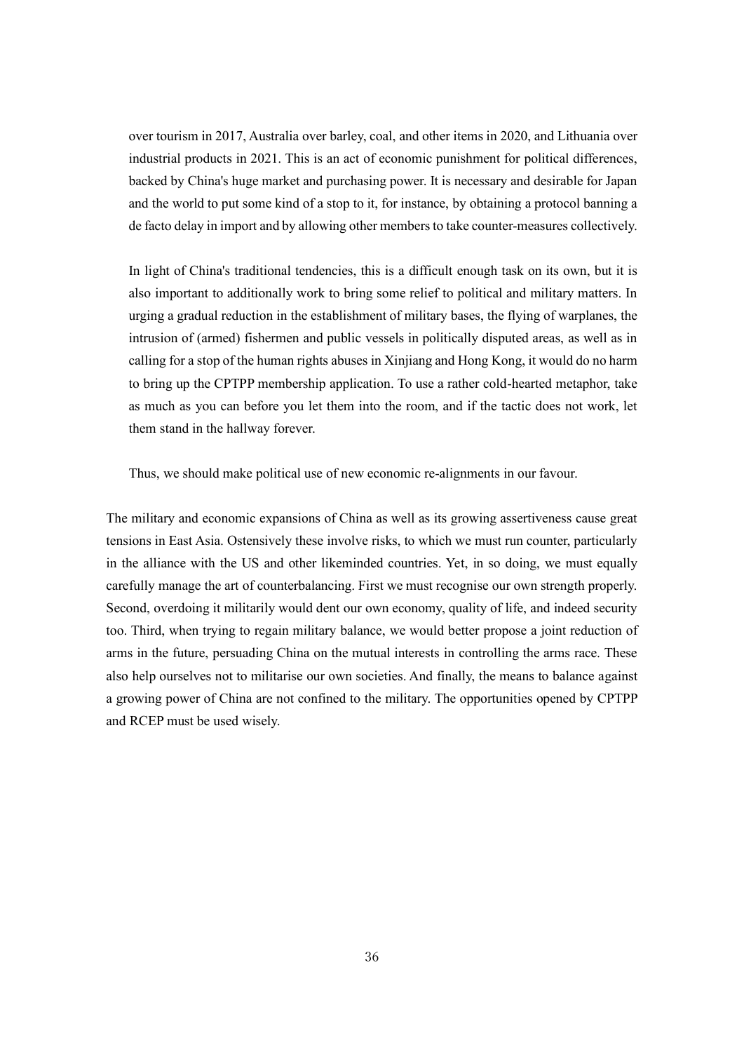over tourism in 2017, Australia over barley, coal, and other items in 2020, and Lithuania over industrial products in 2021. This is an act of economic punishment for political differences, backed by China's huge market and purchasing power. It is necessary and desirable for Japan and the world to put some kind of a stop to it, for instance, by obtaining a protocol banning a de facto delay in import and by allowing other members to take counter-measures collectively.

In light of China's traditional tendencies, this is a difficult enough task on its own, but it is also important to additionally work to bring some relief to political and military matters. In urging a gradual reduction in the establishment of military bases, the flying of warplanes, the intrusion of (armed) fishermen and public vessels in politically disputed areas, as well as in calling for a stop of the human rights abuses in Xinjiang and Hong Kong, it would do no harm to bring up the CPTPP membership application. To use a rather cold-hearted metaphor, take as much as you can before you let them into the room, and if the tactic does not work, let them stand in the hallway forever.

Thus, we should make political use of new economic re-alignments in our favour.

The military and economic expansions of China as well as its growing assertiveness cause great tensions in East Asia. Ostensively these involve risks, to which we must run counter, particularly in the alliance with the US and other likeminded countries. Yet, in so doing, we must equally carefully manage the art of counterbalancing. First we must recognise our own strength properly. Second, overdoing it militarily would dent our own economy, quality of life, and indeed security too. Third, when trying to regain military balance, we would better propose a joint reduction of arms in the future, persuading China on the mutual interests in controlling the arms race. These also help ourselves not to militarise our own societies. And finally, the means to balance against a growing power of China are not confined to the military. The opportunities opened by CPTPP and RCEP must be used wisely.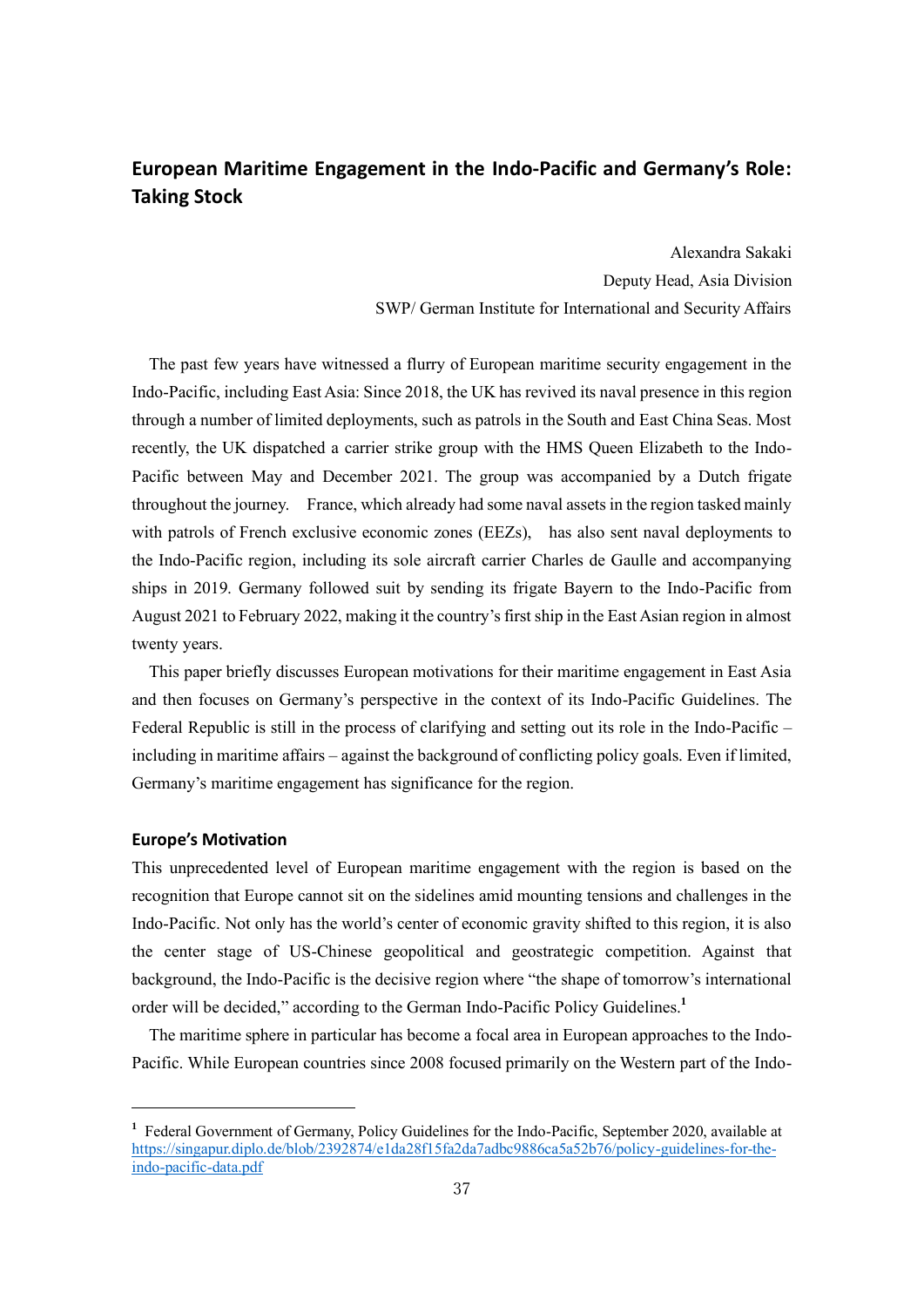## European Maritime Engagement in the Indo-Pacific and Germany's Role: Taking Stock

Alexandra Sakaki
Deputy Head, Asia Division
SWP/ German Institute for International and Security Affairs

The past few years have witnessed a flurry of European maritime security engagement in the Indo-Pacific, including East Asia: Since 2018, the UK has revived its naval presence in this region through a number of limited deployments, such as patrols in the South and East China Seas. Most recently, the UK dispatched a carrier strike group with the HMS Queen Elizabeth to the Indo-Pacific between May and December 2021. The group was accompanied by a Dutch frigate throughout the journey. France, which already had some naval assets in the region tasked mainly with patrols of French exclusive economic zones (EEZs), has also sent naval deployments to the Indo-Pacific region, including its sole aircraft carrier Charles de Gaulle and accompanying ships in 2019. Germany followed suit by sending its frigate Bayern to the Indo-Pacific from August 2021 to February 2022, making it the country's first ship in the East Asian region in almost twenty years.

This paper briefly discusses European motivations for their maritime engagement in East Asia and then focuses on Germany's perspective in the context of its Indo-Pacific Guidelines. The Federal Republic is still in the process of clarifying and setting out its role in the Indo-Pacific – including in maritime affairs – against the background of conflicting policy goals. Even if limited, Germany's maritime engagement has significance for the region.

### Europe's Motivation

This unprecedented level of European maritime engagement with the region is based on the recognition that Europe cannot sit on the sidelines amid mounting tensions and challenges in the Indo-Pacific. Not only has the world's center of economic gravity shifted to this region, it is also the center stage of US-Chinese geopolitical and geostrategic competition. Against that background, the Indo-Pacific is the decisive region where "the shape of tomorrow's international order will be decided," according to the German Indo-Pacific Policy Guidelines.[1]

The maritime sphere in particular has become a focal area in European approaches to the Indo-Pacific. While European countries since 2008 focused primarily on the Western part of the Indo-

[1] Federal Government of Germany, Policy Guidelines for the Indo-Pacific, September 2020, available at https://singapur.diplo.de/blob/2392874/e1da28f15fa2da7adbc9886ca5a52b76/policy-guidelines-for-the-indo-pacific-data.pdf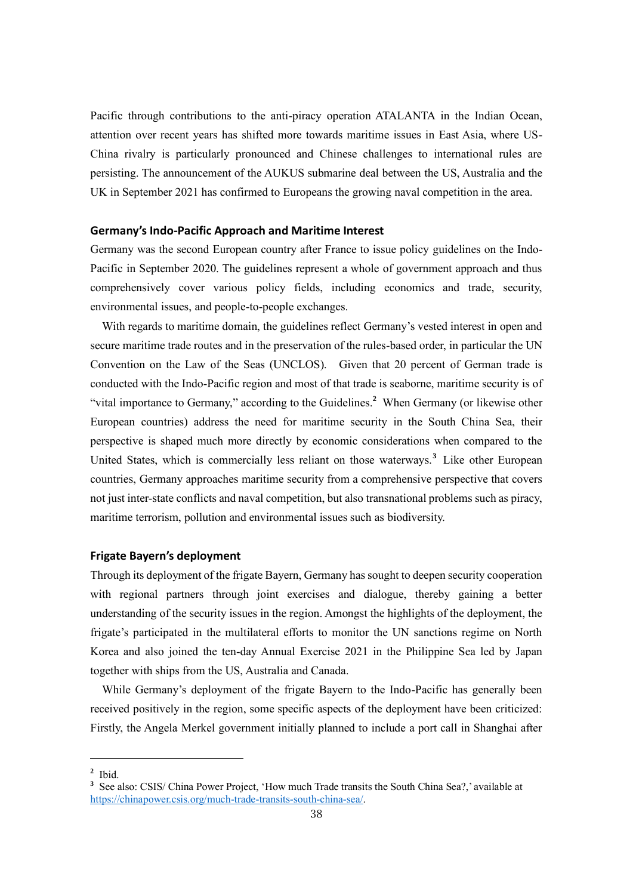Pacific through contributions to the anti-piracy operation ATALANTA in the Indian Ocean, attention over recent years has shifted more towards maritime issues in East Asia, where US-China rivalry is particularly pronounced and Chinese challenges to international rules are persisting. The announcement of the AUKUS submarine deal between the US, Australia and the UK in September 2021 has confirmed to Europeans the growing naval competition in the area.

### Germany's Indo-Pacific Approach and Maritime Interest

Germany was the second European country after France to issue policy guidelines on the Indo-Pacific in September 2020. The guidelines represent a whole of government approach and thus comprehensively cover various policy fields, including economics and trade, security, environmental issues, and people-to-people exchanges.

With regards to maritime domain, the guidelines reflect Germany's vested interest in open and secure maritime trade routes and in the preservation of the rules-based order, in particular the UN Convention on the Law of the Seas (UNCLOS). Given that 20 percent of German trade is conducted with the Indo-Pacific region and most of that trade is seaborne, maritime security is of "vital importance to Germany," according to the Guidelines.[2] When Germany (or likewise other European countries) address the need for maritime security in the South China Sea, their perspective is shaped much more directly by economic considerations when compared to the United States, which is commercially less reliant on those waterways.[3] Like other European countries, Germany approaches maritime security from a comprehensive perspective that covers not just inter-state conflicts and naval competition, but also transnational problems such as piracy, maritime terrorism, pollution and environmental issues such as biodiversity.

### Frigate Bayern's deployment

Through its deployment of the frigate Bayern, Germany has sought to deepen security cooperation with regional partners through joint exercises and dialogue, thereby gaining a better understanding of the security issues in the region. Amongst the highlights of the deployment, the frigate's participated in the multilateral efforts to monitor the UN sanctions regime on North Korea and also joined the ten-day Annual Exercise 2021 in the Philippine Sea led by Japan together with ships from the US, Australia and Canada.

While Germany's deployment of the frigate Bayern to the Indo-Pacific has generally been received positively in the region, some specific aspects of the deployment have been criticized: Firstly, the Angela Merkel government initially planned to include a port call in Shanghai after

---

[2] Ibid.

[3] See also: CSIS/ China Power Project, 'How much Trade transits the South China Sea?,' available at https://chinapower.csis.org/much-trade-transits-south-china-sea/.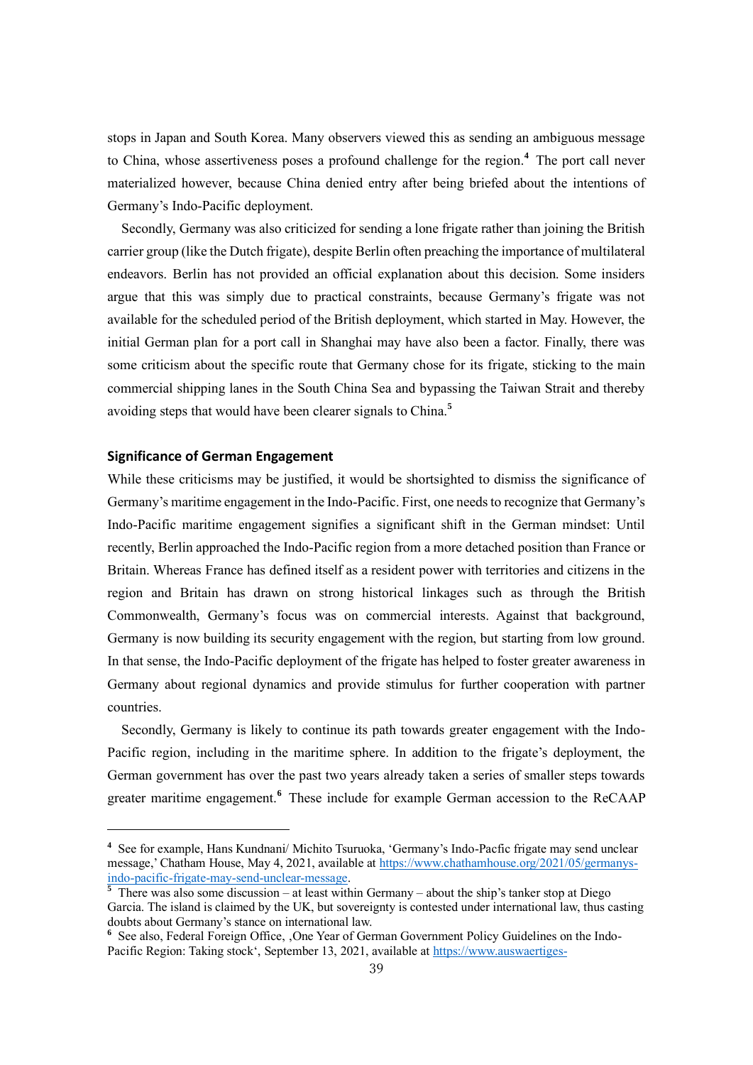stops in Japan and South Korea. Many observers viewed this as sending an ambiguous message to China, whose assertiveness poses a profound challenge for the region.[4] The port call never materialized however, because China denied entry after being briefed about the intentions of Germany's Indo-Pacific deployment.

Secondly, Germany was also criticized for sending a lone frigate rather than joining the British carrier group (like the Dutch frigate), despite Berlin often preaching the importance of multilateral endeavors. Berlin has not provided an official explanation about this decision. Some insiders argue that this was simply due to practical constraints, because Germany's frigate was not available for the scheduled period of the British deployment, which started in May. However, the initial German plan for a port call in Shanghai may have also been a factor. Finally, there was some criticism about the specific route that Germany chose for its frigate, sticking to the main commercial shipping lanes in the South China Sea and bypassing the Taiwan Strait and thereby avoiding steps that would have been clearer signals to China.[5]

## Significance of German Engagement

While these criticisms may be justified, it would be shortsighted to dismiss the significance of Germany's maritime engagement in the Indo-Pacific. First, one needs to recognize that Germany's Indo-Pacific maritime engagement signifies a significant shift in the German mindset: Until recently, Berlin approached the Indo-Pacific region from a more detached position than France or Britain. Whereas France has defined itself as a resident power with territories and citizens in the region and Britain has drawn on strong historical linkages such as through the British Commonwealth, Germany's focus was on commercial interests. Against that background, Germany is now building its security engagement with the region, but starting from low ground. In that sense, the Indo-Pacific deployment of the frigate has helped to foster greater awareness in Germany about regional dynamics and provide stimulus for further cooperation with partner countries.

Secondly, Germany is likely to continue its path towards greater engagement with the Indo-Pacific region, including in the maritime sphere. In addition to the frigate's deployment, the German government has over the past two years already taken a series of smaller steps towards greater maritime engagement.[6] These include for example German accession to the ReCAAP

---

[4] See for example, Hans Kundnani/ Michito Tsuruoka, 'Germany's Indo-Pacfic frigate may send unclear message,' Chatham House, May 4, 2021, available at https://www.chathamhouse.org/2021/05/germanys-indo-pacific-frigate-may-send-unclear-message.

[5] There was also some discussion – at least within Germany – about the ship's tanker stop at Diego Garcia. The island is claimed by the UK, but sovereignty is contested under international law, thus casting doubts about Germany's stance on international law.

[6] See also, Federal Foreign Office, ‚One Year of German Government Policy Guidelines on the Indo-Pacific Region: Taking stock', September 13, 2021, available at https://www.auswaertiges-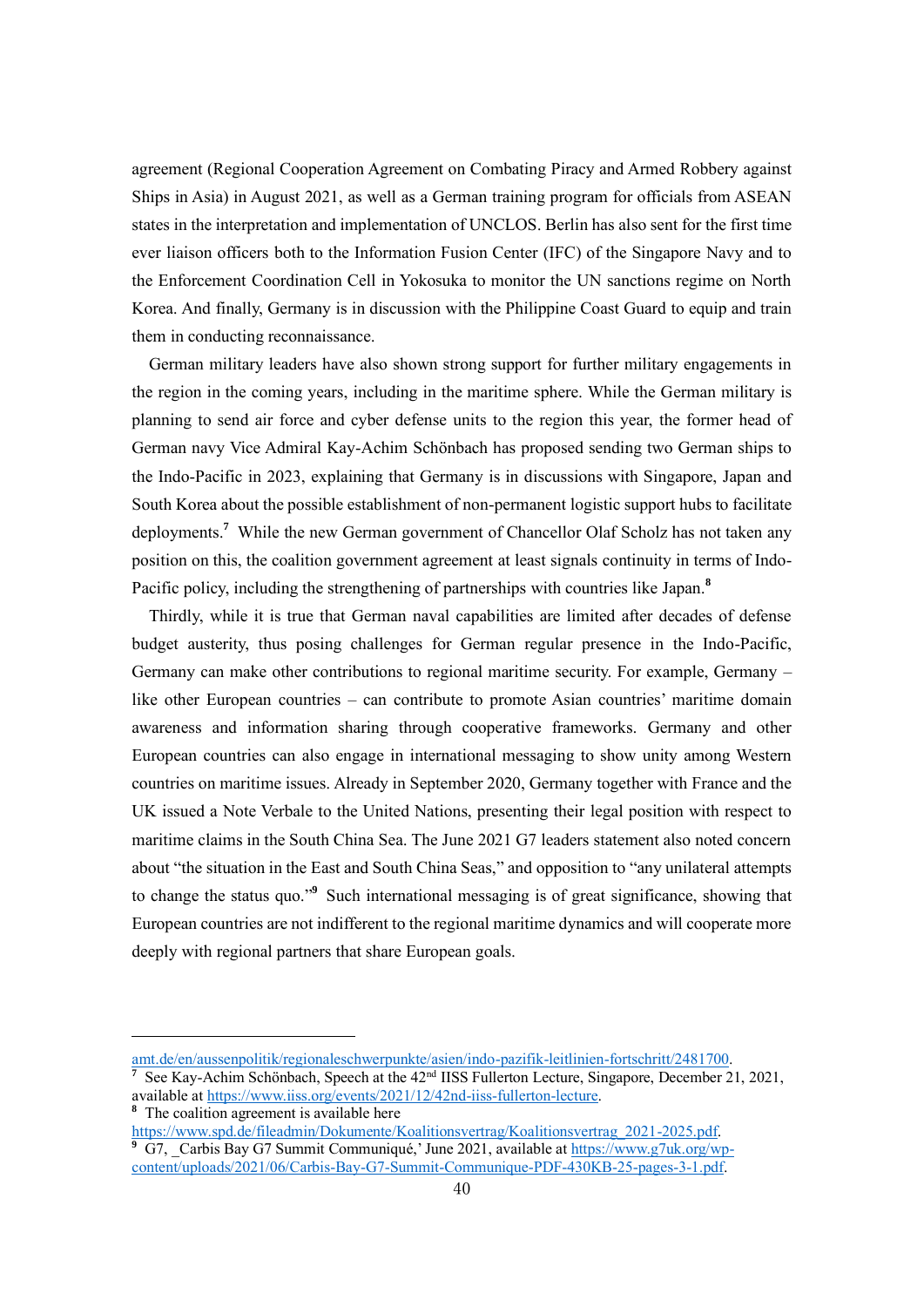agreement (Regional Cooperation Agreement on Combating Piracy and Armed Robbery against Ships in Asia) in August 2021, as well as a German training program for officials from ASEAN states in the interpretation and implementation of UNCLOS. Berlin has also sent for the first time ever liaison officers both to the Information Fusion Center (IFC) of the Singapore Navy and to the Enforcement Coordination Cell in Yokosuka to monitor the UN sanctions regime on North Korea. And finally, Germany is in discussion with the Philippine Coast Guard to equip and train them in conducting reconnaissance.

German military leaders have also shown strong support for further military engagements in the region in the coming years, including in the maritime sphere. While the German military is planning to send air force and cyber defense units to the region this year, the former head of German navy Vice Admiral Kay-Achim Schönbach has proposed sending two German ships to the Indo-Pacific in 2023, explaining that Germany is in discussions with Singapore, Japan and South Korea about the possible establishment of non-permanent logistic support hubs to facilitate deployments.[7] While the new German government of Chancellor Olaf Scholz has not taken any position on this, the coalition government agreement at least signals continuity in terms of Indo-Pacific policy, including the strengthening of partnerships with countries like Japan.[8]

Thirdly, while it is true that German naval capabilities are limited after decades of defense budget austerity, thus posing challenges for German regular presence in the Indo-Pacific, Germany can make other contributions to regional maritime security. For example, Germany – like other European countries – can contribute to promote Asian countries' maritime domain awareness and information sharing through cooperative frameworks. Germany and other European countries can also engage in international messaging to show unity among Western countries on maritime issues. Already in September 2020, Germany together with France and the UK issued a Note Verbale to the United Nations, presenting their legal position with respect to maritime claims in the South China Sea. The June 2021 G7 leaders statement also noted concern about "the situation in the East and South China Seas," and opposition to "any unilateral attempts to change the status quo."[9] Such international messaging is of great significance, showing that European countries are not indifferent to the regional maritime dynamics and will cooperate more deeply with regional partners that share European goals.

---

amt.de/en/aussenpolitik/regionaleschwerpunkte/asien/indo-pazifik-leitlinien-fortschritt/2481700.

[7] See Kay-Achim Schönbach, Speech at the 42nd IISS Fullerton Lecture, Singapore, December 21, 2021, available at https://www.iiss.org/events/2021/12/42nd-iiss-fullerton-lecture.

[8] The coalition agreement is available here https://www.spd.de/fileadmin/Dokumente/Koalitionsvertrag/Koalitionsvertrag_2021-2025.pdf.

[9] G7, _Carbis Bay G7 Summit Communiqué,' June 2021, available at https://www.g7uk.org/wp-content/uploads/2021/06/Carbis-Bay-G7-Summit-Communique-PDF-430KB-25-pages-3-1.pdf.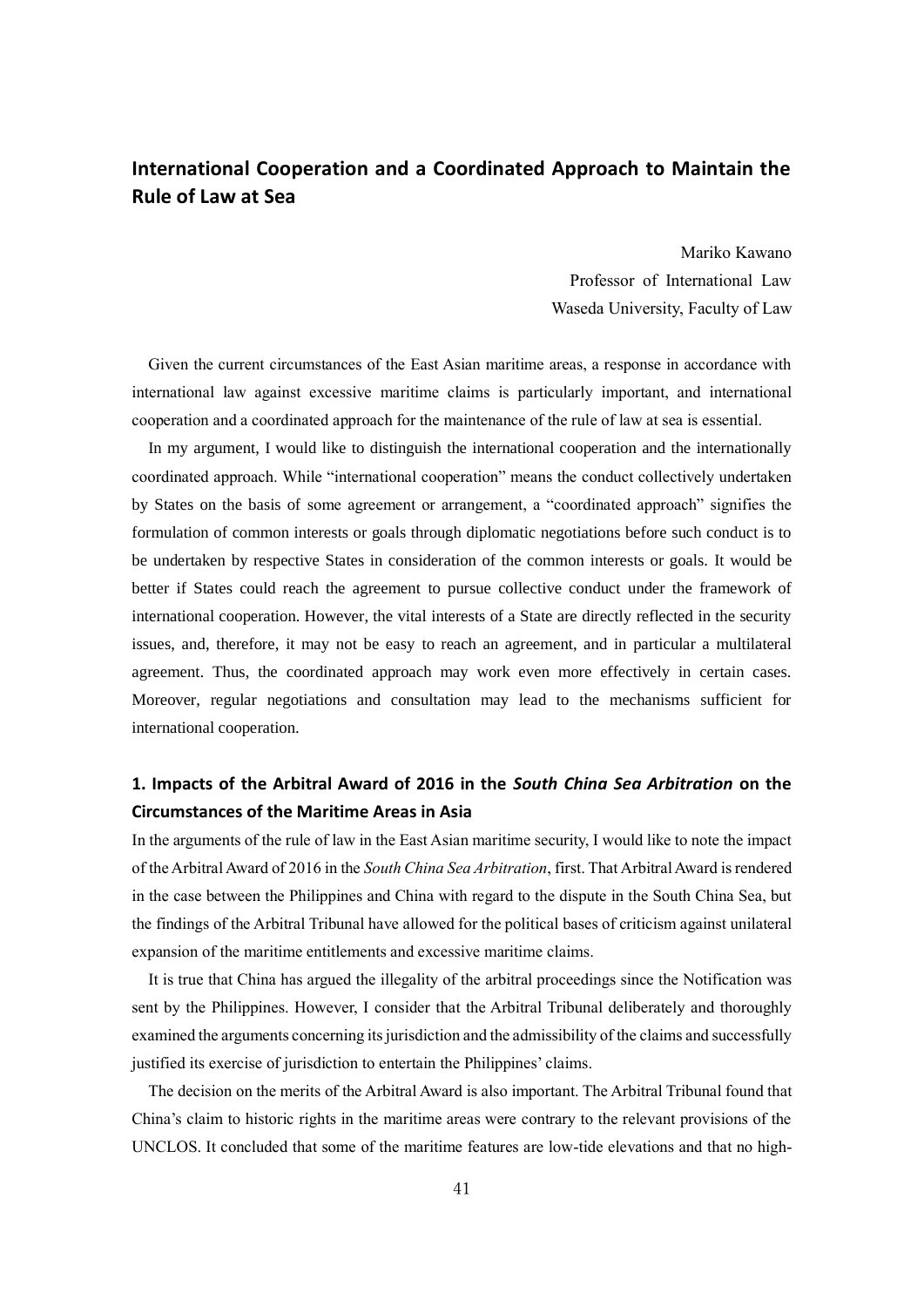## International Cooperation and a Coordinated Approach to Maintain the Rule of Law at Sea

Mariko Kawano
Professor of International Law
Waseda University, Faculty of Law

Given the current circumstances of the East Asian maritime areas, a response in accordance with international law against excessive maritime claims is particularly important, and international cooperation and a coordinated approach for the maintenance of the rule of law at sea is essential.

In my argument, I would like to distinguish the international cooperation and the internationally coordinated approach. While "international cooperation" means the conduct collectively undertaken by States on the basis of some agreement or arrangement, a "coordinated approach" signifies the formulation of common interests or goals through diplomatic negotiations before such conduct is to be undertaken by respective States in consideration of the common interests or goals. It would be better if States could reach the agreement to pursue collective conduct under the framework of international cooperation. However, the vital interests of a State are directly reflected in the security issues, and, therefore, it may not be easy to reach an agreement, and in particular a multilateral agreement. Thus, the coordinated approach may work even more effectively in certain cases. Moreover, regular negotiations and consultation may lead to the mechanisms sufficient for international cooperation.

### 1. Impacts of the Arbitral Award of 2016 in the *South China Sea Arbitration* on the Circumstances of the Maritime Areas in Asia

In the arguments of the rule of law in the East Asian maritime security, I would like to note the impact of the Arbitral Award of 2016 in the *South China Sea Arbitration*, first. That Arbitral Award is rendered in the case between the Philippines and China with regard to the dispute in the South China Sea, but the findings of the Arbitral Tribunal have allowed for the political bases of criticism against unilateral expansion of the maritime entitlements and excessive maritime claims.

It is true that China has argued the illegality of the arbitral proceedings since the Notification was sent by the Philippines. However, I consider that the Arbitral Tribunal deliberately and thoroughly examined the arguments concerning its jurisdiction and the admissibility of the claims and successfully justified its exercise of jurisdiction to entertain the Philippines' claims.

The decision on the merits of the Arbitral Award is also important. The Arbitral Tribunal found that China's claim to historic rights in the maritime areas were contrary to the relevant provisions of the UNCLOS. It concluded that some of the maritime features are low-tide elevations and that no high-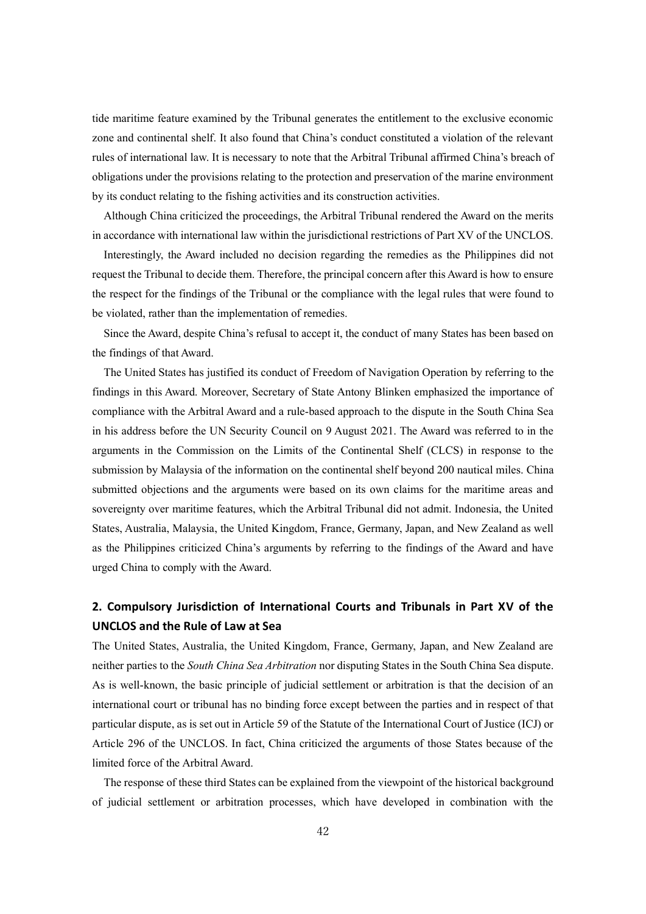tide maritime feature examined by the Tribunal generates the entitlement to the exclusive economic zone and continental shelf. It also found that China's conduct constituted a violation of the relevant rules of international law. It is necessary to note that the Arbitral Tribunal affirmed China's breach of obligations under the provisions relating to the protection and preservation of the marine environment by its conduct relating to the fishing activities and its construction activities.

Although China criticized the proceedings, the Arbitral Tribunal rendered the Award on the merits in accordance with international law within the jurisdictional restrictions of Part XV of the UNCLOS.

Interestingly, the Award included no decision regarding the remedies as the Philippines did not request the Tribunal to decide them. Therefore, the principal concern after this Award is how to ensure the respect for the findings of the Tribunal or the compliance with the legal rules that were found to be violated, rather than the implementation of remedies.

Since the Award, despite China's refusal to accept it, the conduct of many States has been based on the findings of that Award.

The United States has justified its conduct of Freedom of Navigation Operation by referring to the findings in this Award. Moreover, Secretary of State Antony Blinken emphasized the importance of compliance with the Arbitral Award and a rule-based approach to the dispute in the South China Sea in his address before the UN Security Council on 9 August 2021. The Award was referred to in the arguments in the Commission on the Limits of the Continental Shelf (CLCS) in response to the submission by Malaysia of the information on the continental shelf beyond 200 nautical miles. China submitted objections and the arguments were based on its own claims for the maritime areas and sovereignty over maritime features, which the Arbitral Tribunal did not admit. Indonesia, the United States, Australia, Malaysia, the United Kingdom, France, Germany, Japan, and New Zealand as well as the Philippines criticized China's arguments by referring to the findings of the Award and have urged China to comply with the Award.

## 2. Compulsory Jurisdiction of International Courts and Tribunals in Part XV of the UNCLOS and the Rule of Law at Sea

The United States, Australia, the United Kingdom, France, Germany, Japan, and New Zealand are neither parties to the *South China Sea Arbitration* nor disputing States in the South China Sea dispute. As is well-known, the basic principle of judicial settlement or arbitration is that the decision of an international court or tribunal has no binding force except between the parties and in respect of that particular dispute, as is set out in Article 59 of the Statute of the International Court of Justice (ICJ) or Article 296 of the UNCLOS. In fact, China criticized the arguments of those States because of the limited force of the Arbitral Award.

The response of these third States can be explained from the viewpoint of the historical background of judicial settlement or arbitration processes, which have developed in combination with the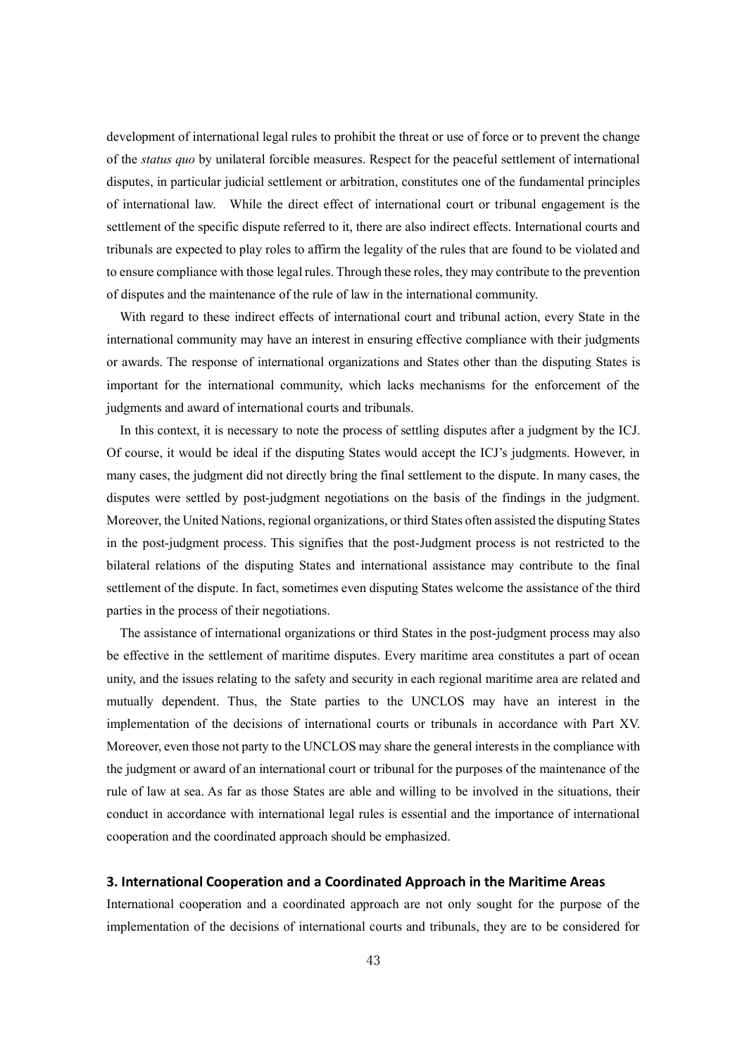development of international legal rules to prohibit the threat or use of force or to prevent the change of the *status quo* by unilateral forcible measures. Respect for the peaceful settlement of international disputes, in particular judicial settlement or arbitration, constitutes one of the fundamental principles of international law. While the direct effect of international court or tribunal engagement is the settlement of the specific dispute referred to it, there are also indirect effects. International courts and tribunals are expected to play roles to affirm the legality of the rules that are found to be violated and to ensure compliance with those legal rules. Through these roles, they may contribute to the prevention of disputes and the maintenance of the rule of law in the international community.

With regard to these indirect effects of international court and tribunal action, every State in the international community may have an interest in ensuring effective compliance with their judgments or awards. The response of international organizations and States other than the disputing States is important for the international community, which lacks mechanisms for the enforcement of the judgments and award of international courts and tribunals.

In this context, it is necessary to note the process of settling disputes after a judgment by the ICJ. Of course, it would be ideal if the disputing States would accept the ICJ's judgments. However, in many cases, the judgment did not directly bring the final settlement to the dispute. In many cases, the disputes were settled by post-judgment negotiations on the basis of the findings in the judgment. Moreover, the United Nations, regional organizations, or third States often assisted the disputing States in the post-judgment process. This signifies that the post-Judgment process is not restricted to the bilateral relations of the disputing States and international assistance may contribute to the final settlement of the dispute. In fact, sometimes even disputing States welcome the assistance of the third parties in the process of their negotiations.

The assistance of international organizations or third States in the post-judgment process may also be effective in the settlement of maritime disputes. Every maritime area constitutes a part of ocean unity, and the issues relating to the safety and security in each regional maritime area are related and mutually dependent. Thus, the State parties to the UNCLOS may have an interest in the implementation of the decisions of international courts or tribunals in accordance with Part XV. Moreover, even those not party to the UNCLOS may share the general interests in the compliance with the judgment or award of an international court or tribunal for the purposes of the maintenance of the rule of law at sea. As far as those States are able and willing to be involved in the situations, their conduct in accordance with international legal rules is essential and the importance of international cooperation and the coordinated approach should be emphasized.

### 3. International Cooperation and a Coordinated Approach in the Maritime Areas

International cooperation and a coordinated approach are not only sought for the purpose of the implementation of the decisions of international courts and tribunals, they are to be considered for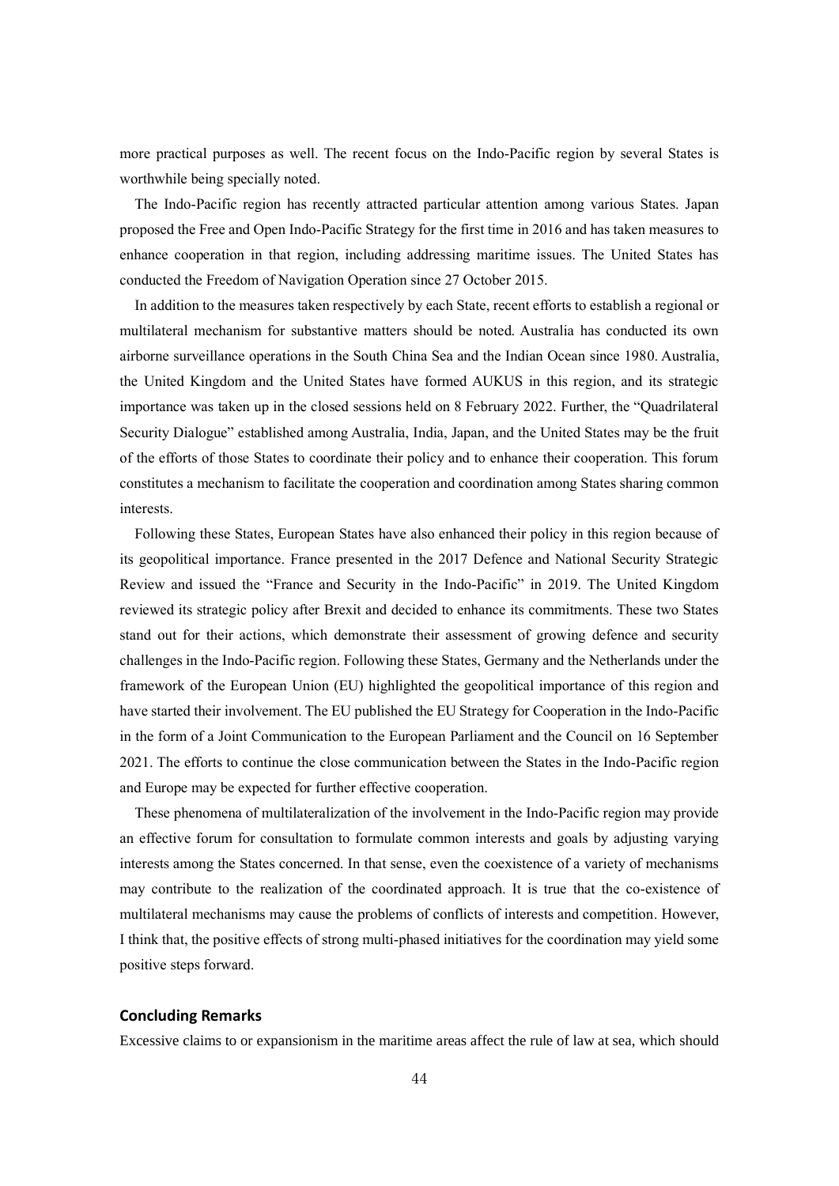more practical purposes as well. The recent focus on the Indo-Pacific region by several States is worthwhile being specially noted.

The Indo-Pacific region has recently attracted particular attention among various States. Japan proposed the Free and Open Indo-Pacific Strategy for the first time in 2016 and has taken measures to enhance cooperation in that region, including addressing maritime issues. The United States has conducted the Freedom of Navigation Operation since 27 October 2015.

In addition to the measures taken respectively by each State, recent efforts to establish a regional or multilateral mechanism for substantive matters should be noted. Australia has conducted its own airborne surveillance operations in the South China Sea and the Indian Ocean since 1980. Australia, the United Kingdom and the United States have formed AUKUS in this region, and its strategic importance was taken up in the closed sessions held on 8 February 2022. Further, the "Quadrilateral Security Dialogue" established among Australia, India, Japan, and the United States may be the fruit of the efforts of those States to coordinate their policy and to enhance their cooperation. This forum constitutes a mechanism to facilitate the cooperation and coordination among States sharing common interests.

Following these States, European States have also enhanced their policy in this region because of its geopolitical importance. France presented in the 2017 Defence and National Security Strategic Review and issued the "France and Security in the Indo-Pacific" in 2019. The United Kingdom reviewed its strategic policy after Brexit and decided to enhance its commitments. These two States stand out for their actions, which demonstrate their assessment of growing defence and security challenges in the Indo-Pacific region. Following these States, Germany and the Netherlands under the framework of the European Union (EU) highlighted the geopolitical importance of this region and have started their involvement. The EU published the EU Strategy for Cooperation in the Indo-Pacific in the form of a Joint Communication to the European Parliament and the Council on 16 September 2021. The efforts to continue the close communication between the States in the Indo-Pacific region and Europe may be expected for further effective cooperation.

These phenomena of multilateralization of the involvement in the Indo-Pacific region may provide an effective forum for consultation to formulate common interests and goals by adjusting varying interests among the States concerned. In that sense, even the coexistence of a variety of mechanisms may contribute to the realization of the coordinated approach. It is true that the co-existence of multilateral mechanisms may cause the problems of conflicts of interests and competition. However, I think that, the positive effects of strong multi-phased initiatives for the coordination may yield some positive steps forward.

## Concluding Remarks

Excessive claims to or expansionism in the maritime areas affect the rule of law at sea, which should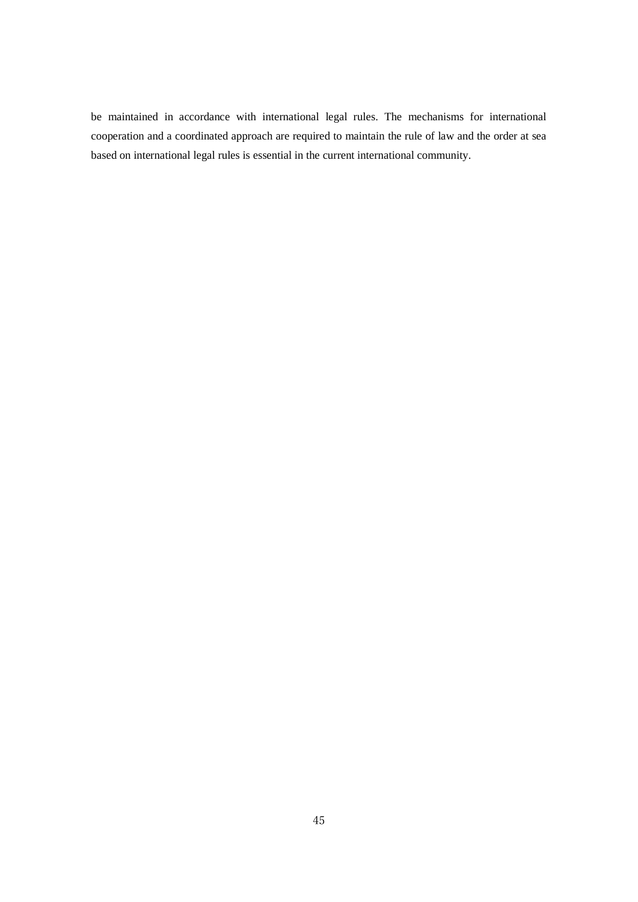be maintained in accordance with international legal rules. The mechanisms for international cooperation and a coordinated approach are required to maintain the rule of law and the order at sea based on international legal rules is essential in the current international community.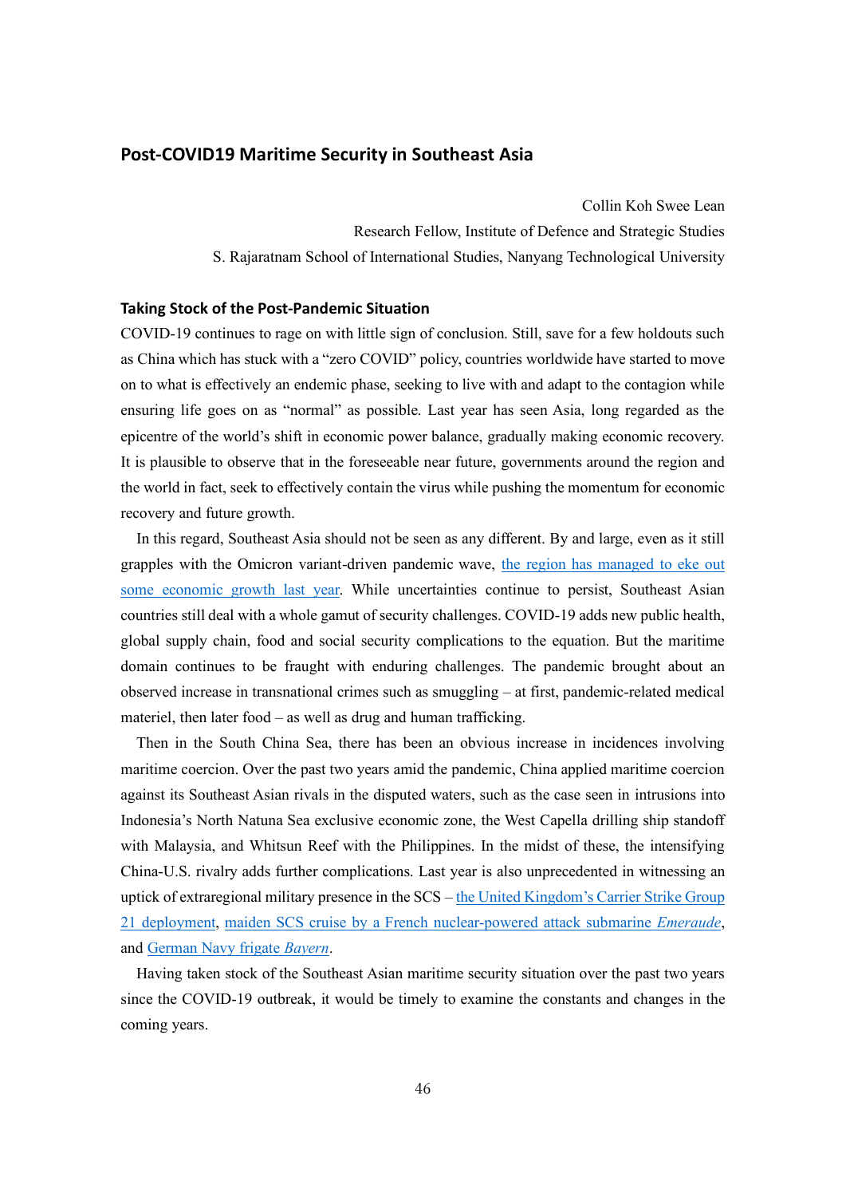## Post-COVID19 Maritime Security in Southeast Asia

Collin Koh Swee Lean

Research Fellow, Institute of Defence and Strategic Studies

S. Rajaratnam School of International Studies, Nanyang Technological University

### Taking Stock of the Post-Pandemic Situation

COVID-19 continues to rage on with little sign of conclusion. Still, save for a few holdouts such as China which has stuck with a "zero COVID" policy, countries worldwide have started to move on to what is effectively an endemic phase, seeking to live with and adapt to the contagion while ensuring life goes on as "normal" as possible. Last year has seen Asia, long regarded as the epicentre of the world's shift in economic power balance, gradually making economic recovery. It is plausible to observe that in the foreseeable near future, governments around the region and the world in fact, seek to effectively contain the virus while pushing the momentum for economic recovery and future growth.

In this regard, Southeast Asia should not be seen as any different. By and large, even as it still grapples with the Omicron variant-driven pandemic wave, the region has managed to eke out some economic growth last year. While uncertainties continue to persist, Southeast Asian countries still deal with a whole gamut of security challenges. COVID-19 adds new public health, global supply chain, food and social security complications to the equation. But the maritime domain continues to be fraught with enduring challenges. The pandemic brought about an observed increase in transnational crimes such as smuggling – at first, pandemic-related medical materiel, then later food – as well as drug and human trafficking.

Then in the South China Sea, there has been an obvious increase in incidences involving maritime coercion. Over the past two years amid the pandemic, China applied maritime coercion against its Southeast Asian rivals in the disputed waters, such as the case seen in intrusions into Indonesia's North Natuna Sea exclusive economic zone, the West Capella drilling ship standoff with Malaysia, and Whitsun Reef with the Philippines. In the midst of these, the intensifying China-U.S. rivalry adds further complications. Last year is also unprecedented in witnessing an uptick of extraregional military presence in the SCS – the United Kingdom's Carrier Strike Group 21 deployment, maiden SCS cruise by a French nuclear-powered attack submarine *Emeraude*, and German Navy frigate *Bayern*.

Having taken stock of the Southeast Asian maritime security situation over the past two years since the COVID-19 outbreak, it would be timely to examine the constants and changes in the coming years.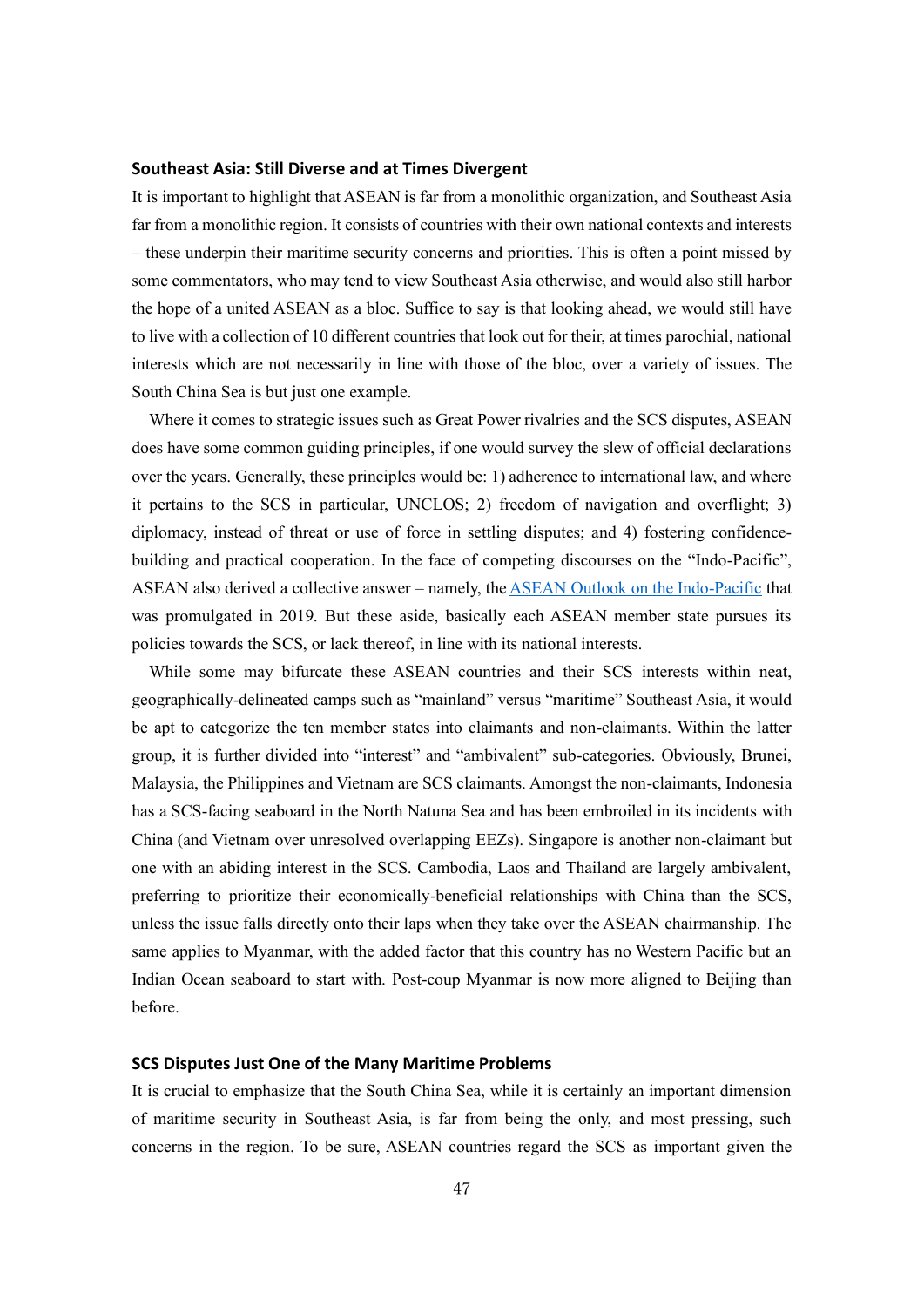## Southeast Asia: Still Diverse and at Times Divergent

It is important to highlight that ASEAN is far from a monolithic organization, and Southeast Asia far from a monolithic region. It consists of countries with their own national contexts and interests – these underpin their maritime security concerns and priorities. This is often a point missed by some commentators, who may tend to view Southeast Asia otherwise, and would also still harbor the hope of a united ASEAN as a bloc. Suffice to say is that looking ahead, we would still have to live with a collection of 10 different countries that look out for their, at times parochial, national interests which are not necessarily in line with those of the bloc, over a variety of issues. The South China Sea is but just one example.

Where it comes to strategic issues such as Great Power rivalries and the SCS disputes, ASEAN does have some common guiding principles, if one would survey the slew of official declarations over the years. Generally, these principles would be: 1) adherence to international law, and where it pertains to the SCS in particular, UNCLOS; 2) freedom of navigation and overflight; 3) diplomacy, instead of threat or use of force in settling disputes; and 4) fostering confidence-building and practical cooperation. In the face of competing discourses on the "Indo-Pacific", ASEAN also derived a collective answer – namely, the ASEAN Outlook on the Indo-Pacific that was promulgated in 2019. But these aside, basically each ASEAN member state pursues its policies towards the SCS, or lack thereof, in line with its national interests.

While some may bifurcate these ASEAN countries and their SCS interests within neat, geographically-delineated camps such as "mainland" versus "maritime" Southeast Asia, it would be apt to categorize the ten member states into claimants and non-claimants. Within the latter group, it is further divided into "interest" and "ambivalent" sub-categories. Obviously, Brunei, Malaysia, the Philippines and Vietnam are SCS claimants. Amongst the non-claimants, Indonesia has a SCS-facing seaboard in the North Natuna Sea and has been embroiled in its incidents with China (and Vietnam over unresolved overlapping EEZs). Singapore is another non-claimant but one with an abiding interest in the SCS. Cambodia, Laos and Thailand are largely ambivalent, preferring to prioritize their economically-beneficial relationships with China than the SCS, unless the issue falls directly onto their laps when they take over the ASEAN chairmanship. The same applies to Myanmar, with the added factor that this country has no Western Pacific but an Indian Ocean seaboard to start with. Post-coup Myanmar is now more aligned to Beijing than before.

## SCS Disputes Just One of the Many Maritime Problems

It is crucial to emphasize that the South China Sea, while it is certainly an important dimension of maritime security in Southeast Asia, is far from being the only, and most pressing, such concerns in the region. To be sure, ASEAN countries regard the SCS as important given the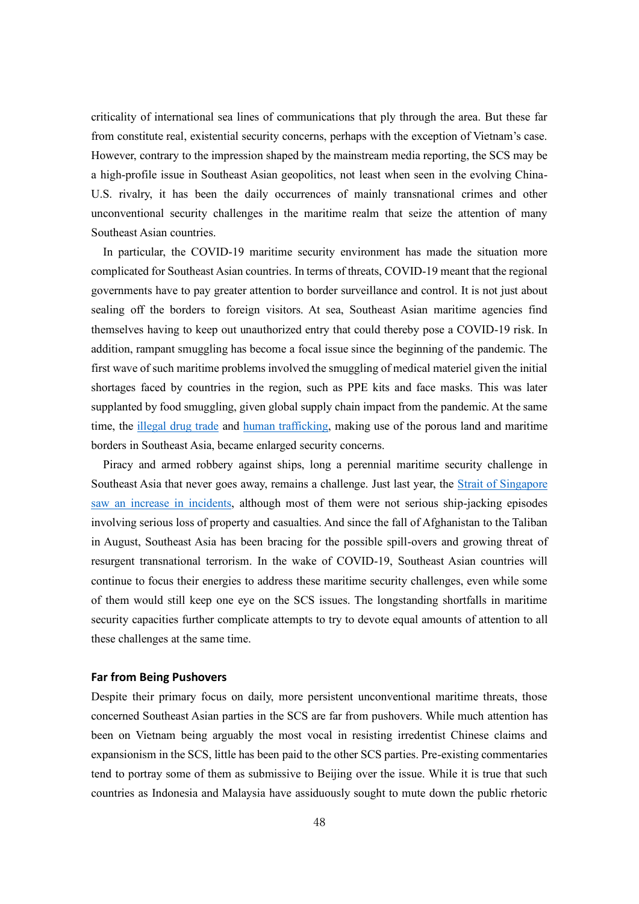criticality of international sea lines of communications that ply through the area. But these far from constitute real, existential security concerns, perhaps with the exception of Vietnam's case. However, contrary to the impression shaped by the mainstream media reporting, the SCS may be a high-profile issue in Southeast Asian geopolitics, not least when seen in the evolving China-U.S. rivalry, it has been the daily occurrences of mainly transnational crimes and other unconventional security challenges in the maritime realm that seize the attention of many Southeast Asian countries.

In particular, the COVID-19 maritime security environment has made the situation more complicated for Southeast Asian countries. In terms of threats, COVID-19 meant that the regional governments have to pay greater attention to border surveillance and control. It is not just about sealing off the borders to foreign visitors. At sea, Southeast Asian maritime agencies find themselves having to keep out unauthorized entry that could thereby pose a COVID-19 risk. In addition, rampant smuggling has become a focal issue since the beginning of the pandemic. The first wave of such maritime problems involved the smuggling of medical materiel given the initial shortages faced by countries in the region, such as PPE kits and face masks. This was later supplanted by food smuggling, given global supply chain impact from the pandemic. At the same time, the illegal drug trade and human trafficking, making use of the porous land and maritime borders in Southeast Asia, became enlarged security concerns.

Piracy and armed robbery against ships, long a perennial maritime security challenge in Southeast Asia that never goes away, remains a challenge. Just last year, the Strait of Singapore saw an increase in incidents, although most of them were not serious ship-jacking episodes involving serious loss of property and casualties. And since the fall of Afghanistan to the Taliban in August, Southeast Asia has been bracing for the possible spill-overs and growing threat of resurgent transnational terrorism. In the wake of COVID-19, Southeast Asian countries will continue to focus their energies to address these maritime security challenges, even while some of them would still keep one eye on the SCS issues. The longstanding shortfalls in maritime security capacities further complicate attempts to try to devote equal amounts of attention to all these challenges at the same time.

### Far from Being Pushovers

Despite their primary focus on daily, more persistent unconventional maritime threats, those concerned Southeast Asian parties in the SCS are far from pushovers. While much attention has been on Vietnam being arguably the most vocal in resisting irredentist Chinese claims and expansionism in the SCS, little has been paid to the other SCS parties. Pre-existing commentaries tend to portray some of them as submissive to Beijing over the issue. While it is true that such countries as Indonesia and Malaysia have assiduously sought to mute down the public rhetoric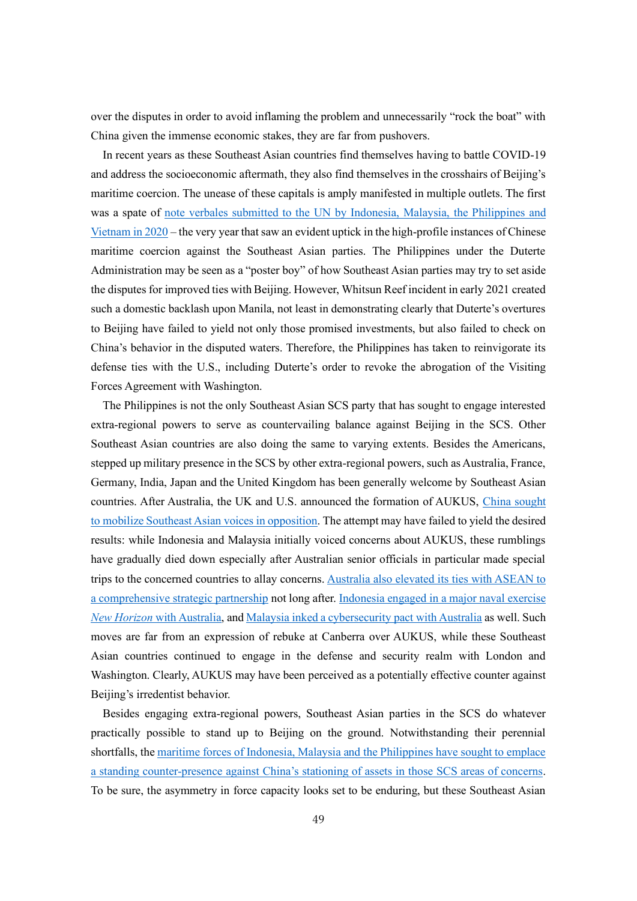over the disputes in order to avoid inflaming the problem and unnecessarily "rock the boat" with China given the immense economic stakes, they are far from pushovers.

In recent years as these Southeast Asian countries find themselves having to battle COVID-19 and address the socioeconomic aftermath, they also find themselves in the crosshairs of Beijing's maritime coercion. The unease of these capitals is amply manifested in multiple outlets. The first was a spate of note verbales submitted to the UN by Indonesia, Malaysia, the Philippines and Vietnam in 2020 – the very year that saw an evident uptick in the high-profile instances of Chinese maritime coercion against the Southeast Asian parties. The Philippines under the Duterte Administration may be seen as a "poster boy" of how Southeast Asian parties may try to set aside the disputes for improved ties with Beijing. However, Whitsun Reef incident in early 2021 created such a domestic backlash upon Manila, not least in demonstrating clearly that Duterte's overtures to Beijing have failed to yield not only those promised investments, but also failed to check on China's behavior in the disputed waters. Therefore, the Philippines has taken to reinvigorate its defense ties with the U.S., including Duterte's order to revoke the abrogation of the Visiting Forces Agreement with Washington.

The Philippines is not the only Southeast Asian SCS party that has sought to engage interested extra-regional powers to serve as countervailing balance against Beijing in the SCS. Other Southeast Asian countries are also doing the same to varying extents. Besides the Americans, stepped up military presence in the SCS by other extra-regional powers, such as Australia, France, Germany, India, Japan and the United Kingdom has been generally welcome by Southeast Asian countries. After Australia, the UK and U.S. announced the formation of AUKUS, China sought to mobilize Southeast Asian voices in opposition. The attempt may have failed to yield the desired results: while Indonesia and Malaysia initially voiced concerns about AUKUS, these rumblings have gradually died down especially after Australian senior officials in particular made special trips to the concerned countries to allay concerns. Australia also elevated its ties with ASEAN to a comprehensive strategic partnership not long after. Indonesia engaged in a major naval exercise *New Horizon* with Australia, and Malaysia inked a cybersecurity pact with Australia as well. Such moves are far from an expression of rebuke at Canberra over AUKUS, while these Southeast Asian countries continued to engage in the defense and security realm with London and Washington. Clearly, AUKUS may have been perceived as a potentially effective counter against Beijing's irredentist behavior.

Besides engaging extra-regional powers, Southeast Asian parties in the SCS do whatever practically possible to stand up to Beijing on the ground. Notwithstanding their perennial shortfalls, the maritime forces of Indonesia, Malaysia and the Philippines have sought to emplace a standing counter-presence against China's stationing of assets in those SCS areas of concerns. To be sure, the asymmetry in force capacity looks set to be enduring, but these Southeast Asian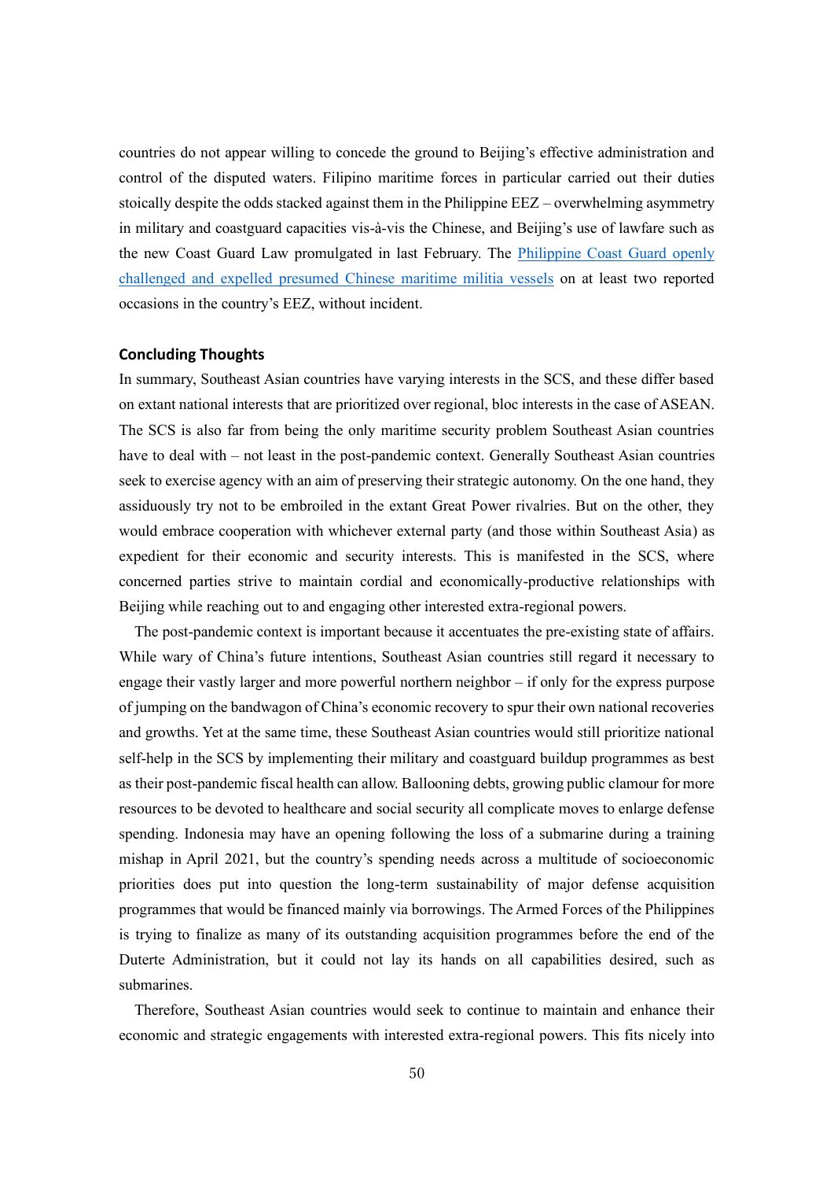countries do not appear willing to concede the ground to Beijing's effective administration and control of the disputed waters. Filipino maritime forces in particular carried out their duties stoically despite the odds stacked against them in the Philippine EEZ – overwhelming asymmetry in military and coastguard capacities vis-à-vis the Chinese, and Beijing's use of lawfare such as the new Coast Guard Law promulgated in last February. The Philippine Coast Guard openly challenged and expelled presumed Chinese maritime militia vessels on at least two reported occasions in the country's EEZ, without incident.

### Concluding Thoughts

In summary, Southeast Asian countries have varying interests in the SCS, and these differ based on extant national interests that are prioritized over regional, bloc interests in the case of ASEAN. The SCS is also far from being the only maritime security problem Southeast Asian countries have to deal with – not least in the post-pandemic context. Generally Southeast Asian countries seek to exercise agency with an aim of preserving their strategic autonomy. On the one hand, they assiduously try not to be embroiled in the extant Great Power rivalries. But on the other, they would embrace cooperation with whichever external party (and those within Southeast Asia) as expedient for their economic and security interests. This is manifested in the SCS, where concerned parties strive to maintain cordial and economically-productive relationships with Beijing while reaching out to and engaging other interested extra-regional powers.

The post-pandemic context is important because it accentuates the pre-existing state of affairs. While wary of China's future intentions, Southeast Asian countries still regard it necessary to engage their vastly larger and more powerful northern neighbor – if only for the express purpose of jumping on the bandwagon of China's economic recovery to spur their own national recoveries and growths. Yet at the same time, these Southeast Asian countries would still prioritize national self-help in the SCS by implementing their military and coastguard buildup programmes as best as their post-pandemic fiscal health can allow. Ballooning debts, growing public clamour for more resources to be devoted to healthcare and social security all complicate moves to enlarge defense spending. Indonesia may have an opening following the loss of a submarine during a training mishap in April 2021, but the country's spending needs across a multitude of socioeconomic priorities does put into question the long-term sustainability of major defense acquisition programmes that would be financed mainly via borrowings. The Armed Forces of the Philippines is trying to finalize as many of its outstanding acquisition programmes before the end of the Duterte Administration, but it could not lay its hands on all capabilities desired, such as submarines.

Therefore, Southeast Asian countries would seek to continue to maintain and enhance their economic and strategic engagements with interested extra-regional powers. This fits nicely into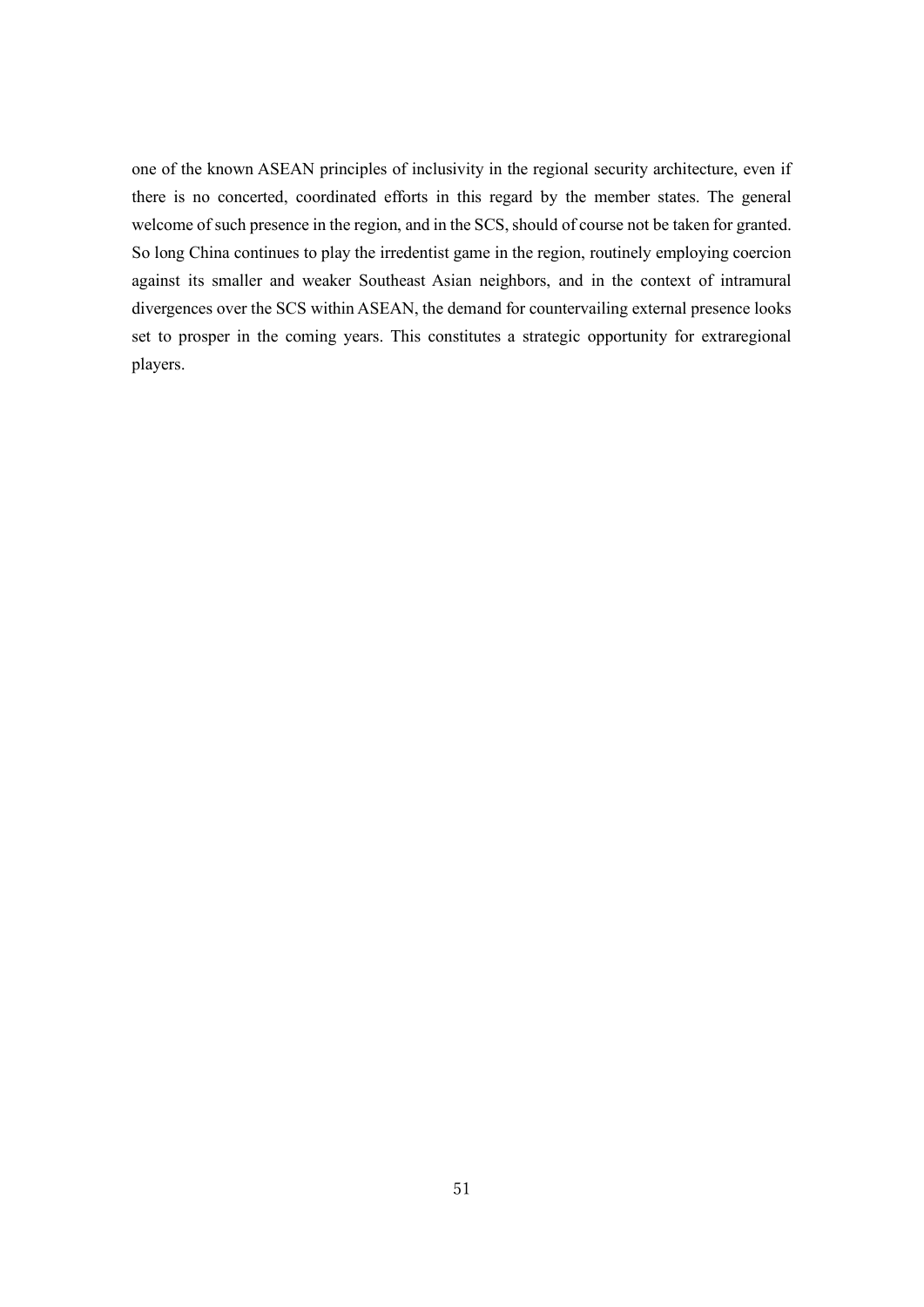one of the known ASEAN principles of inclusivity in the regional security architecture, even if there is no concerted, coordinated efforts in this regard by the member states. The general welcome of such presence in the region, and in the SCS, should of course not be taken for granted. So long China continues to play the irredentist game in the region, routinely employing coercion against its smaller and weaker Southeast Asian neighbors, and in the context of intramural divergences over the SCS within ASEAN, the demand for countervailing external presence looks set to prosper in the coming years. This constitutes a strategic opportunity for extraregional players.